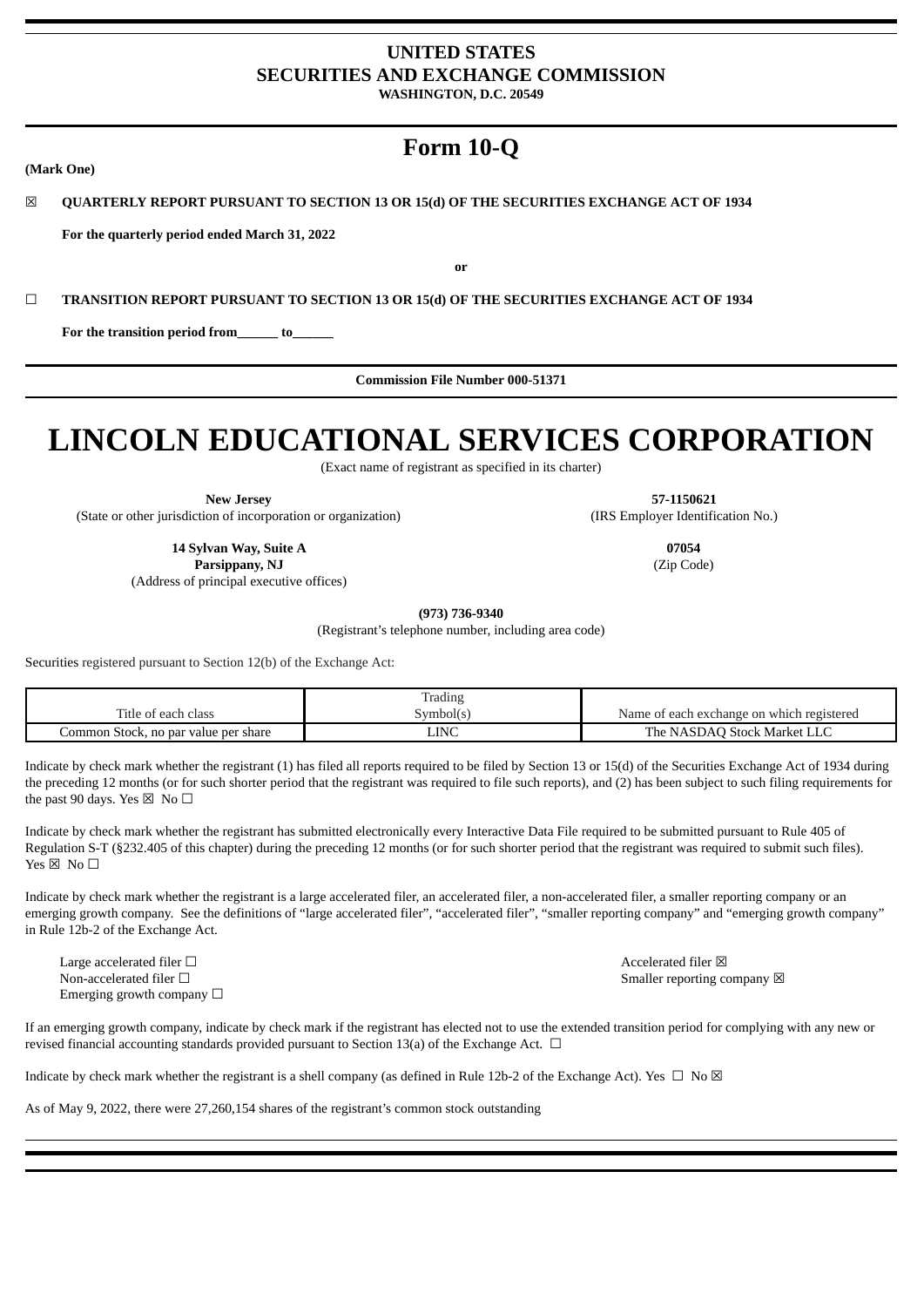**UNITED STATES**
**SECURITIES AND EXCHANGE COMMISSION**
**WASHINGTON, D.C. 20549**

# Form 10-Q

**(Mark One)**

☒ **QUARTERLY REPORT PURSUANT TO SECTION 13 OR 15(d) OF THE SECURITIES EXCHANGE ACT OF 1934**

**For the quarterly period ended March 31, 2022**

**or**

☐ **TRANSITION REPORT PURSUANT TO SECTION 13 OR 15(d) OF THE SECURITIES EXCHANGE ACT OF 1934**

**For the transition period from______ to______**

**Commission File Number 000-51371**

# LINCOLN EDUCATIONAL SERVICES CORPORATION

(Exact name of registrant as specified in its charter)

**New Jersey**
(State or other jurisdiction of incorporation or organization)

**57-1150621**
(IRS Employer Identification No.)

**14 Sylvan Way, Suite A**
**Parsippany, NJ**
(Address of principal executive offices)

**07054**
(Zip Code)

**(973) 736-9340**
(Registrant's telephone number, including area code)

Securities registered pursuant to Section 12(b) of the Exchange Act:

| Title of each class | Trading Symbol(s) | Name of each exchange on which registered |
| --- | --- | --- |
| Common Stock, no par value per share | LINC | The NASDAQ Stock Market LLC |

Indicate by check mark whether the registrant (1) has filed all reports required to be filed by Section 13 or 15(d) of the Securities Exchange Act of 1934 during the preceding 12 months (or for such shorter period that the registrant was required to file such reports), and (2) has been subject to such filing requirements for the past 90 days. Yes ☒ No ☐

Indicate by check mark whether the registrant has submitted electronically every Interactive Data File required to be submitted pursuant to Rule 405 of Regulation S-T (§232.405 of this chapter) during the preceding 12 months (or for such shorter period that the registrant was required to submit such files). Yes ☒ No ☐

Indicate by check mark whether the registrant is a large accelerated filer, an accelerated filer, a non-accelerated filer, a smaller reporting company or an emerging growth company. See the definitions of "large accelerated filer", "accelerated filer", "smaller reporting company" and "emerging growth company" in Rule 12b-2 of the Exchange Act.

Large accelerated filer ☐
Accelerated filer ☒
Non-accelerated filer ☐
Smaller reporting company ☒
Emerging growth company ☐

If an emerging growth company, indicate by check mark if the registrant has elected not to use the extended transition period for complying with any new or revised financial accounting standards provided pursuant to Section 13(a) of the Exchange Act. ☐

Indicate by check mark whether the registrant is a shell company (as defined in Rule 12b-2 of the Exchange Act). Yes ☐ No ☒

As of May 9, 2022, there were 27,260,154 shares of the registrant's common stock outstanding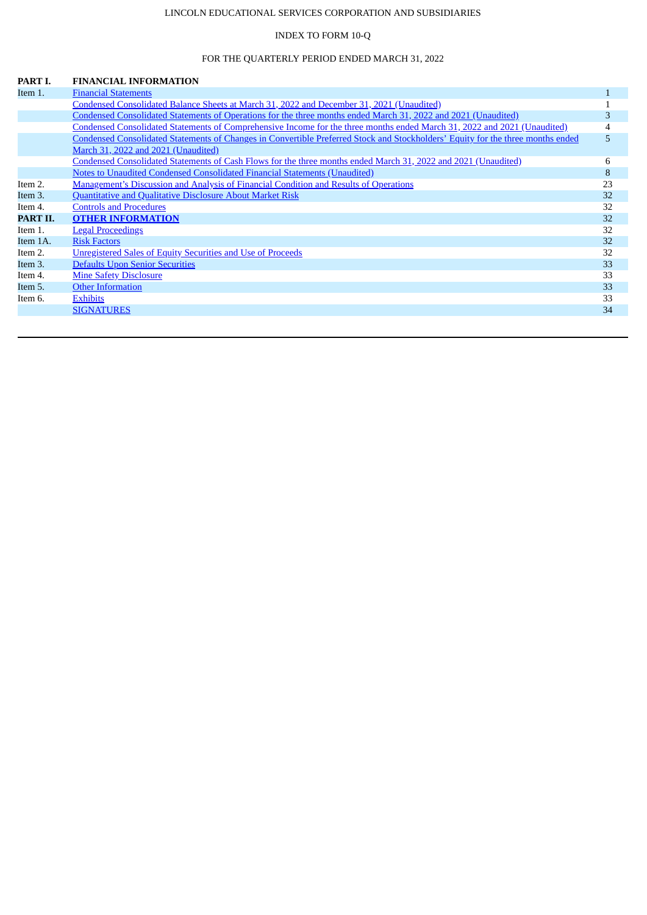LINCOLN EDUCATIONAL SERVICES CORPORATION AND SUBSIDIARIES

INDEX TO FORM 10-Q

FOR THE QUARTERLY PERIOD ENDED MARCH 31, 2022

| | | |
|---|---|---|
| **PART I.** | **FINANCIAL INFORMATION** | |
| Item 1. | Financial Statements | 1 |
| | Condensed Consolidated Balance Sheets at March 31, 2022 and December 31, 2021 (Unaudited) | 1 |
| | Condensed Consolidated Statements of Operations for the three months ended March 31, 2022 and 2021 (Unaudited) | 3 |
| | Condensed Consolidated Statements of Comprehensive Income for the three months ended March 31, 2022 and 2021 (Unaudited) | 4 |
| | Condensed Consolidated Statements of Changes in Convertible Preferred Stock and Stockholders' Equity for the three months ended March 31, 2022 and 2021 (Unaudited) | 5 |
| | Condensed Consolidated Statements of Cash Flows for the three months ended March 31, 2022 and 2021 (Unaudited) | 6 |
| | Notes to Unaudited Condensed Consolidated Financial Statements (Unaudited) | 8 |
| Item 2. | Management's Discussion and Analysis of Financial Condition and Results of Operations | 23 |
| Item 3. | Quantitative and Qualitative Disclosure About Market Risk | 32 |
| Item 4. | Controls and Procedures | 32 |
| **PART II.** | **OTHER INFORMATION** | 32 |
| Item 1. | Legal Proceedings | 32 |
| Item 1A. | Risk Factors | 32 |
| Item 2. | Unregistered Sales of Equity Securities and Use of Proceeds | 32 |
| Item 3. | Defaults Upon Senior Securities | 33 |
| Item 4. | Mine Safety Disclosure | 33 |
| Item 5. | Other Information | 33 |
| Item 6. | Exhibits | 33 |
| | SIGNATURES | 34 |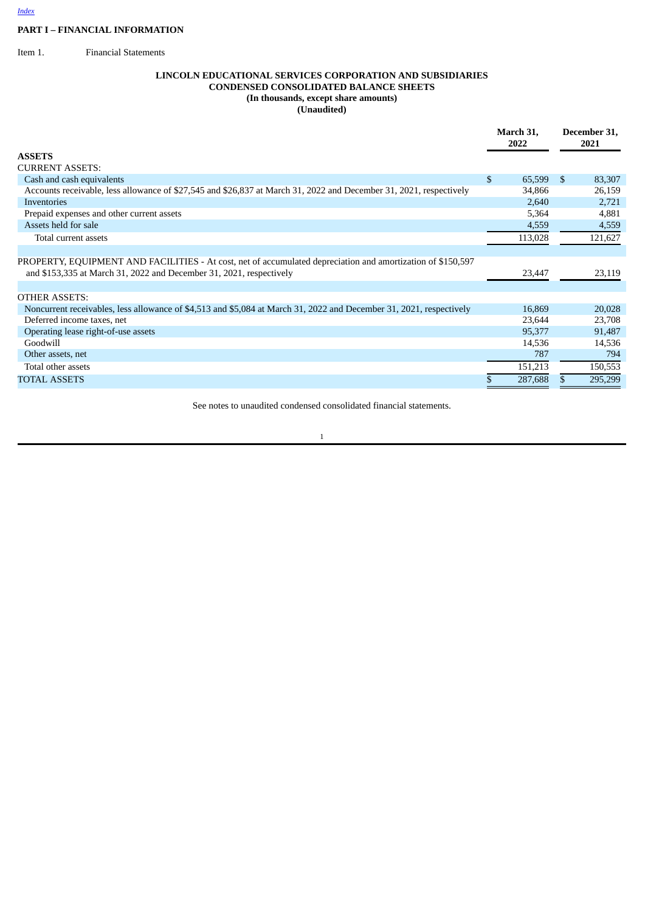[Index](#)

## PART I – FINANCIAL INFORMATION

Item 1. Financial Statements

### LINCOLN EDUCATIONAL SERVICES CORPORATION AND SUBSIDIARIES
### CONDENSED CONSOLIDATED BALANCE SHEETS
### (In thousands, except share amounts)
### (Unaudited)

| | March 31, 2022 | December 31, 2021 |
|---|---|---|
| **ASSETS** | | |
| CURRENT ASSETS: | | |
| Cash and cash equivalents | $ 65,599 | $ 83,307 |
| Accounts receivable, less allowance of $27,545 and $26,837 at March 31, 2022 and December 31, 2021, respectively | 34,866 | 26,159 |
| Inventories | 2,640 | 2,721 |
| Prepaid expenses and other current assets | 5,364 | 4,881 |
| Assets held for sale | 4,559 | 4,559 |
| Total current assets | 113,028 | 121,627 |
| | | |
| PROPERTY, EQUIPMENT AND FACILITIES - At cost, net of accumulated depreciation and amortization of $150,597 and $153,335 at March 31, 2022 and December 31, 2021, respectively | 23,447 | 23,119 |
| | | |
| OTHER ASSETS: | | |
| Noncurrent receivables, less allowance of $4,513 and $5,084 at March 31, 2022 and December 31, 2021, respectively | 16,869 | 20,028 |
| Deferred income taxes, net | 23,644 | 23,708 |
| Operating lease right-of-use assets | 95,377 | 91,487 |
| Goodwill | 14,536 | 14,536 |
| Other assets, net | 787 | 794 |
| Total other assets | 151,213 | 150,553 |
| TOTAL ASSETS | $ 287,688 | $ 295,299 |

See notes to unaudited condensed consolidated financial statements.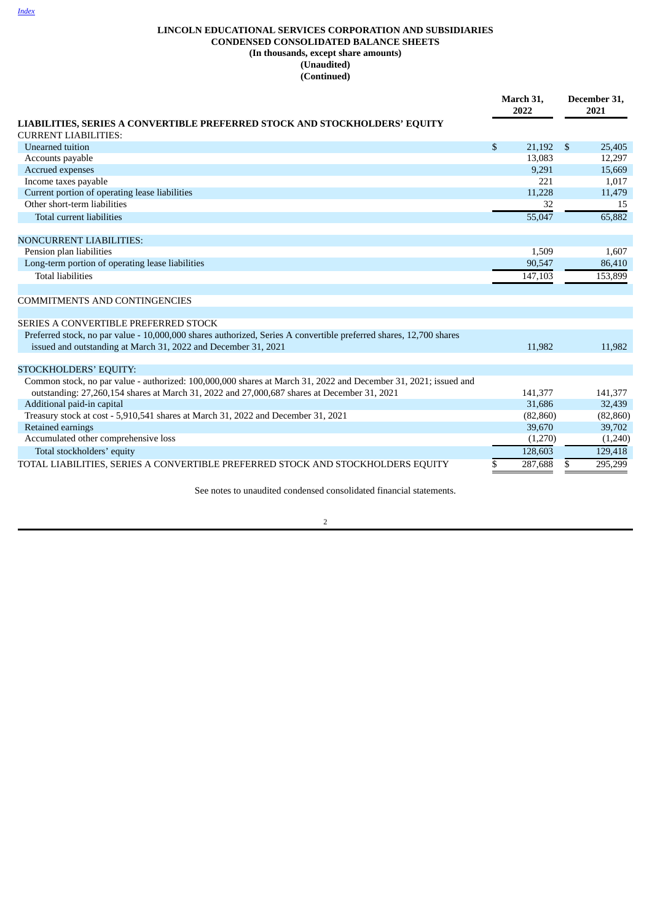[Index](#)

**LINCOLN EDUCATIONAL SERVICES CORPORATION AND SUBSIDIARIES**
**CONDENSED CONSOLIDATED BALANCE SHEETS**
**(In thousands, except share amounts)**
**(Unaudited)**
**(Continued)**

| | March 31, 2022 | December 31, 2021 |
|---|---|---|
| **LIABILITIES, SERIES A CONVERTIBLE PREFERRED STOCK AND STOCKHOLDERS' EQUITY** | | |
| CURRENT LIABILITIES: | | |
| Unearned tuition | $ 21,192 | $ 25,405 |
| Accounts payable | 13,083 | 12,297 |
| Accrued expenses | 9,291 | 15,669 |
| Income taxes payable | 221 | 1,017 |
| Current portion of operating lease liabilities | 11,228 | 11,479 |
| Other short-term liabilities | 32 | 15 |
| Total current liabilities | 55,047 | 65,882 |
| | | |
| NONCURRENT LIABILITIES: | | |
| Pension plan liabilities | 1,509 | 1,607 |
| Long-term portion of operating lease liabilities | 90,547 | 86,410 |
| Total liabilities | 147,103 | 153,899 |
| | | |
| COMMITMENTS AND CONTINGENCIES | | |
| | | |
| SERIES A CONVERTIBLE PREFERRED STOCK | | |
| Preferred stock, no par value - 10,000,000 shares authorized, Series A convertible preferred shares, 12,700 shares issued and outstanding at March 31, 2022 and December 31, 2021 | 11,982 | 11,982 |
| | | |
| STOCKHOLDERS' EQUITY: | | |
| Common stock, no par value - authorized: 100,000,000 shares at March 31, 2022 and December 31, 2021; issued and outstanding: 27,260,154 shares at March 31, 2022 and 27,000,687 shares at December 31, 2021 | 141,377 | 141,377 |
| Additional paid-in capital | 31,686 | 32,439 |
| Treasury stock at cost - 5,910,541 shares at March 31, 2022 and December 31, 2021 | (82,860) | (82,860) |
| Retained earnings | 39,670 | 39,702 |
| Accumulated other comprehensive loss | (1,270) | (1,240) |
| Total stockholders' equity | 128,603 | 129,418 |
| TOTAL LIABILITIES, SERIES A CONVERTIBLE PREFERRED STOCK AND STOCKHOLDERS EQUITY | $ 287,688 | $ 295,299 |

See notes to unaudited condensed consolidated financial statements.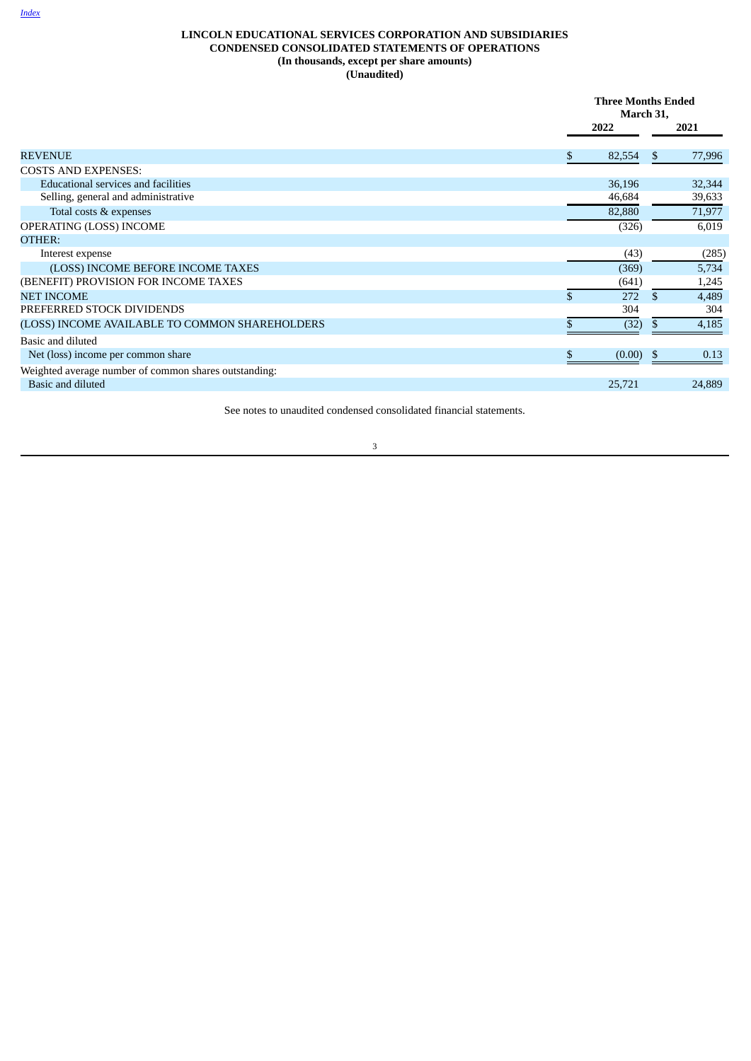**LINCOLN EDUCATIONAL SERVICES CORPORATION AND SUBSIDIARIES**
**CONDENSED CONSOLIDATED STATEMENTS OF OPERATIONS**
**(In thousands, except per share amounts)**
**(Unaudited)**

| | Three Months Ended March 31, | |
|---|---|---|
| | 2022 | 2021 |
| REVENUE | $ 82,554 | $ 77,996 |
| COSTS AND EXPENSES: | | |
| Educational services and facilities | 36,196 | 32,344 |
| Selling, general and administrative | 46,684 | 39,633 |
| Total costs & expenses | 82,880 | 71,977 |
| OPERATING (LOSS) INCOME | (326) | 6,019 |
| OTHER: | | |
| Interest expense | (43) | (285) |
| (LOSS) INCOME BEFORE INCOME TAXES | (369) | 5,734 |
| (BENEFIT) PROVISION FOR INCOME TAXES | (641) | 1,245 |
| NET INCOME | $ 272 | $ 4,489 |
| PREFERRED STOCK DIVIDENDS | 304 | 304 |
| (LOSS) INCOME AVAILABLE TO COMMON SHAREHOLDERS | $ (32) | $ 4,185 |
| Basic and diluted | | |
| Net (loss) income per common share | $ (0.00) | $ 0.13 |
| Weighted average number of common shares outstanding: | | |
| Basic and diluted | 25,721 | 24,889 |

See notes to unaudited condensed consolidated financial statements.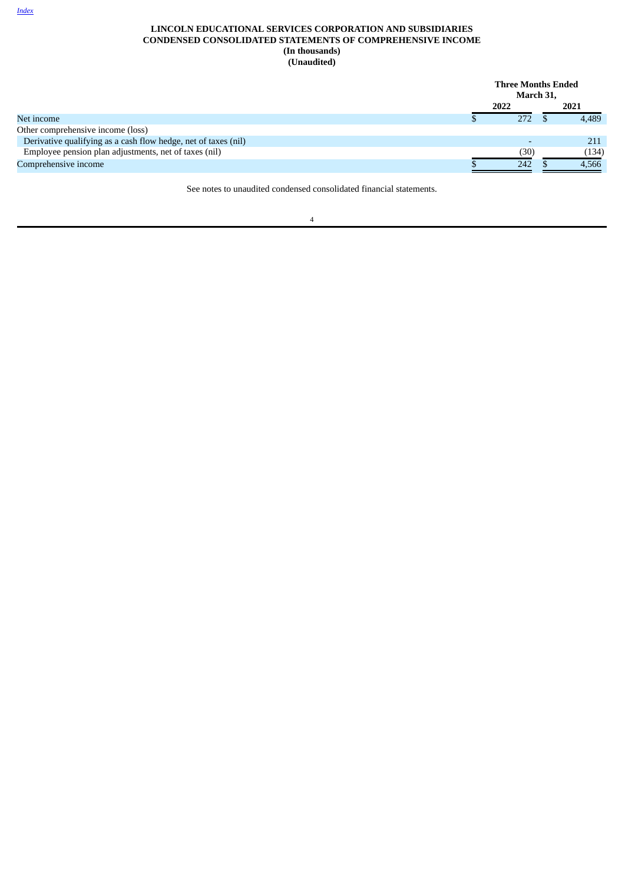**LINCOLN EDUCATIONAL SERVICES CORPORATION AND SUBSIDIARIES**
**CONDENSED CONSOLIDATED STATEMENTS OF COMPREHENSIVE INCOME**
**(In thousands)**
**(Unaudited)**

| | Three Months Ended March 31, | |
|---|---|---|
| | 2022 | 2021 |
| Net income | $ 272 | $ 4,489 |
| Other comprehensive income (loss) | | |
| Derivative qualifying as a cash flow hedge, net of taxes (nil) | - | 211 |
| Employee pension plan adjustments, net of taxes (nil) | (30) | (134) |
| Comprehensive income | $ 242 | $ 4,566 |

See notes to unaudited condensed consolidated financial statements.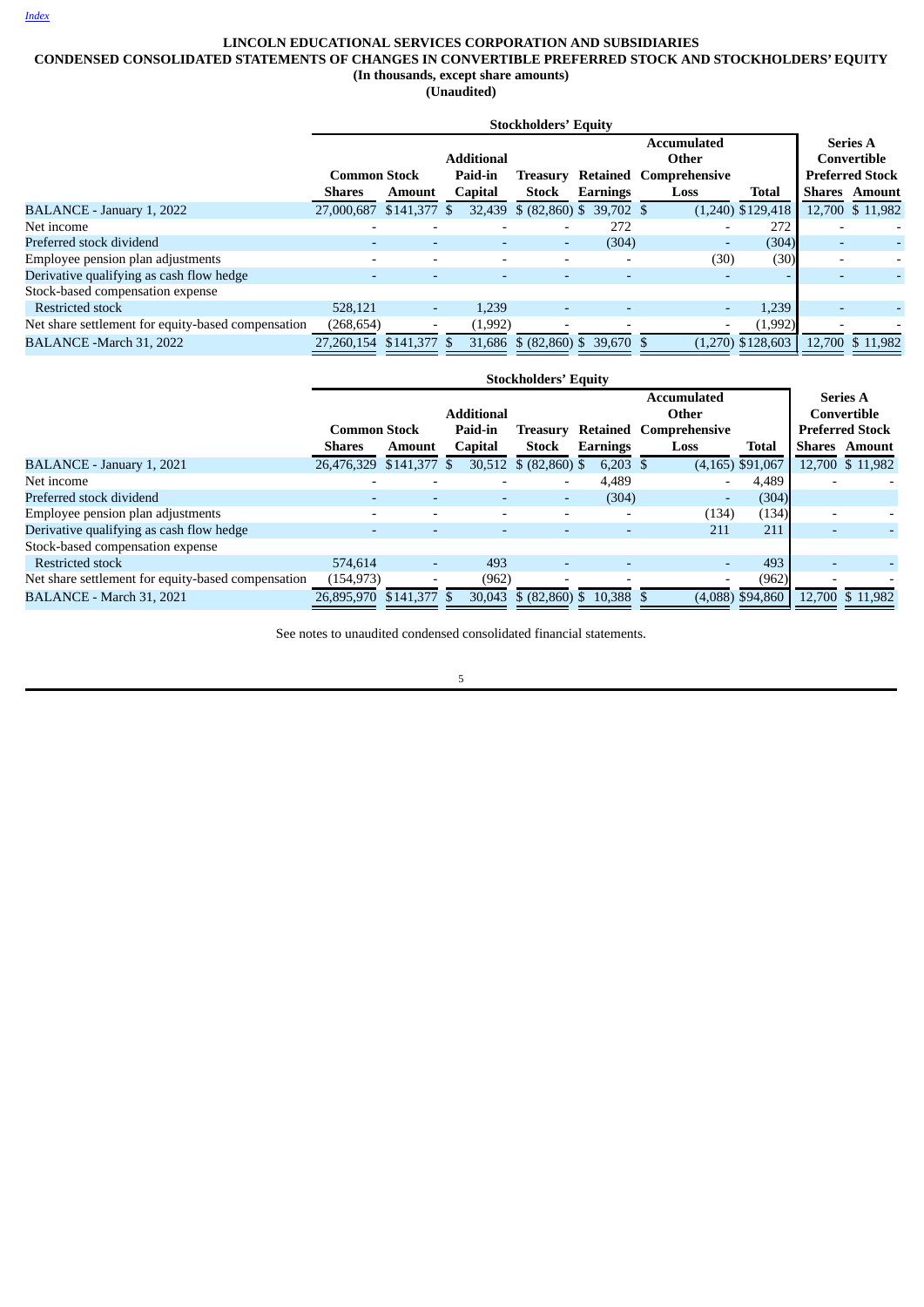**LINCOLN EDUCATIONAL SERVICES CORPORATION AND SUBSIDIARIES**
**CONDENSED CONSOLIDATED STATEMENTS OF CHANGES IN CONVERTIBLE PREFERRED STOCK AND STOCKHOLDERS' EQUITY**
**(In thousands, except share amounts)**
**(Unaudited)**

| | Stockholders' Equity | | | | | | | Series A Convertible Preferred Stock | |
|---|---|---|---|---|---|---|---|---|---|
| | Common Stock | | Additional Paid-in | Treasury | Retained | Accumulated Other Comprehensive | | | |
| | Shares | Amount | Capital | Stock | Earnings | Loss | Total | Shares | Amount |
| BALANCE - January 1, 2022 | 27,000,687 | $141,377 | $ 32,439 | $ (82,860) | $ 39,702 | $ (1,240) | $129,418 | 12,700 | $ 11,982 |
| Net income | - | - | - | - | 272 | - | 272 | - | - |
| Preferred stock dividend | - | - | - | - | (304) | - | (304) | - | - |
| Employee pension plan adjustments | - | - | - | - | - | (30) | (30) | - | - |
| Derivative qualifying as cash flow hedge | - | - | - | - | - | - | - | - | - |
| Stock-based compensation expense | | | | | | | | | |
| Restricted stock | 528,121 | - | 1,239 | - | - | - | 1,239 | - | - |
| Net share settlement for equity-based compensation | (268,654) | - | (1,992) | - | - | - | (1,992) | - | - |
| BALANCE -March 31, 2022 | 27,260,154 | $141,377 | $ 31,686 | $ (82,860) | $ 39,670 | $ (1,270) | $128,603 | 12,700 | $ 11,982 |

| | Stockholders' Equity | | | | | | | Series A Convertible Preferred Stock | |
|---|---|---|---|---|---|---|---|---|---|
| | Common Stock | | Additional Paid-in | Treasury | Retained | Accumulated Other Comprehensive | | | |
| | Shares | Amount | Capital | Stock | Earnings | Loss | Total | Shares | Amount |
| BALANCE - January 1, 2021 | 26,476,329 | $141,377 | $ 30,512 | $ (82,860) | $ 6,203 | $ (4,165) | $91,067 | 12,700 | $ 11,982 |
| Net income | - | - | - | - | 4,489 | - | 4,489 | - | - |
| Preferred stock dividend | - | - | - | - | (304) | - | (304) | | |
| Employee pension plan adjustments | - | - | - | - | - | (134) | (134) | - | - |
| Derivative qualifying as cash flow hedge | - | - | - | - | - | 211 | 211 | - | - |
| Stock-based compensation expense | | | | | | | | | |
| Restricted stock | 574,614 | - | 493 | - | - | - | 493 | - | - |
| Net share settlement for equity-based compensation | (154,973) | - | (962) | - | - | - | (962) | - | - |
| BALANCE - March 31, 2021 | 26,895,970 | $141,377 | $ 30,043 | $ (82,860) | $ 10,388 | $ (4,088) | $94,860 | 12,700 | $ 11,982 |

See notes to unaudited condensed consolidated financial statements.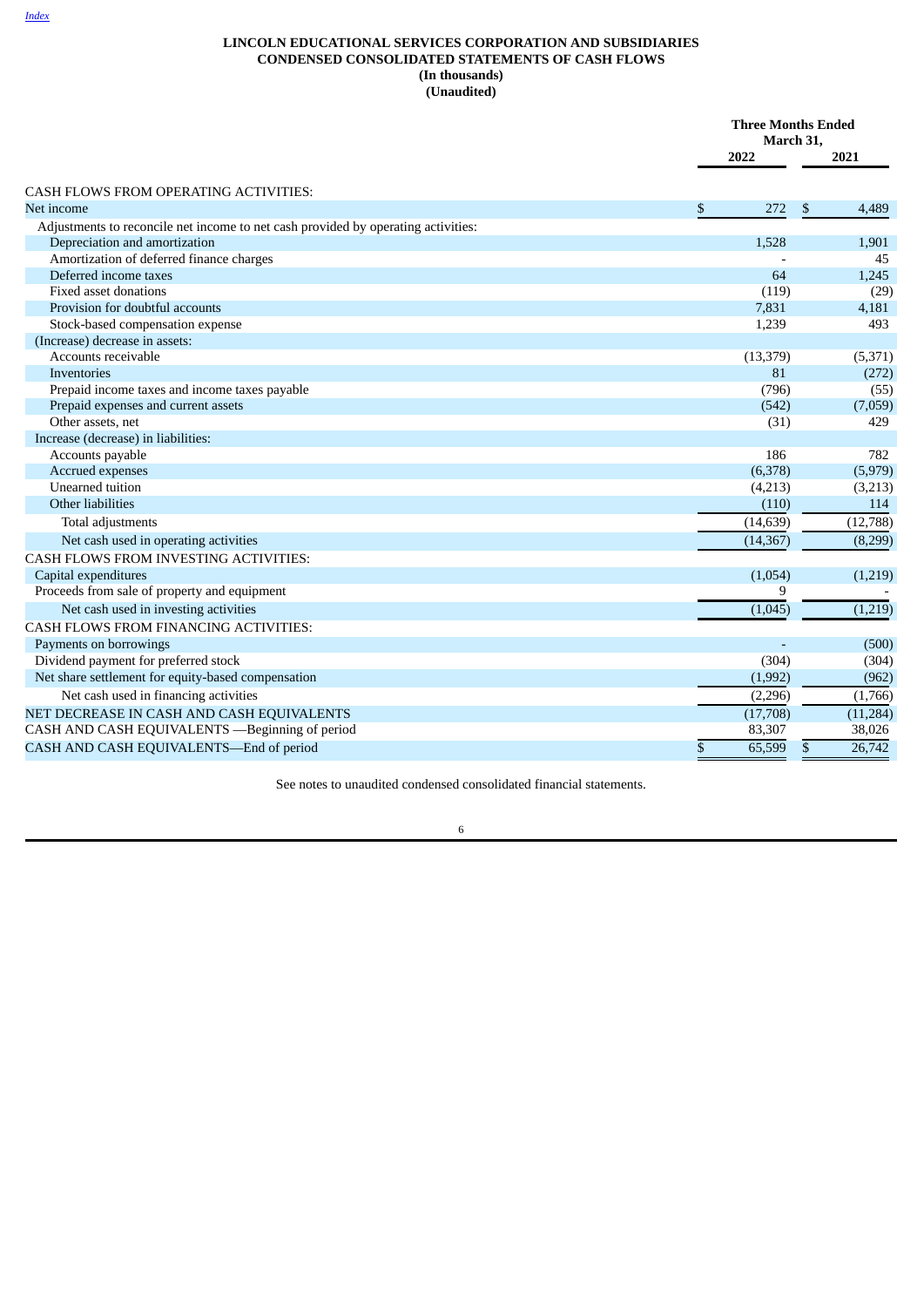[Index](#)

# LINCOLN EDUCATIONAL SERVICES CORPORATION AND SUBSIDIARIES
## CONDENSED CONSOLIDATED STATEMENTS OF CASH FLOWS
**(In thousands)**
**(Unaudited)**

| | Three Months Ended March 31, | |
|---|---|---|
| | 2022 | 2021 |
| CASH FLOWS FROM OPERATING ACTIVITIES: | | |
| Net income | $ 272 | $ 4,489 |
| Adjustments to reconcile net income to net cash provided by operating activities: | | |
| Depreciation and amortization | 1,528 | 1,901 |
| Amortization of deferred finance charges | - | 45 |
| Deferred income taxes | 64 | 1,245 |
| Fixed asset donations | (119) | (29) |
| Provision for doubtful accounts | 7,831 | 4,181 |
| Stock-based compensation expense | 1,239 | 493 |
| (Increase) decrease in assets: | | |
| Accounts receivable | (13,379) | (5,371) |
| Inventories | 81 | (272) |
| Prepaid income taxes and income taxes payable | (796) | (55) |
| Prepaid expenses and current assets | (542) | (7,059) |
| Other assets, net | (31) | 429 |
| Increase (decrease) in liabilities: | | |
| Accounts payable | 186 | 782 |
| Accrued expenses | (6,378) | (5,979) |
| Unearned tuition | (4,213) | (3,213) |
| Other liabilities | (110) | 114 |
| Total adjustments | (14,639) | (12,788) |
| Net cash used in operating activities | (14,367) | (8,299) |
| CASH FLOWS FROM INVESTING ACTIVITIES: | | |
| Capital expenditures | (1,054) | (1,219) |
| Proceeds from sale of property and equipment | 9 | - |
| Net cash used in investing activities | (1,045) | (1,219) |
| CASH FLOWS FROM FINANCING ACTIVITIES: | | |
| Payments on borrowings | - | (500) |
| Dividend payment for preferred stock | (304) | (304) |
| Net share settlement for equity-based compensation | (1,992) | (962) |
| Net cash used in financing activities | (2,296) | (1,766) |
| NET DECREASE IN CASH AND CASH EQUIVALENTS | (17,708) | (11,284) |
| CASH AND CASH EQUIVALENTS —Beginning of period | 83,307 | 38,026 |
| CASH AND CASH EQUIVALENTS—End of period | $ 65,599 | $ 26,742 |

See notes to unaudited condensed consolidated financial statements.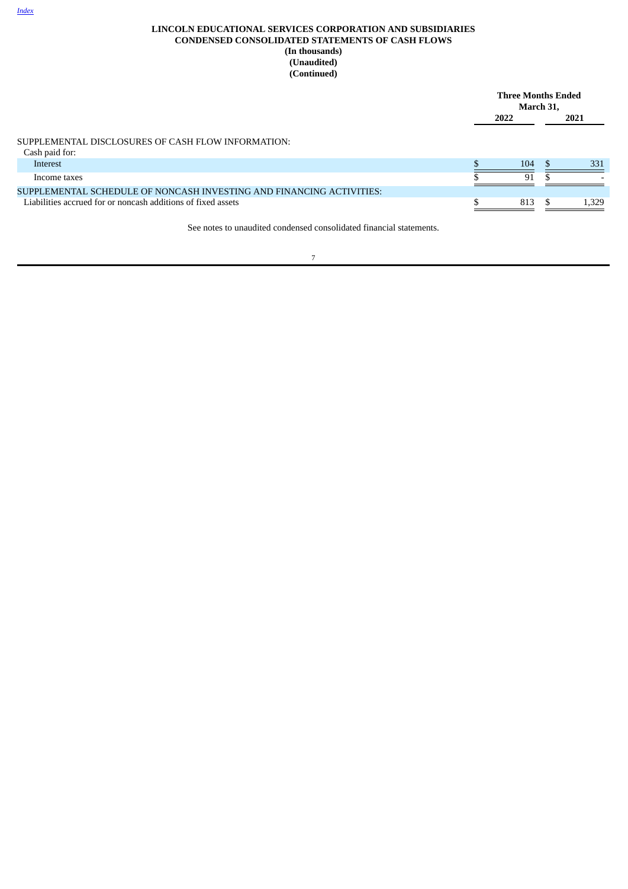**LINCOLN EDUCATIONAL SERVICES CORPORATION AND SUBSIDIARIES**
**CONDENSED CONSOLIDATED STATEMENTS OF CASH FLOWS**
**(In thousands)**
**(Unaudited)**
**(Continued)**

| | Three Months Ended March 31, | |
|---|---|---|
| | 2022 | 2021 |
| SUPPLEMENTAL DISCLOSURES OF CASH FLOW INFORMATION: | | |
| Cash paid for: | | |
| Interest | $ 104 | $ 331 |
| Income taxes | $ 91 | $ - |
| SUPPLEMENTAL SCHEDULE OF NONCASH INVESTING AND FINANCING ACTIVITIES: | | |
| Liabilities accrued for or noncash additions of fixed assets | $ 813 | $ 1,329 |

See notes to unaudited condensed consolidated financial statements.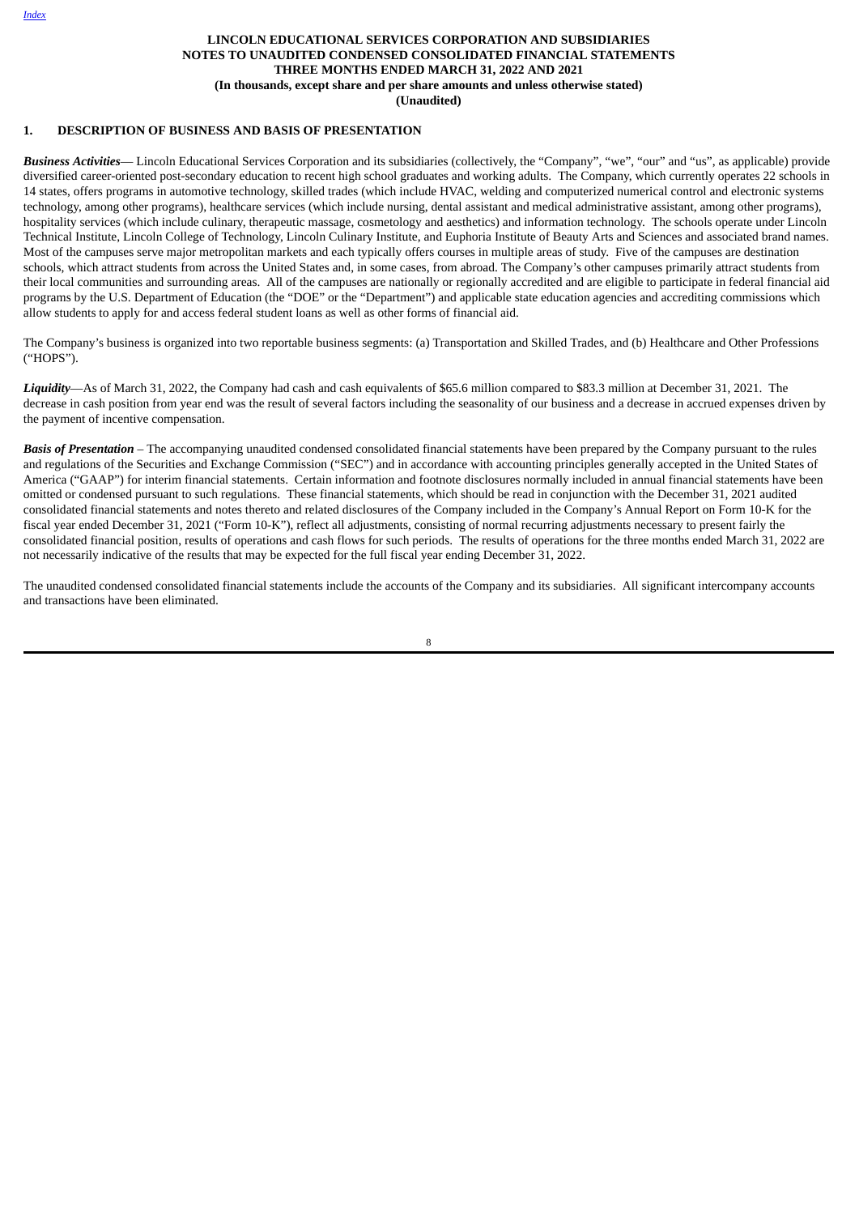**LINCOLN EDUCATIONAL SERVICES CORPORATION AND SUBSIDIARIES**
**NOTES TO UNAUDITED CONDENSED CONSOLIDATED FINANCIAL STATEMENTS**
**THREE MONTHS ENDED MARCH 31, 2022 AND 2021**
**(In thousands, except share and per share amounts and unless otherwise stated)**
**(Unaudited)**

## 1. DESCRIPTION OF BUSINESS AND BASIS OF PRESENTATION

***Business Activities***— Lincoln Educational Services Corporation and its subsidiaries (collectively, the "Company", "we", "our" and "us", as applicable) provide diversified career-oriented post-secondary education to recent high school graduates and working adults. The Company, which currently operates 22 schools in 14 states, offers programs in automotive technology, skilled trades (which include HVAC, welding and computerized numerical control and electronic systems technology, among other programs), healthcare services (which include nursing, dental assistant and medical administrative assistant, among other programs), hospitality services (which include culinary, therapeutic massage, cosmetology and aesthetics) and information technology. The schools operate under Lincoln Technical Institute, Lincoln College of Technology, Lincoln Culinary Institute, and Euphoria Institute of Beauty Arts and Sciences and associated brand names. Most of the campuses serve major metropolitan markets and each typically offers courses in multiple areas of study. Five of the campuses are destination schools, which attract students from across the United States and, in some cases, from abroad. The Company's other campuses primarily attract students from their local communities and surrounding areas. All of the campuses are nationally or regionally accredited and are eligible to participate in federal financial aid programs by the U.S. Department of Education (the "DOE" or the "Department") and applicable state education agencies and accrediting commissions which allow students to apply for and access federal student loans as well as other forms of financial aid.

The Company's business is organized into two reportable business segments: (a) Transportation and Skilled Trades, and (b) Healthcare and Other Professions ("HOPS").

***Liquidity***—As of March 31, 2022, the Company had cash and cash equivalents of $65.6 million compared to $83.3 million at December 31, 2021. The decrease in cash position from year end was the result of several factors including the seasonality of our business and a decrease in accrued expenses driven by the payment of incentive compensation.

***Basis of Presentation*** – The accompanying unaudited condensed consolidated financial statements have been prepared by the Company pursuant to the rules and regulations of the Securities and Exchange Commission ("SEC") and in accordance with accounting principles generally accepted in the United States of America ("GAAP") for interim financial statements. Certain information and footnote disclosures normally included in annual financial statements have been omitted or condensed pursuant to such regulations. These financial statements, which should be read in conjunction with the December 31, 2021 audited consolidated financial statements and notes thereto and related disclosures of the Company included in the Company's Annual Report on Form 10-K for the fiscal year ended December 31, 2021 ("Form 10-K"), reflect all adjustments, consisting of normal recurring adjustments necessary to present fairly the consolidated financial position, results of operations and cash flows for such periods. The results of operations for the three months ended March 31, 2022 are not necessarily indicative of the results that may be expected for the full fiscal year ending December 31, 2022.

The unaudited condensed consolidated financial statements include the accounts of the Company and its subsidiaries. All significant intercompany accounts and transactions have been eliminated.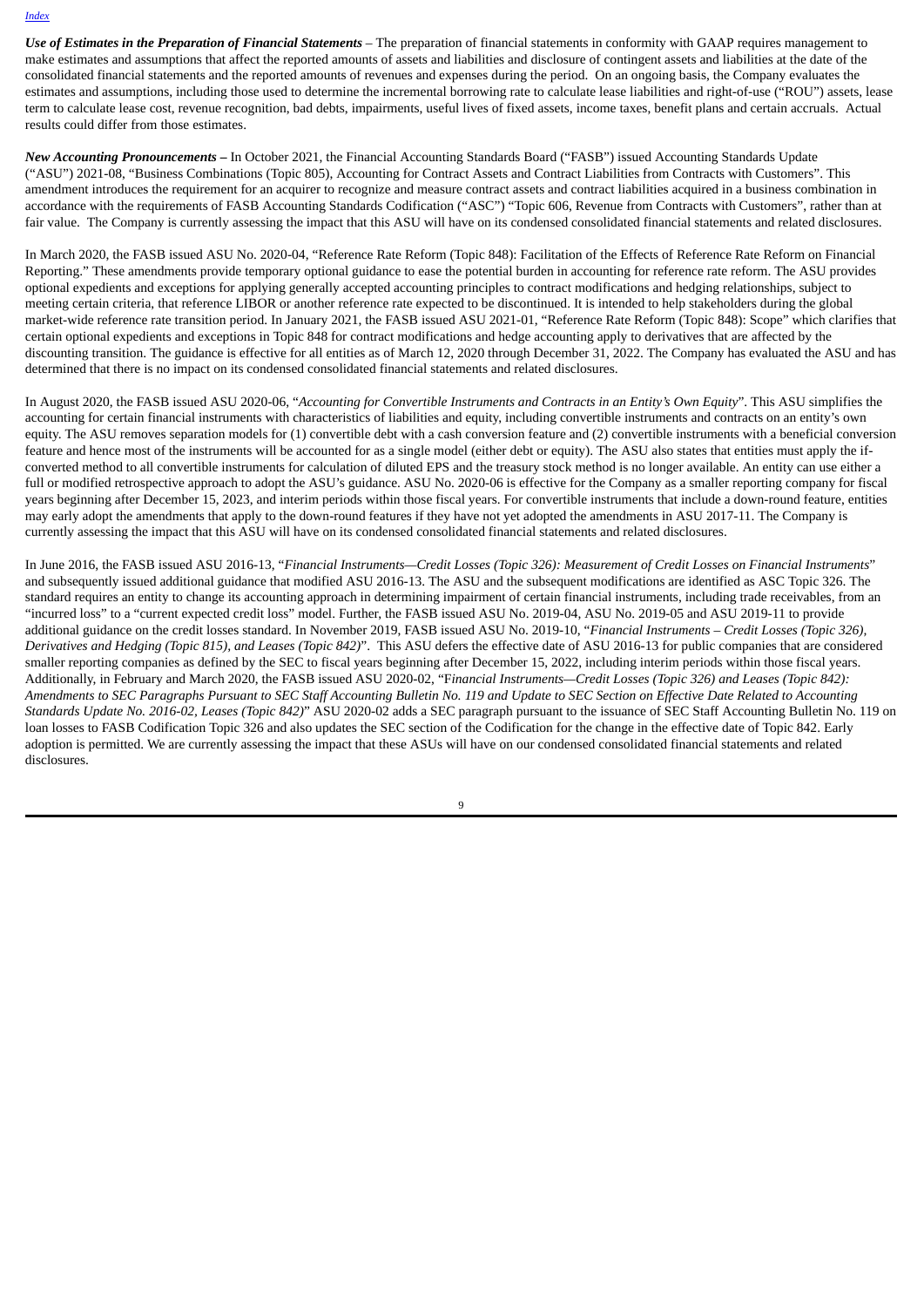*Use of Estimates in the Preparation of Financial Statements* – The preparation of financial statements in conformity with GAAP requires management to make estimates and assumptions that affect the reported amounts of assets and liabilities and disclosure of contingent assets and liabilities at the date of the consolidated financial statements and the reported amounts of revenues and expenses during the period. On an ongoing basis, the Company evaluates the estimates and assumptions, including those used to determine the incremental borrowing rate to calculate lease liabilities and right-of-use ("ROU") assets, lease term to calculate lease cost, revenue recognition, bad debts, impairments, useful lives of fixed assets, income taxes, benefit plans and certain accruals. Actual results could differ from those estimates.

***New Accounting Pronouncements –*** In October 2021, the Financial Accounting Standards Board ("FASB") issued Accounting Standards Update ("ASU") 2021-08, "Business Combinations (Topic 805), Accounting for Contract Assets and Contract Liabilities from Contracts with Customers". This amendment introduces the requirement for an acquirer to recognize and measure contract assets and contract liabilities acquired in a business combination in accordance with the requirements of FASB Accounting Standards Codification ("ASC") "Topic 606, Revenue from Contracts with Customers", rather than at fair value. The Company is currently assessing the impact that this ASU will have on its condensed consolidated financial statements and related disclosures.

In March 2020, the FASB issued ASU No. 2020-04, "Reference Rate Reform (Topic 848): Facilitation of the Effects of Reference Rate Reform on Financial Reporting." These amendments provide temporary optional guidance to ease the potential burden in accounting for reference rate reform. The ASU provides optional expedients and exceptions for applying generally accepted accounting principles to contract modifications and hedging relationships, subject to meeting certain criteria, that reference LIBOR or another reference rate expected to be discontinued. It is intended to help stakeholders during the global market-wide reference rate transition period. In January 2021, the FASB issued ASU 2021-01, "Reference Rate Reform (Topic 848): Scope" which clarifies that certain optional expedients and exceptions in Topic 848 for contract modifications and hedge accounting apply to derivatives that are affected by the discounting transition. The guidance is effective for all entities as of March 12, 2020 through December 31, 2022. The Company has evaluated the ASU and has determined that there is no impact on its condensed consolidated financial statements and related disclosures.

In August 2020, the FASB issued ASU 2020-06, "*Accounting for Convertible Instruments and Contracts in an Entity's Own Equity*". This ASU simplifies the accounting for certain financial instruments with characteristics of liabilities and equity, including convertible instruments and contracts on an entity's own equity. The ASU removes separation models for (1) convertible debt with a cash conversion feature and (2) convertible instruments with a beneficial conversion feature and hence most of the instruments will be accounted for as a single model (either debt or equity). The ASU also states that entities must apply the if-converted method to all convertible instruments for calculation of diluted EPS and the treasury stock method is no longer available. An entity can use either a full or modified retrospective approach to adopt the ASU's guidance. ASU No. 2020-06 is effective for the Company as a smaller reporting company for fiscal years beginning after December 15, 2023, and interim periods within those fiscal years. For convertible instruments that include a down-round feature, entities may early adopt the amendments that apply to the down-round features if they have not yet adopted the amendments in ASU 2017-11. The Company is currently assessing the impact that this ASU will have on its condensed consolidated financial statements and related disclosures.

In June 2016, the FASB issued ASU 2016-13, "*Financial Instruments—Credit Losses (Topic 326): Measurement of Credit Losses on Financial Instruments*" and subsequently issued additional guidance that modified ASU 2016-13. The ASU and the subsequent modifications are identified as ASC Topic 326. The standard requires an entity to change its accounting approach in determining impairment of certain financial instruments, including trade receivables, from an "incurred loss" to a "current expected credit loss" model. Further, the FASB issued ASU No. 2019-04, ASU No. 2019-05 and ASU 2019-11 to provide additional guidance on the credit losses standard. In November 2019, FASB issued ASU No. 2019-10, "*Financial Instruments – Credit Losses (Topic 326), Derivatives and Hedging (Topic 815), and Leases (Topic 842)*". This ASU defers the effective date of ASU 2016-13 for public companies that are considered smaller reporting companies as defined by the SEC to fiscal years beginning after December 15, 2022, including interim periods within those fiscal years. Additionally, in February and March 2020, the FASB issued ASU 2020-02, "F*inancial Instruments—Credit Losses (Topic 326) and Leases (Topic 842): Amendments to SEC Paragraphs Pursuant to SEC Staff Accounting Bulletin No. 119 and Update to SEC Section on Effective Date Related to Accounting Standards Update No. 2016-02, Leases (Topic 842)*" ASU 2020-02 adds a SEC paragraph pursuant to the issuance of SEC Staff Accounting Bulletin No. 119 on loan losses to FASB Codification Topic 326 and also updates the SEC section of the Codification for the change in the effective date of Topic 842. Early adoption is permitted. We are currently assessing the impact that these ASUs will have on our condensed consolidated financial statements and related disclosures.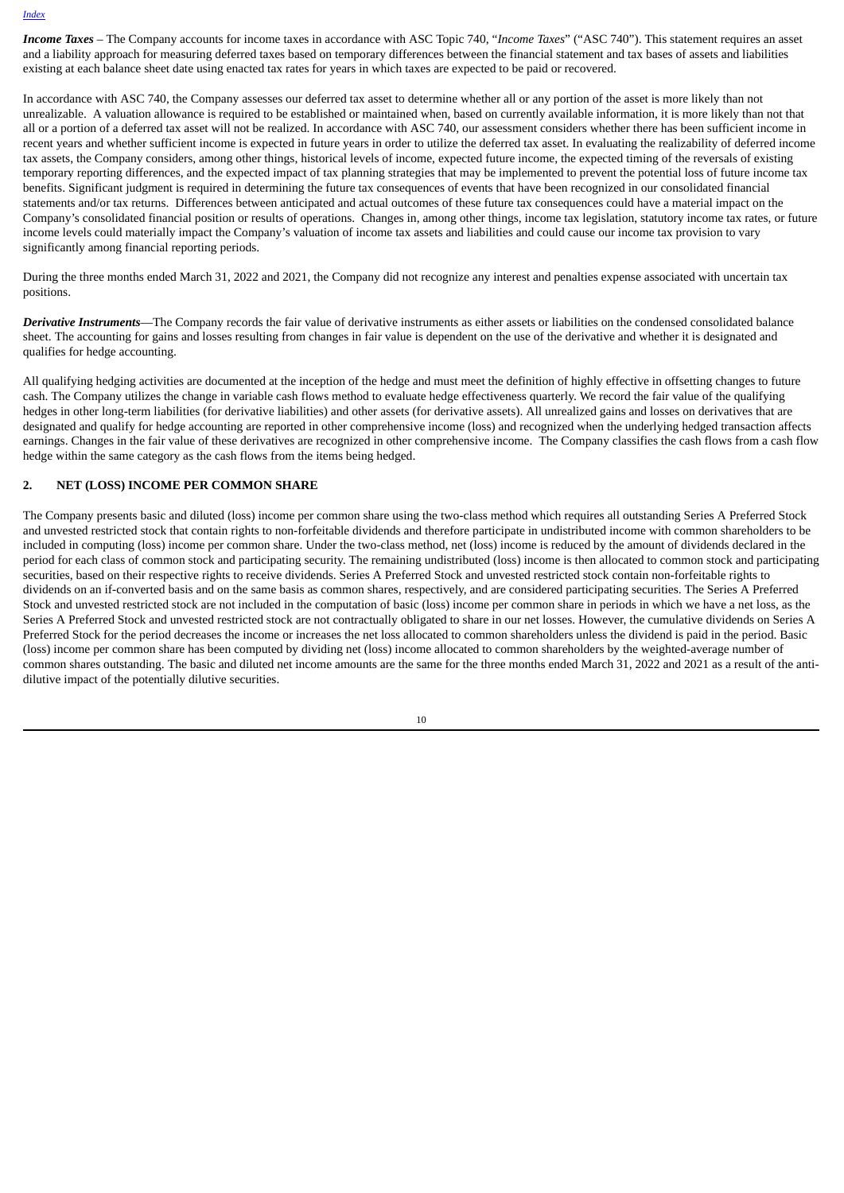***Income Taxes*** – The Company accounts for income taxes in accordance with ASC Topic 740, "*Income Taxes*" ("ASC 740"). This statement requires an asset and a liability approach for measuring deferred taxes based on temporary differences between the financial statement and tax bases of assets and liabilities existing at each balance sheet date using enacted tax rates for years in which taxes are expected to be paid or recovered.

In accordance with ASC 740, the Company assesses our deferred tax asset to determine whether all or any portion of the asset is more likely than not unrealizable. A valuation allowance is required to be established or maintained when, based on currently available information, it is more likely than not that all or a portion of a deferred tax asset will not be realized. In accordance with ASC 740, our assessment considers whether there has been sufficient income in recent years and whether sufficient income is expected in future years in order to utilize the deferred tax asset. In evaluating the realizability of deferred income tax assets, the Company considers, among other things, historical levels of income, expected future income, the expected timing of the reversals of existing temporary reporting differences, and the expected impact of tax planning strategies that may be implemented to prevent the potential loss of future income tax benefits. Significant judgment is required in determining the future tax consequences of events that have been recognized in our consolidated financial statements and/or tax returns. Differences between anticipated and actual outcomes of these future tax consequences could have a material impact on the Company's consolidated financial position or results of operations. Changes in, among other things, income tax legislation, statutory income tax rates, or future income levels could materially impact the Company's valuation of income tax assets and liabilities and could cause our income tax provision to vary significantly among financial reporting periods.

During the three months ended March 31, 2022 and 2021, the Company did not recognize any interest and penalties expense associated with uncertain tax positions.

***Derivative Instruments***—The Company records the fair value of derivative instruments as either assets or liabilities on the condensed consolidated balance sheet. The accounting for gains and losses resulting from changes in fair value is dependent on the use of the derivative and whether it is designated and qualifies for hedge accounting.

All qualifying hedging activities are documented at the inception of the hedge and must meet the definition of highly effective in offsetting changes to future cash. The Company utilizes the change in variable cash flows method to evaluate hedge effectiveness quarterly. We record the fair value of the qualifying hedges in other long-term liabilities (for derivative liabilities) and other assets (for derivative assets). All unrealized gains and losses on derivatives that are designated and qualify for hedge accounting are reported in other comprehensive income (loss) and recognized when the underlying hedged transaction affects earnings. Changes in the fair value of these derivatives are recognized in other comprehensive income. The Company classifies the cash flows from a cash flow hedge within the same category as the cash flows from the items being hedged.

## 2. NET (LOSS) INCOME PER COMMON SHARE

The Company presents basic and diluted (loss) income per common share using the two-class method which requires all outstanding Series A Preferred Stock and unvested restricted stock that contain rights to non-forfeitable dividends and therefore participate in undistributed income with common shareholders to be included in computing (loss) income per common share. Under the two-class method, net (loss) income is reduced by the amount of dividends declared in the period for each class of common stock and participating security. The remaining undistributed (loss) income is then allocated to common stock and participating securities, based on their respective rights to receive dividends. Series A Preferred Stock and unvested restricted stock contain non-forfeitable rights to dividends on an if-converted basis and on the same basis as common shares, respectively, and are considered participating securities. The Series A Preferred Stock and unvested restricted stock are not included in the computation of basic (loss) income per common share in periods in which we have a net loss, as the Series A Preferred Stock and unvested restricted stock are not contractually obligated to share in our net losses. However, the cumulative dividends on Series A Preferred Stock for the period decreases the income or increases the net loss allocated to common shareholders unless the dividend is paid in the period. Basic (loss) income per common share has been computed by dividing net (loss) income allocated to common shareholders by the weighted-average number of common shares outstanding. The basic and diluted net income amounts are the same for the three months ended March 31, 2022 and 2021 as a result of the anti-dilutive impact of the potentially dilutive securities.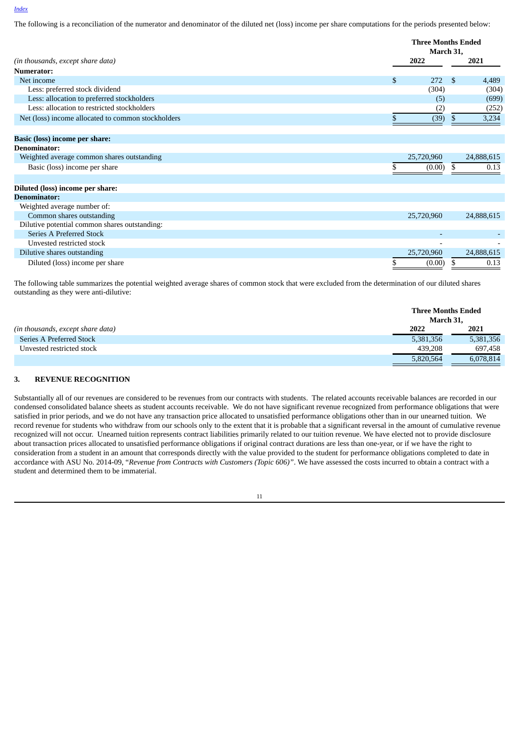The following is a reconciliation of the numerator and denominator of the diluted net (loss) income per share computations for the periods presented below:

| *(in thousands, except share data)* | Three Months Ended March 31, 2022 | Three Months Ended March 31, 2021 |
|---|---|---|
| **Numerator:** | | |
| Net income | $ 272 | $ 4,489 |
| Less: preferred stock dividend | (304) | (304) |
| Less: allocation to preferred stockholders | (5) | (699) |
| Less: allocation to restricted stockholders | (2) | (252) |
| Net (loss) income allocated to common stockholders | $ (39) | $ 3,234 |
| | | |
| **Basic (loss) income per share:** | | |
| **Denominator:** | | |
| Weighted average common shares outstanding | 25,720,960 | 24,888,615 |
| Basic (loss) income per share | $ (0.00) | $ 0.13 |
| | | |
| **Diluted (loss) income per share:** | | |
| **Denominator:** | | |
| Weighted average number of: | | |
| Common shares outstanding | 25,720,960 | 24,888,615 |
| Dilutive potential common shares outstanding: | | |
| Series A Preferred Stock | - | - |
| Unvested restricted stock | - | - |
| Dilutive shares outstanding | 25,720,960 | 24,888,615 |
| Diluted (loss) income per share | $ (0.00) | $ 0.13 |

The following table summarizes the potential weighted average shares of common stock that were excluded from the determination of our diluted shares outstanding as they were anti-dilutive:

| *(in thousands, except share data)* | Three Months Ended March 31, 2022 | Three Months Ended March 31, 2021 |
|---|---|---|
| Series A Preferred Stock | 5,381,356 | 5,381,356 |
| Unvested restricted stock | 439,208 | 697,458 |
| | 5,820,564 | 6,078,814 |

## 3. REVENUE RECOGNITION

Substantially all of our revenues are considered to be revenues from our contracts with students. The related accounts receivable balances are recorded in our condensed consolidated balance sheets as student accounts receivable. We do not have significant revenue recognized from performance obligations that were satisfied in prior periods, and we do not have any transaction price allocated to unsatisfied performance obligations other than in our unearned tuition. We record revenue for students who withdraw from our schools only to the extent that it is probable that a significant reversal in the amount of cumulative revenue recognized will not occur. Unearned tuition represents contract liabilities primarily related to our tuition revenue. We have elected not to provide disclosure about transaction prices allocated to unsatisfied performance obligations if original contract durations are less than one-year, or if we have the right to consideration from a student in an amount that corresponds directly with the value provided to the student for performance obligations completed to date in accordance with ASU No. 2014-09, "*Revenue from Contracts with Customers (Topic 606)*". We have assessed the costs incurred to obtain a contract with a student and determined them to be immaterial.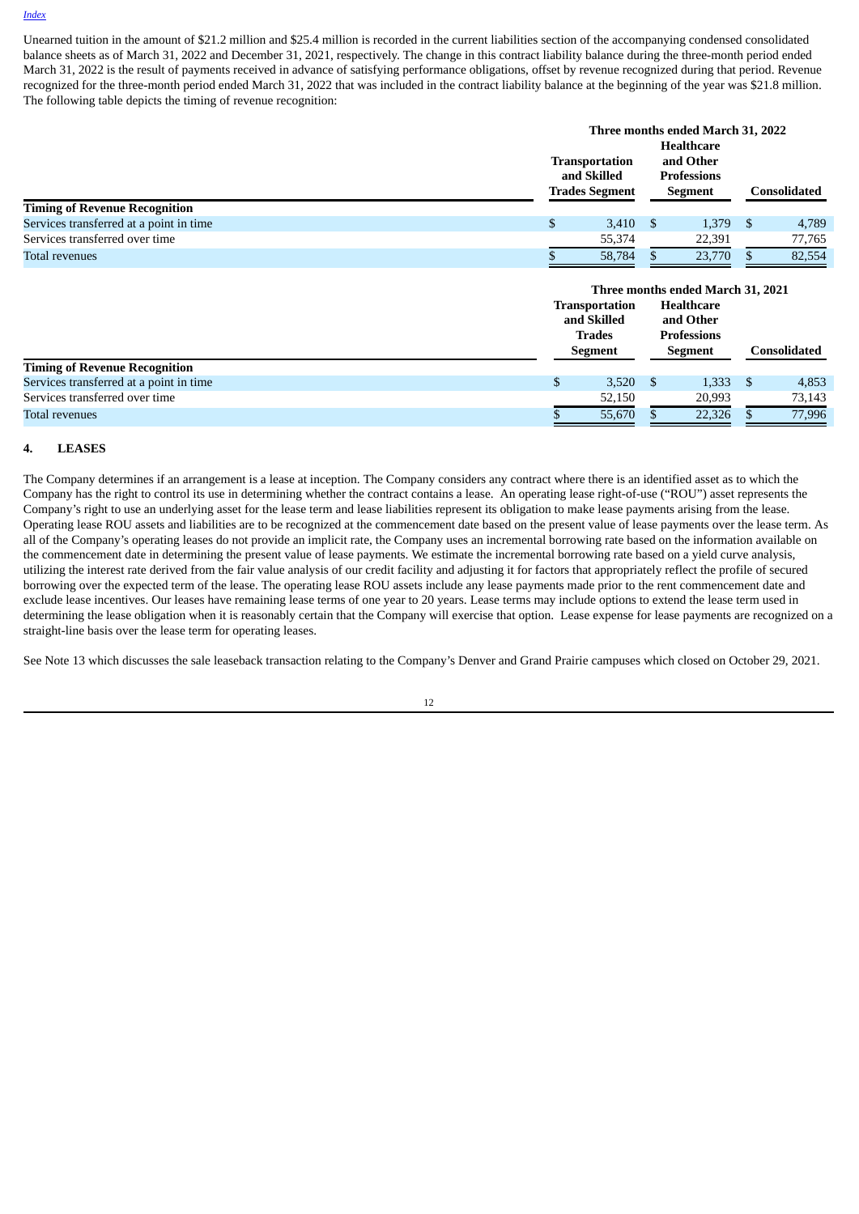Unearned tuition in the amount of $21.2 million and $25.4 million is recorded in the current liabilities section of the accompanying condensed consolidated balance sheets as of March 31, 2022 and December 31, 2021, respectively. The change in this contract liability balance during the three-month period ended March 31, 2022 is the result of payments received in advance of satisfying performance obligations, offset by revenue recognized during that period. Revenue recognized for the three-month period ended March 31, 2022 that was included in the contract liability balance at the beginning of the year was $21.8 million. The following table depicts the timing of revenue recognition:

| | Three months ended March 31, 2022 | | |
|---|---|---|---|
| | Transportation and Skilled Trades Segment | Healthcare and Other Professions Segment | Consolidated |
| **Timing of Revenue Recognition** | | | |
| Services transferred at a point in time | $ 3,410 | $ 1,379 | $ 4,789 |
| Services transferred over time | 55,374 | 22,391 | 77,765 |
| Total revenues | $ 58,784 | $ 23,770 | $ 82,554 |

| | Three months ended March 31, 2021 | | |
|---|---|---|---|
| | Transportation and Skilled Trades Segment | Healthcare and Other Professions Segment | Consolidated |
| **Timing of Revenue Recognition** | | | |
| Services transferred at a point in time | $ 3,520 | $ 1,333 | $ 4,853 |
| Services transferred over time | 52,150 | 20,993 | 73,143 |
| Total revenues | $ 55,670 | $ 22,326 | $ 77,996 |

## 4. LEASES

The Company determines if an arrangement is a lease at inception. The Company considers any contract where there is an identified asset as to which the Company has the right to control its use in determining whether the contract contains a lease. An operating lease right-of-use ("ROU") asset represents the Company's right to use an underlying asset for the lease term and lease liabilities represent its obligation to make lease payments arising from the lease. Operating lease ROU assets and liabilities are to be recognized at the commencement date based on the present value of lease payments over the lease term. As all of the Company's operating leases do not provide an implicit rate, the Company uses an incremental borrowing rate based on the information available on the commencement date in determining the present value of lease payments. We estimate the incremental borrowing rate based on a yield curve analysis, utilizing the interest rate derived from the fair value analysis of our credit facility and adjusting it for factors that appropriately reflect the profile of secured borrowing over the expected term of the lease. The operating lease ROU assets include any lease payments made prior to the rent commencement date and exclude lease incentives. Our leases have remaining lease terms of one year to 20 years. Lease terms may include options to extend the lease term used in determining the lease obligation when it is reasonably certain that the Company will exercise that option. Lease expense for lease payments are recognized on a straight-line basis over the lease term for operating leases.

See Note 13 which discusses the sale leaseback transaction relating to the Company's Denver and Grand Prairie campuses which closed on October 29, 2021.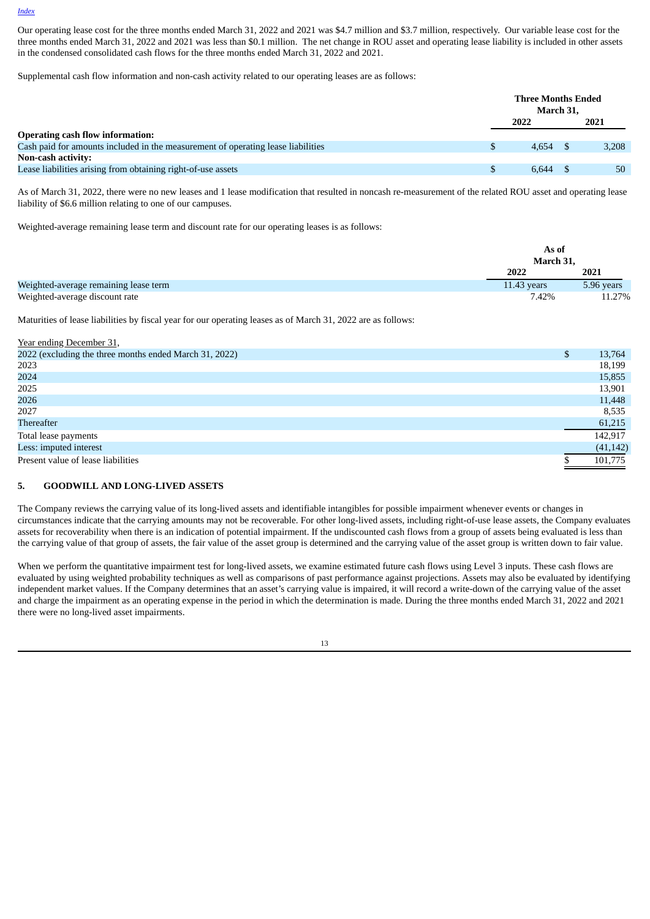Our operating lease cost for the three months ended March 31, 2022 and 2021 was $4.7 million and $3.7 million, respectively. Our variable lease cost for the three months ended March 31, 2022 and 2021 was less than $0.1 million. The net change in ROU asset and operating lease liability is included in other assets in the condensed consolidated cash flows for the three months ended March 31, 2022 and 2021.

Supplemental cash flow information and non-cash activity related to our operating leases are as follows:

| | Three Months Ended March 31, | |
|---|---|---|
| | 2022 | 2021 |
| **Operating cash flow information:** | | |
| Cash paid for amounts included in the measurement of operating lease liabilities | $ 4,654 | $ 3,208 |
| **Non-cash activity:** | | |
| Lease liabilities arising from obtaining right-of-use assets | $ 6,644 | $ 50 |

As of March 31, 2022, there were no new leases and 1 lease modification that resulted in noncash re-measurement of the related ROU asset and operating lease liability of $6.6 million relating to one of our campuses.

Weighted-average remaining lease term and discount rate for our operating leases is as follows:

| | As of March 31, | |
|---|---|---|
| | 2022 | 2021 |
| Weighted-average remaining lease term | 11.43 years | 5.96 years |
| Weighted-average discount rate | 7.42% | 11.27% |

Maturities of lease liabilities by fiscal year for our operating leases as of March 31, 2022 are as follows:

| Year ending December 31, | |
|---|---|
| 2022 (excluding the three months ended March 31, 2022) | $ 13,764 |
| 2023 | 18,199 |
| 2024 | 15,855 |
| 2025 | 13,901 |
| 2026 | 11,448 |
| 2027 | 8,535 |
| Thereafter | 61,215 |
| Total lease payments | 142,917 |
| Less: imputed interest | (41,142) |
| Present value of lease liabilities | $ 101,775 |

## 5. GOODWILL AND LONG-LIVED ASSETS

The Company reviews the carrying value of its long-lived assets and identifiable intangibles for possible impairment whenever events or changes in circumstances indicate that the carrying amounts may not be recoverable. For other long-lived assets, including right-of-use lease assets, the Company evaluates assets for recoverability when there is an indication of potential impairment. If the undiscounted cash flows from a group of assets being evaluated is less than the carrying value of that group of assets, the fair value of the asset group is determined and the carrying value of the asset group is written down to fair value.

When we perform the quantitative impairment test for long-lived assets, we examine estimated future cash flows using Level 3 inputs. These cash flows are evaluated by using weighted probability techniques as well as comparisons of past performance against projections. Assets may also be evaluated by identifying independent market values. If the Company determines that an asset's carrying value is impaired, it will record a write-down of the carrying value of the asset and charge the impairment as an operating expense in the period in which the determination is made. During the three months ended March 31, 2022 and 2021 there were no long-lived asset impairments.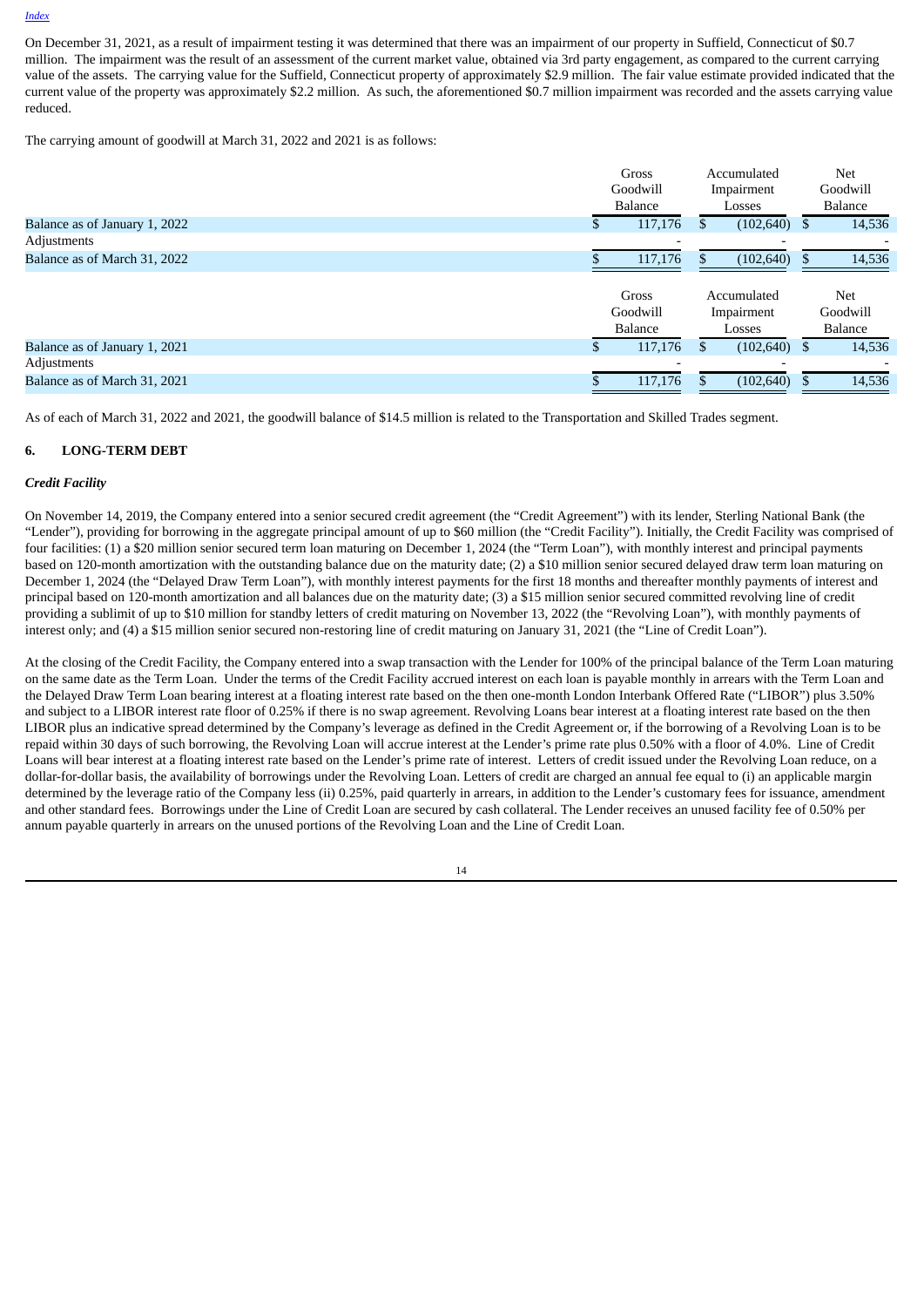On December 31, 2021, as a result of impairment testing it was determined that there was an impairment of our property in Suffield, Connecticut of $0.7 million. The impairment was the result of an assessment of the current market value, obtained via 3rd party engagement, as compared to the current carrying value of the assets. The carrying value for the Suffield, Connecticut property of approximately $2.9 million. The fair value estimate provided indicated that the current value of the property was approximately $2.2 million. As such, the aforementioned $0.7 million impairment was recorded and the assets carrying value reduced.

The carrying amount of goodwill at March 31, 2022 and 2021 is as follows:

| | Gross Goodwill Balance | Accumulated Impairment Losses | Net Goodwill Balance |
|---|---|---|---|
| Balance as of January 1, 2022 | $ 117,176 | $ (102,640) | $ 14,536 |
| Adjustments | - | - | - |
| Balance as of March 31, 2022 | $ 117,176 | $ (102,640) | $ 14,536 |

| | Gross Goodwill Balance | Accumulated Impairment Losses | Net Goodwill Balance |
|---|---|---|---|
| Balance as of January 1, 2021 | $ 117,176 | $ (102,640) | $ 14,536 |
| Adjustments | - | - | - |
| Balance as of March 31, 2021 | $ 117,176 | $ (102,640) | $ 14,536 |

As of each of March 31, 2022 and 2021, the goodwill balance of $14.5 million is related to the Transportation and Skilled Trades segment.

## 6. LONG-TERM DEBT

### *Credit Facility*

On November 14, 2019, the Company entered into a senior secured credit agreement (the "Credit Agreement") with its lender, Sterling National Bank (the "Lender"), providing for borrowing in the aggregate principal amount of up to $60 million (the "Credit Facility"). Initially, the Credit Facility was comprised of four facilities: (1) a $20 million senior secured term loan maturing on December 1, 2024 (the "Term Loan"), with monthly interest and principal payments based on 120-month amortization with the outstanding balance due on the maturity date; (2) a $10 million senior secured delayed draw term loan maturing on December 1, 2024 (the "Delayed Draw Term Loan"), with monthly interest payments for the first 18 months and thereafter monthly payments of interest and principal based on 120-month amortization and all balances due on the maturity date; (3) a $15 million senior secured committed revolving line of credit providing a sublimit of up to $10 million for standby letters of credit maturing on November 13, 2022 (the "Revolving Loan"), with monthly payments of interest only; and (4) a $15 million senior secured non-restoring line of credit maturing on January 31, 2021 (the "Line of Credit Loan").

At the closing of the Credit Facility, the Company entered into a swap transaction with the Lender for 100% of the principal balance of the Term Loan maturing on the same date as the Term Loan. Under the terms of the Credit Facility accrued interest on each loan is payable monthly in arrears with the Term Loan and the Delayed Draw Term Loan bearing interest at a floating interest rate based on the then one-month London Interbank Offered Rate ("LIBOR") plus 3.50% and subject to a LIBOR interest rate floor of 0.25% if there is no swap agreement. Revolving Loans bear interest at a floating interest rate based on the then LIBOR plus an indicative spread determined by the Company's leverage as defined in the Credit Agreement or, if the borrowing of a Revolving Loan is to be repaid within 30 days of such borrowing, the Revolving Loan will accrue interest at the Lender's prime rate plus 0.50% with a floor of 4.0%. Line of Credit Loans will bear interest at a floating interest rate based on the Lender's prime rate of interest. Letters of credit issued under the Revolving Loan reduce, on a dollar-for-dollar basis, the availability of borrowings under the Revolving Loan. Letters of credit are charged an annual fee equal to (i) an applicable margin determined by the leverage ratio of the Company less (ii) 0.25%, paid quarterly in arrears, in addition to the Lender's customary fees for issuance, amendment and other standard fees. Borrowings under the Line of Credit Loan are secured by cash collateral. The Lender receives an unused facility fee of 0.50% per annum payable quarterly in arrears on the unused portions of the Revolving Loan and the Line of Credit Loan.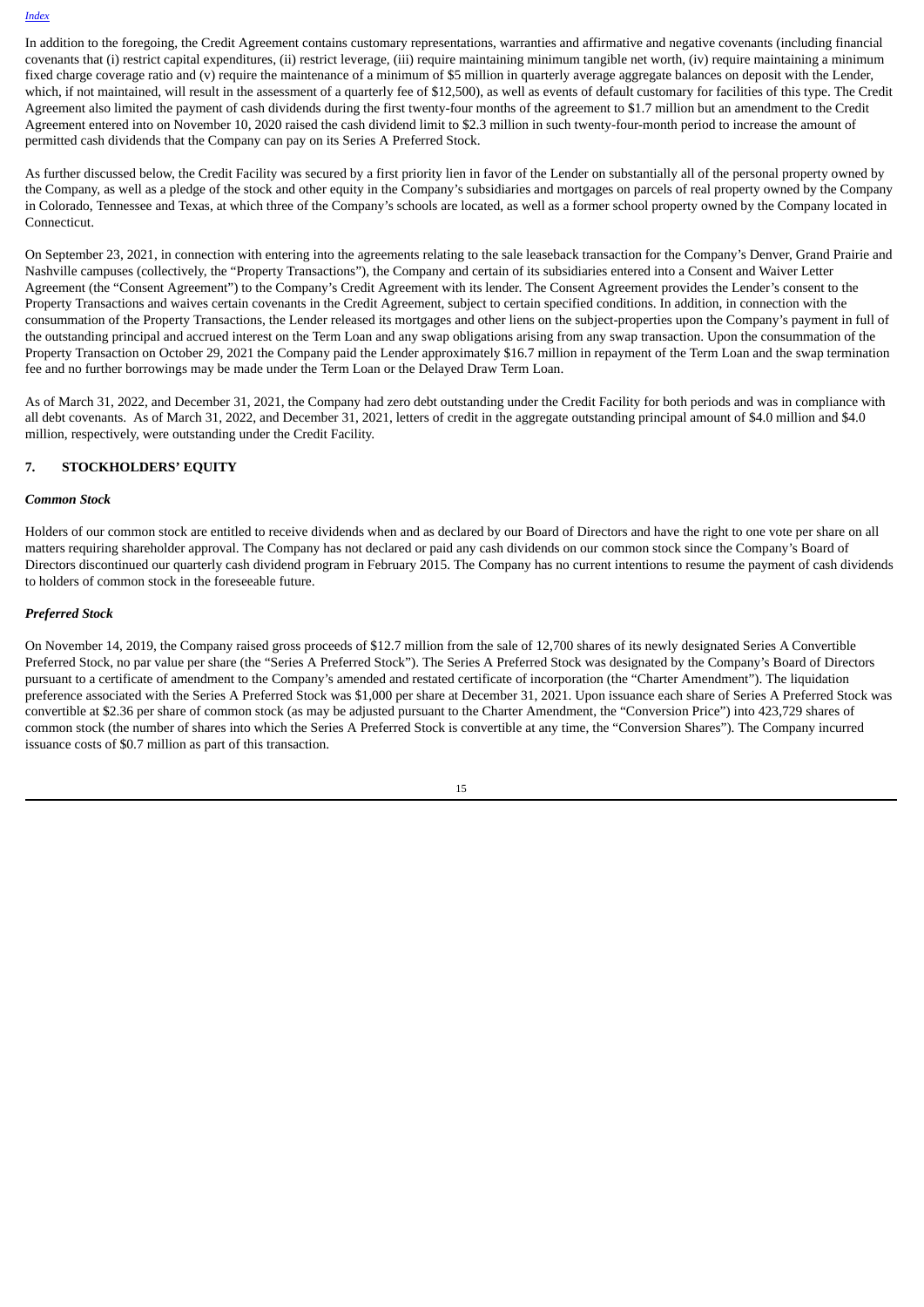In addition to the foregoing, the Credit Agreement contains customary representations, warranties and affirmative and negative covenants (including financial covenants that (i) restrict capital expenditures, (ii) restrict leverage, (iii) require maintaining minimum tangible net worth, (iv) require maintaining a minimum fixed charge coverage ratio and (v) require the maintenance of a minimum of $5 million in quarterly average aggregate balances on deposit with the Lender, which, if not maintained, will result in the assessment of a quarterly fee of $12,500), as well as events of default customary for facilities of this type. The Credit Agreement also limited the payment of cash dividends during the first twenty-four months of the agreement to $1.7 million but an amendment to the Credit Agreement entered into on November 10, 2020 raised the cash dividend limit to $2.3 million in such twenty-four-month period to increase the amount of permitted cash dividends that the Company can pay on its Series A Preferred Stock.

As further discussed below, the Credit Facility was secured by a first priority lien in favor of the Lender on substantially all of the personal property owned by the Company, as well as a pledge of the stock and other equity in the Company's subsidiaries and mortgages on parcels of real property owned by the Company in Colorado, Tennessee and Texas, at which three of the Company's schools are located, as well as a former school property owned by the Company located in Connecticut.

On September 23, 2021, in connection with entering into the agreements relating to the sale leaseback transaction for the Company's Denver, Grand Prairie and Nashville campuses (collectively, the "Property Transactions"), the Company and certain of its subsidiaries entered into a Consent and Waiver Letter Agreement (the "Consent Agreement") to the Company's Credit Agreement with its lender. The Consent Agreement provides the Lender's consent to the Property Transactions and waives certain covenants in the Credit Agreement, subject to certain specified conditions. In addition, in connection with the consummation of the Property Transactions, the Lender released its mortgages and other liens on the subject-properties upon the Company's payment in full of the outstanding principal and accrued interest on the Term Loan and any swap obligations arising from any swap transaction. Upon the consummation of the Property Transaction on October 29, 2021 the Company paid the Lender approximately $16.7 million in repayment of the Term Loan and the swap termination fee and no further borrowings may be made under the Term Loan or the Delayed Draw Term Loan.

As of March 31, 2022, and December 31, 2021, the Company had zero debt outstanding under the Credit Facility for both periods and was in compliance with all debt covenants. As of March 31, 2022, and December 31, 2021, letters of credit in the aggregate outstanding principal amount of $4.0 million and $4.0 million, respectively, were outstanding under the Credit Facility.

## 7. STOCKHOLDERS' EQUITY

### *Common Stock*

Holders of our common stock are entitled to receive dividends when and as declared by our Board of Directors and have the right to one vote per share on all matters requiring shareholder approval. The Company has not declared or paid any cash dividends on our common stock since the Company's Board of Directors discontinued our quarterly cash dividend program in February 2015. The Company has no current intentions to resume the payment of cash dividends to holders of common stock in the foreseeable future.

### *Preferred Stock*

On November 14, 2019, the Company raised gross proceeds of $12.7 million from the sale of 12,700 shares of its newly designated Series A Convertible Preferred Stock, no par value per share (the "Series A Preferred Stock"). The Series A Preferred Stock was designated by the Company's Board of Directors pursuant to a certificate of amendment to the Company's amended and restated certificate of incorporation (the "Charter Amendment"). The liquidation preference associated with the Series A Preferred Stock was $1,000 per share at December 31, 2021. Upon issuance each share of Series A Preferred Stock was convertible at $2.36 per share of common stock (as may be adjusted pursuant to the Charter Amendment, the "Conversion Price") into 423,729 shares of common stock (the number of shares into which the Series A Preferred Stock is convertible at any time, the "Conversion Shares"). The Company incurred issuance costs of $0.7 million as part of this transaction.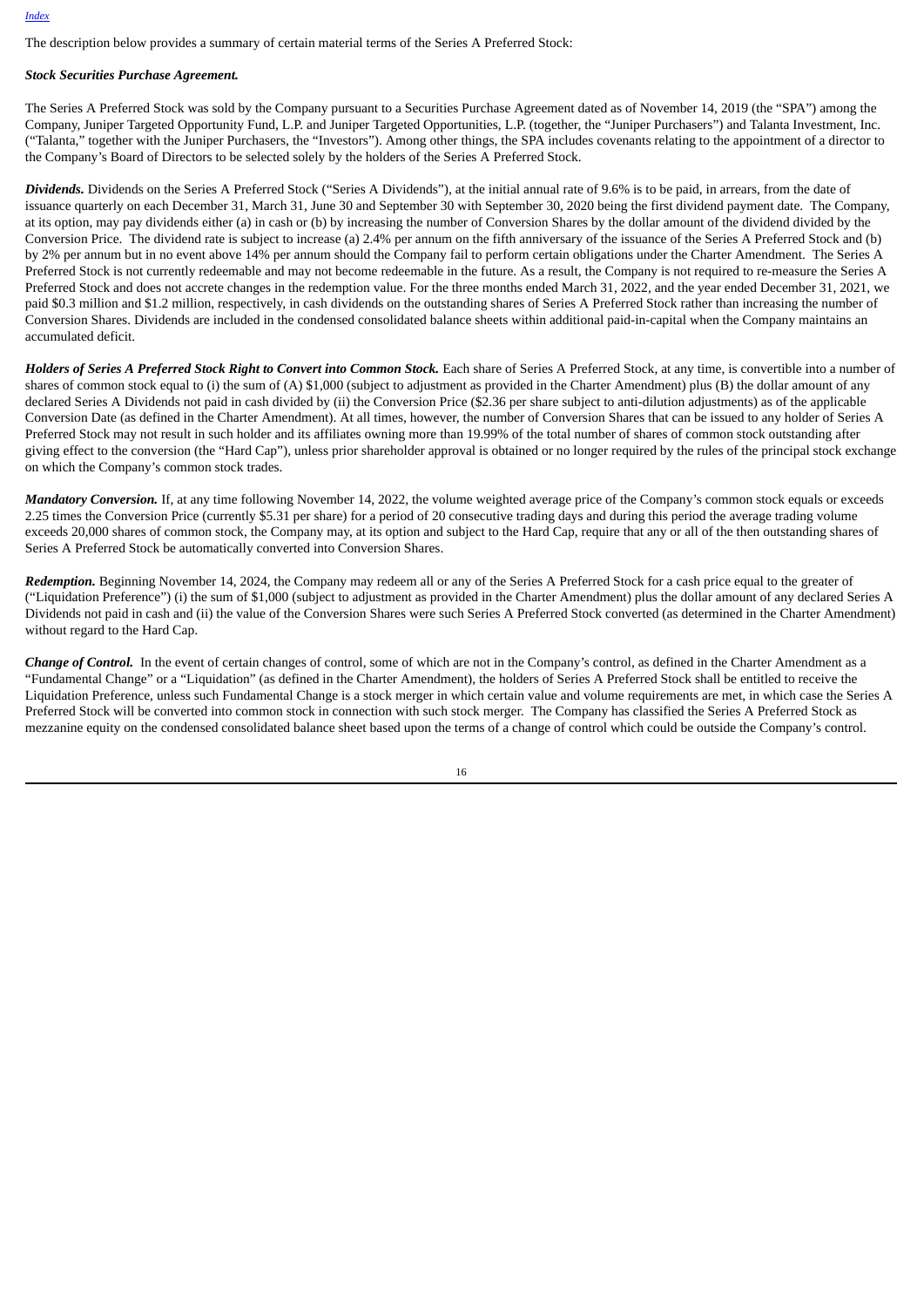The description below provides a summary of certain material terms of the Series A Preferred Stock:

***Stock Securities Purchase Agreement.***

The Series A Preferred Stock was sold by the Company pursuant to a Securities Purchase Agreement dated as of November 14, 2019 (the "SPA") among the Company, Juniper Targeted Opportunity Fund, L.P. and Juniper Targeted Opportunities, L.P. (together, the "Juniper Purchasers") and Talanta Investment, Inc. ("Talanta," together with the Juniper Purchasers, the "Investors"). Among other things, the SPA includes covenants relating to the appointment of a director to the Company's Board of Directors to be selected solely by the holders of the Series A Preferred Stock.

***Dividends.*** Dividends on the Series A Preferred Stock ("Series A Dividends"), at the initial annual rate of 9.6% is to be paid, in arrears, from the date of issuance quarterly on each December 31, March 31, June 30 and September 30 with September 30, 2020 being the first dividend payment date. The Company, at its option, may pay dividends either (a) in cash or (b) by increasing the number of Conversion Shares by the dollar amount of the dividend divided by the Conversion Price. The dividend rate is subject to increase (a) 2.4% per annum on the fifth anniversary of the issuance of the Series A Preferred Stock and (b) by 2% per annum but in no event above 14% per annum should the Company fail to perform certain obligations under the Charter Amendment. The Series A Preferred Stock is not currently redeemable and may not become redeemable in the future. As a result, the Company is not required to re-measure the Series A Preferred Stock and does not accrete changes in the redemption value. For the three months ended March 31, 2022, and the year ended December 31, 2021, we paid $0.3 million and $1.2 million, respectively, in cash dividends on the outstanding shares of Series A Preferred Stock rather than increasing the number of Conversion Shares. Dividends are included in the condensed consolidated balance sheets within additional paid-in-capital when the Company maintains an accumulated deficit.

***Holders of Series A Preferred Stock Right to Convert into Common Stock.*** Each share of Series A Preferred Stock, at any time, is convertible into a number of shares of common stock equal to (i) the sum of (A) $1,000 (subject to adjustment as provided in the Charter Amendment) plus (B) the dollar amount of any declared Series A Dividends not paid in cash divided by (ii) the Conversion Price ($2.36 per share subject to anti-dilution adjustments) as of the applicable Conversion Date (as defined in the Charter Amendment). At all times, however, the number of Conversion Shares that can be issued to any holder of Series A Preferred Stock may not result in such holder and its affiliates owning more than 19.99% of the total number of shares of common stock outstanding after giving effect to the conversion (the "Hard Cap"), unless prior shareholder approval is obtained or no longer required by the rules of the principal stock exchange on which the Company's common stock trades.

***Mandatory Conversion.*** If, at any time following November 14, 2022, the volume weighted average price of the Company's common stock equals or exceeds 2.25 times the Conversion Price (currently $5.31 per share) for a period of 20 consecutive trading days and during this period the average trading volume exceeds 20,000 shares of common stock, the Company may, at its option and subject to the Hard Cap, require that any or all of the then outstanding shares of Series A Preferred Stock be automatically converted into Conversion Shares.

***Redemption.*** Beginning November 14, 2024, the Company may redeem all or any of the Series A Preferred Stock for a cash price equal to the greater of ("Liquidation Preference") (i) the sum of $1,000 (subject to adjustment as provided in the Charter Amendment) plus the dollar amount of any declared Series A Dividends not paid in cash and (ii) the value of the Conversion Shares were such Series A Preferred Stock converted (as determined in the Charter Amendment) without regard to the Hard Cap.

***Change of Control.*** In the event of certain changes of control, some of which are not in the Company's control, as defined in the Charter Amendment as a "Fundamental Change" or a "Liquidation" (as defined in the Charter Amendment), the holders of Series A Preferred Stock shall be entitled to receive the Liquidation Preference, unless such Fundamental Change is a stock merger in which certain value and volume requirements are met, in which case the Series A Preferred Stock will be converted into common stock in connection with such stock merger. The Company has classified the Series A Preferred Stock as mezzanine equity on the condensed consolidated balance sheet based upon the terms of a change of control which could be outside the Company's control.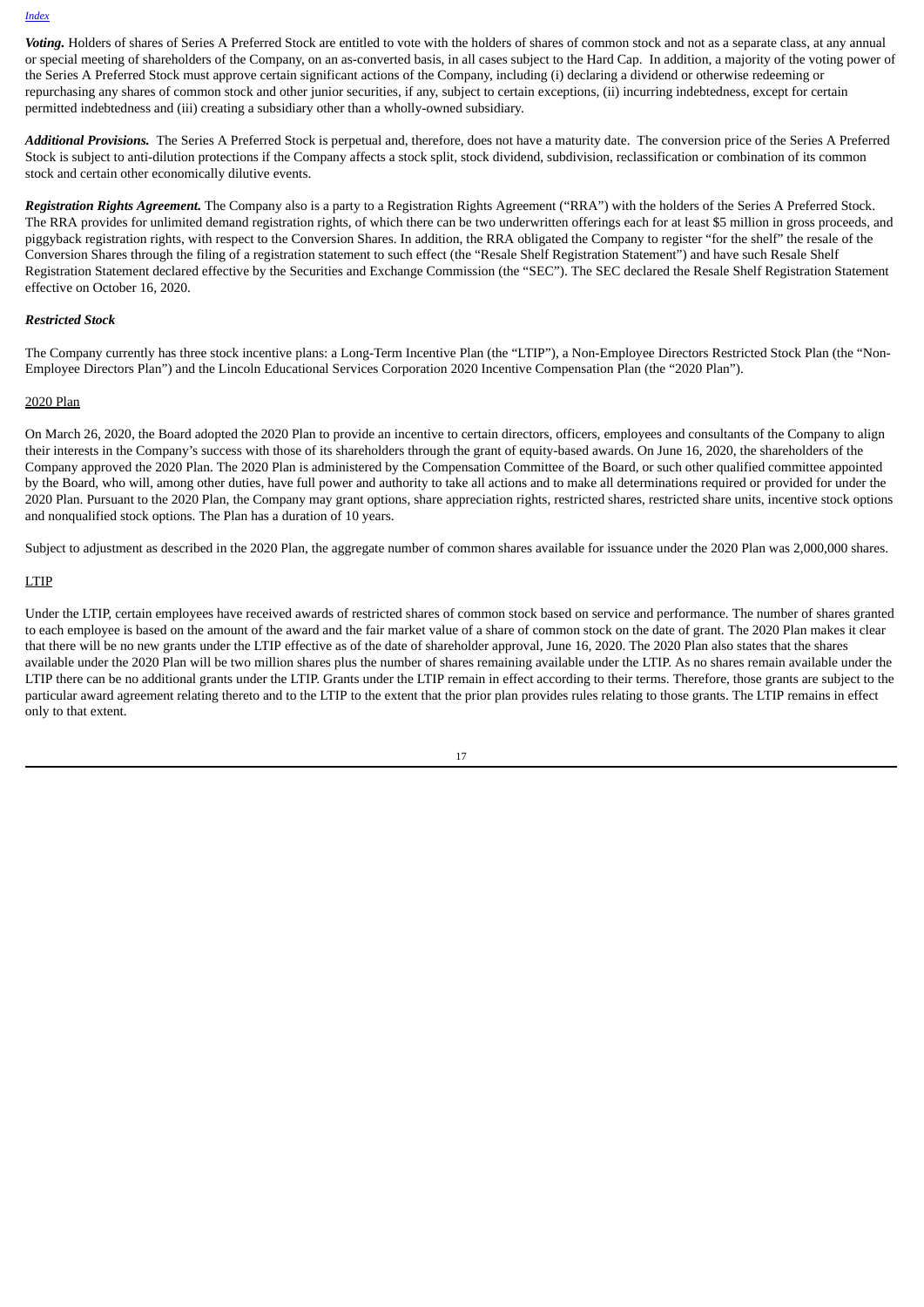***Voting.*** Holders of shares of Series A Preferred Stock are entitled to vote with the holders of shares of common stock and not as a separate class, at any annual or special meeting of shareholders of the Company, on an as-converted basis, in all cases subject to the Hard Cap. In addition, a majority of the voting power of the Series A Preferred Stock must approve certain significant actions of the Company, including (i) declaring a dividend or otherwise redeeming or repurchasing any shares of common stock and other junior securities, if any, subject to certain exceptions, (ii) incurring indebtedness, except for certain permitted indebtedness and (iii) creating a subsidiary other than a wholly-owned subsidiary.

***Additional Provisions.*** The Series A Preferred Stock is perpetual and, therefore, does not have a maturity date. The conversion price of the Series A Preferred Stock is subject to anti-dilution protections if the Company affects a stock split, stock dividend, subdivision, reclassification or combination of its common stock and certain other economically dilutive events.

***Registration Rights Agreement.*** The Company also is a party to a Registration Rights Agreement ("RRA") with the holders of the Series A Preferred Stock. The RRA provides for unlimited demand registration rights, of which there can be two underwritten offerings each for at least $5 million in gross proceeds, and piggyback registration rights, with respect to the Conversion Shares. In addition, the RRA obligated the Company to register "for the shelf" the resale of the Conversion Shares through the filing of a registration statement to such effect (the "Resale Shelf Registration Statement") and have such Resale Shelf Registration Statement declared effective by the Securities and Exchange Commission (the "SEC"). The SEC declared the Resale Shelf Registration Statement effective on October 16, 2020.

***Restricted Stock***

The Company currently has three stock incentive plans: a Long-Term Incentive Plan (the "LTIP"), a Non-Employee Directors Restricted Stock Plan (the "Non-Employee Directors Plan") and the Lincoln Educational Services Corporation 2020 Incentive Compensation Plan (the "2020 Plan").

2020 Plan

On March 26, 2020, the Board adopted the 2020 Plan to provide an incentive to certain directors, officers, employees and consultants of the Company to align their interests in the Company's success with those of its shareholders through the grant of equity-based awards. On June 16, 2020, the shareholders of the Company approved the 2020 Plan. The 2020 Plan is administered by the Compensation Committee of the Board, or such other qualified committee appointed by the Board, who will, among other duties, have full power and authority to take all actions and to make all determinations required or provided for under the 2020 Plan. Pursuant to the 2020 Plan, the Company may grant options, share appreciation rights, restricted shares, restricted share units, incentive stock options and nonqualified stock options. The Plan has a duration of 10 years.

Subject to adjustment as described in the 2020 Plan, the aggregate number of common shares available for issuance under the 2020 Plan was 2,000,000 shares.

LTIP

Under the LTIP, certain employees have received awards of restricted shares of common stock based on service and performance. The number of shares granted to each employee is based on the amount of the award and the fair market value of a share of common stock on the date of grant. The 2020 Plan makes it clear that there will be no new grants under the LTIP effective as of the date of shareholder approval, June 16, 2020. The 2020 Plan also states that the shares available under the 2020 Plan will be two million shares plus the number of shares remaining available under the LTIP. As no shares remain available under the LTIP there can be no additional grants under the LTIP. Grants under the LTIP remain in effect according to their terms. Therefore, those grants are subject to the particular award agreement relating thereto and to the LTIP to the extent that the prior plan provides rules relating to those grants. The LTIP remains in effect only to that extent.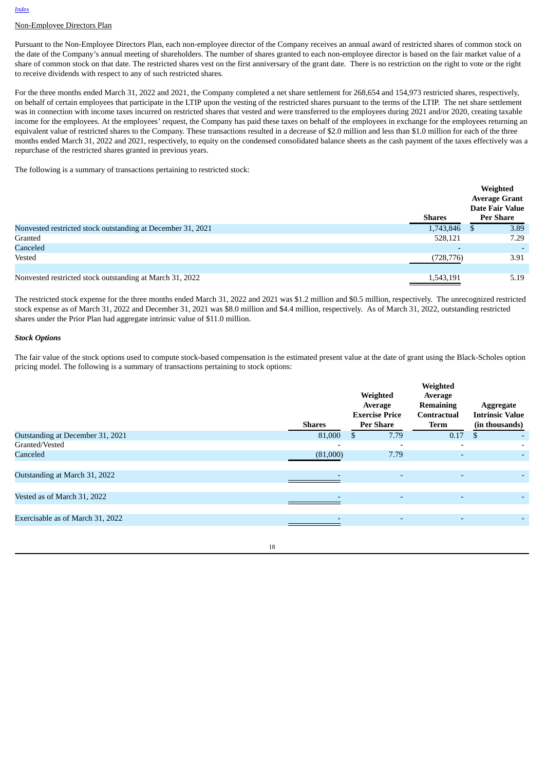Non-Employee Directors Plan

Pursuant to the Non-Employee Directors Plan, each non-employee director of the Company receives an annual award of restricted shares of common stock on the date of the Company's annual meeting of shareholders. The number of shares granted to each non-employee director is based on the fair market value of a share of common stock on that date. The restricted shares vest on the first anniversary of the grant date. There is no restriction on the right to vote or the right to receive dividends with respect to any of such restricted shares.

For the three months ended March 31, 2022 and 2021, the Company completed a net share settlement for 268,654 and 154,973 restricted shares, respectively, on behalf of certain employees that participate in the LTIP upon the vesting of the restricted shares pursuant to the terms of the LTIP. The net share settlement was in connection with income taxes incurred on restricted shares that vested and were transferred to the employees during 2021 and/or 2020, creating taxable income for the employees. At the employees' request, the Company has paid these taxes on behalf of the employees in exchange for the employees returning an equivalent value of restricted shares to the Company. These transactions resulted in a decrease of $2.0 million and less than $1.0 million for each of the three months ended March 31, 2022 and 2021, respectively, to equity on the condensed consolidated balance sheets as the cash payment of the taxes effectively was a repurchase of the restricted shares granted in previous years.

The following is a summary of transactions pertaining to restricted stock:

| | Shares | Weighted Average Grant Date Fair Value Per Share |
|---|---|---|
| Nonvested restricted stock outstanding at December 31, 2021 | 1,743,846 | $ 3.89 |
| Granted | 528,121 | 7.29 |
| Canceled | - | - |
| Vested | (728,776) | 3.91 |
| Nonvested restricted stock outstanding at March 31, 2022 | 1,543,191 | 5.19 |

The restricted stock expense for the three months ended March 31, 2022 and 2021 was $1.2 million and $0.5 million, respectively. The unrecognized restricted stock expense as of March 31, 2022 and December 31, 2021 was $8.0 million and $4.4 million, respectively. As of March 31, 2022, outstanding restricted shares under the Prior Plan had aggregate intrinsic value of $11.0 million.

***Stock Options***

The fair value of the stock options used to compute stock-based compensation is the estimated present value at the date of grant using the Black-Scholes option pricing model. The following is a summary of transactions pertaining to stock options:

| | Shares | Weighted Average Exercise Price Per Share | Weighted Average Remaining Contractual Term | Aggregate Intrinsic Value (in thousands) |
|---|---|---|---|---|
| Outstanding at December 31, 2021 | 81,000 | $ 7.79 | 0.17 | $ - |
| Granted/Vested | - | - | - | - |
| Canceled | (81,000) | 7.79 | - | - |
| Outstanding at March 31, 2022 | - | - | - | - |
| Vested as of March 31, 2022 | - | - | - | - |
| Exercisable as of March 31, 2022 | - | - | - | - |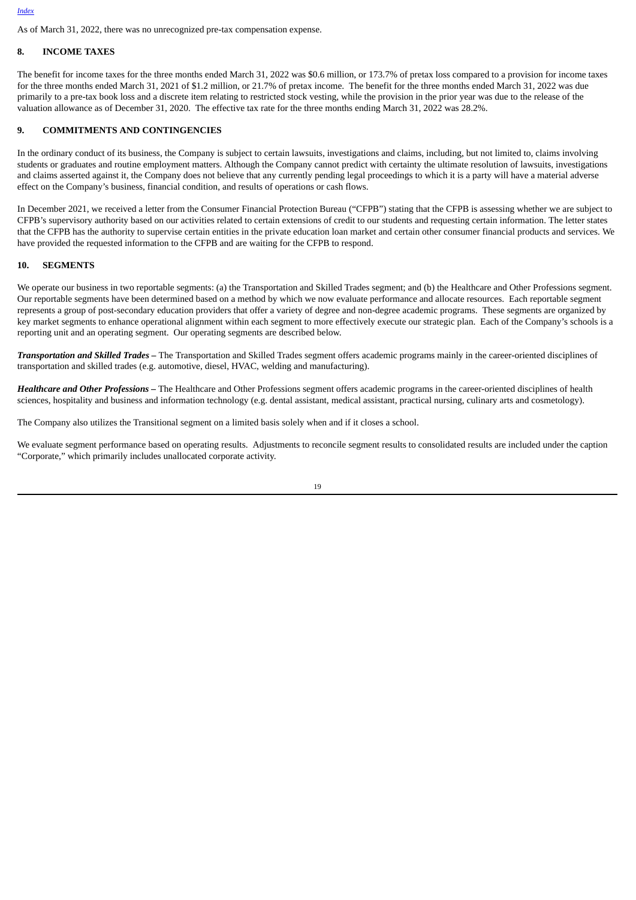As of March 31, 2022, there was no unrecognized pre-tax compensation expense.

## 8. INCOME TAXES

The benefit for income taxes for the three months ended March 31, 2022 was $0.6 million, or 173.7% of pretax loss compared to a provision for income taxes for the three months ended March 31, 2021 of $1.2 million, or 21.7% of pretax income. The benefit for the three months ended March 31, 2022 was due primarily to a pre-tax book loss and a discrete item relating to restricted stock vesting, while the provision in the prior year was due to the release of the valuation allowance as of December 31, 2020. The effective tax rate for the three months ending March 31, 2022 was 28.2%.

## 9. COMMITMENTS AND CONTINGENCIES

In the ordinary conduct of its business, the Company is subject to certain lawsuits, investigations and claims, including, but not limited to, claims involving students or graduates and routine employment matters. Although the Company cannot predict with certainty the ultimate resolution of lawsuits, investigations and claims asserted against it, the Company does not believe that any currently pending legal proceedings to which it is a party will have a material adverse effect on the Company's business, financial condition, and results of operations or cash flows.

In December 2021, we received a letter from the Consumer Financial Protection Bureau ("CFPB") stating that the CFPB is assessing whether we are subject to CFPB's supervisory authority based on our activities related to certain extensions of credit to our students and requesting certain information. The letter states that the CFPB has the authority to supervise certain entities in the private education loan market and certain other consumer financial products and services. We have provided the requested information to the CFPB and are waiting for the CFPB to respond.

## 10. SEGMENTS

We operate our business in two reportable segments: (a) the Transportation and Skilled Trades segment; and (b) the Healthcare and Other Professions segment. Our reportable segments have been determined based on a method by which we now evaluate performance and allocate resources. Each reportable segment represents a group of post-secondary education providers that offer a variety of degree and non-degree academic programs. These segments are organized by key market segments to enhance operational alignment within each segment to more effectively execute our strategic plan. Each of the Company's schools is a reporting unit and an operating segment. Our operating segments are described below.

***Transportation and Skilled Trades –*** The Transportation and Skilled Trades segment offers academic programs mainly in the career-oriented disciplines of transportation and skilled trades (e.g. automotive, diesel, HVAC, welding and manufacturing).

***Healthcare and Other Professions –*** The Healthcare and Other Professions segment offers academic programs in the career-oriented disciplines of health sciences, hospitality and business and information technology (e.g. dental assistant, medical assistant, practical nursing, culinary arts and cosmetology).

The Company also utilizes the Transitional segment on a limited basis solely when and if it closes a school.

We evaluate segment performance based on operating results. Adjustments to reconcile segment results to consolidated results are included under the caption "Corporate," which primarily includes unallocated corporate activity.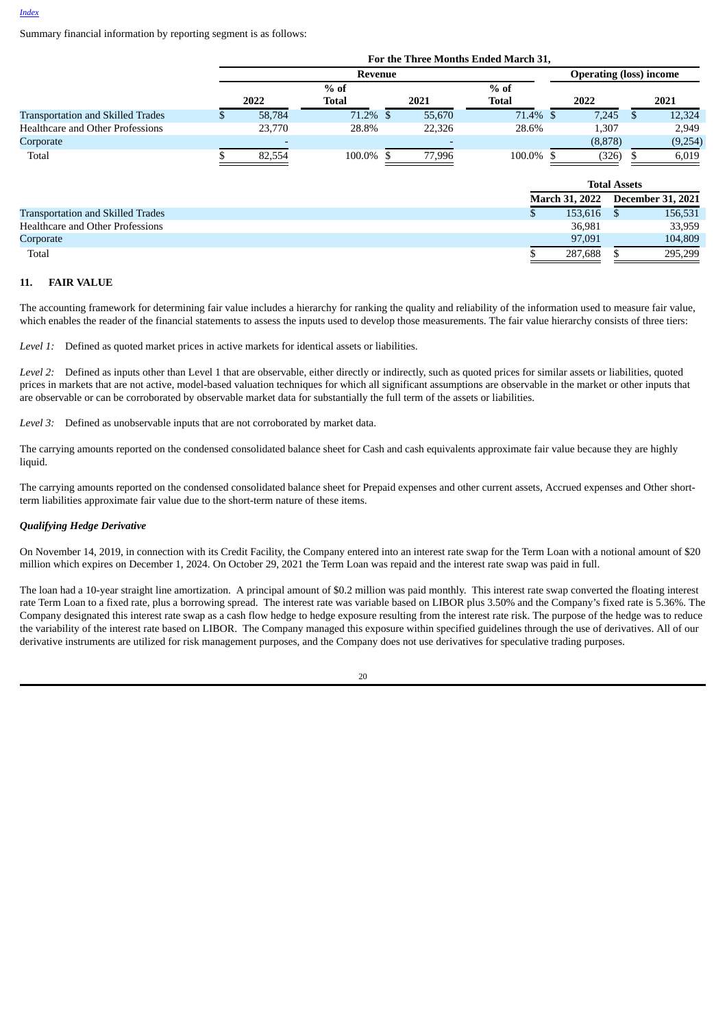Summary financial information by reporting segment is as follows:

| | For the Three Months Ended March 31, | | | | | |
|---|---|---|---|---|---|---|
| | Revenue | | | | Operating (loss) income | |
| | 2022 | % of Total | 2021 | % of Total | 2022 | 2021 |
| Transportation and Skilled Trades | $ 58,784 | 71.2% | $ 55,670 | 71.4% | $ 7,245 | $ 12,324 |
| Healthcare and Other Professions | 23,770 | 28.8% | 22,326 | 28.6% | 1,307 | 2,949 |
| Corporate | - | | - | | (8,878) | (9,254) |
| Total | $ 82,554 | 100.0% | $ 77,996 | 100.0% | $ (326) | $ 6,019 |

| | Total Assets | |
|---|---|---|
| | March 31, 2022 | December 31, 2021 |
| Transportation and Skilled Trades | $ 153,616 | $ 156,531 |
| Healthcare and Other Professions | 36,981 | 33,959 |
| Corporate | 97,091 | 104,809 |
| Total | $ 287,688 | $ 295,299 |

## 11. FAIR VALUE

The accounting framework for determining fair value includes a hierarchy for ranking the quality and reliability of the information used to measure fair value, which enables the reader of the financial statements to assess the inputs used to develop those measurements. The fair value hierarchy consists of three tiers:

*Level 1:* Defined as quoted market prices in active markets for identical assets or liabilities.

*Level 2:* Defined as inputs other than Level 1 that are observable, either directly or indirectly, such as quoted prices for similar assets or liabilities, quoted prices in markets that are not active, model-based valuation techniques for which all significant assumptions are observable in the market or other inputs that are observable or can be corroborated by observable market data for substantially the full term of the assets or liabilities.

*Level 3:* Defined as unobservable inputs that are not corroborated by market data.

The carrying amounts reported on the condensed consolidated balance sheet for Cash and cash equivalents approximate fair value because they are highly liquid.

The carrying amounts reported on the condensed consolidated balance sheet for Prepaid expenses and other current assets, Accrued expenses and Other short-term liabilities approximate fair value due to the short-term nature of these items.

***Qualifying Hedge Derivative***

On November 14, 2019, in connection with its Credit Facility, the Company entered into an interest rate swap for the Term Loan with a notional amount of $20 million which expires on December 1, 2024. On October 29, 2021 the Term Loan was repaid and the interest rate swap was paid in full.

The loan had a 10-year straight line amortization. A principal amount of $0.2 million was paid monthly. This interest rate swap converted the floating interest rate Term Loan to a fixed rate, plus a borrowing spread. The interest rate was variable based on LIBOR plus 3.50% and the Company's fixed rate is 5.36%. The Company designated this interest rate swap as a cash flow hedge to hedge exposure resulting from the interest rate risk. The purpose of the hedge was to reduce the variability of the interest rate based on LIBOR. The Company managed this exposure within specified guidelines through the use of derivatives. All of our derivative instruments are utilized for risk management purposes, and the Company does not use derivatives for speculative trading purposes.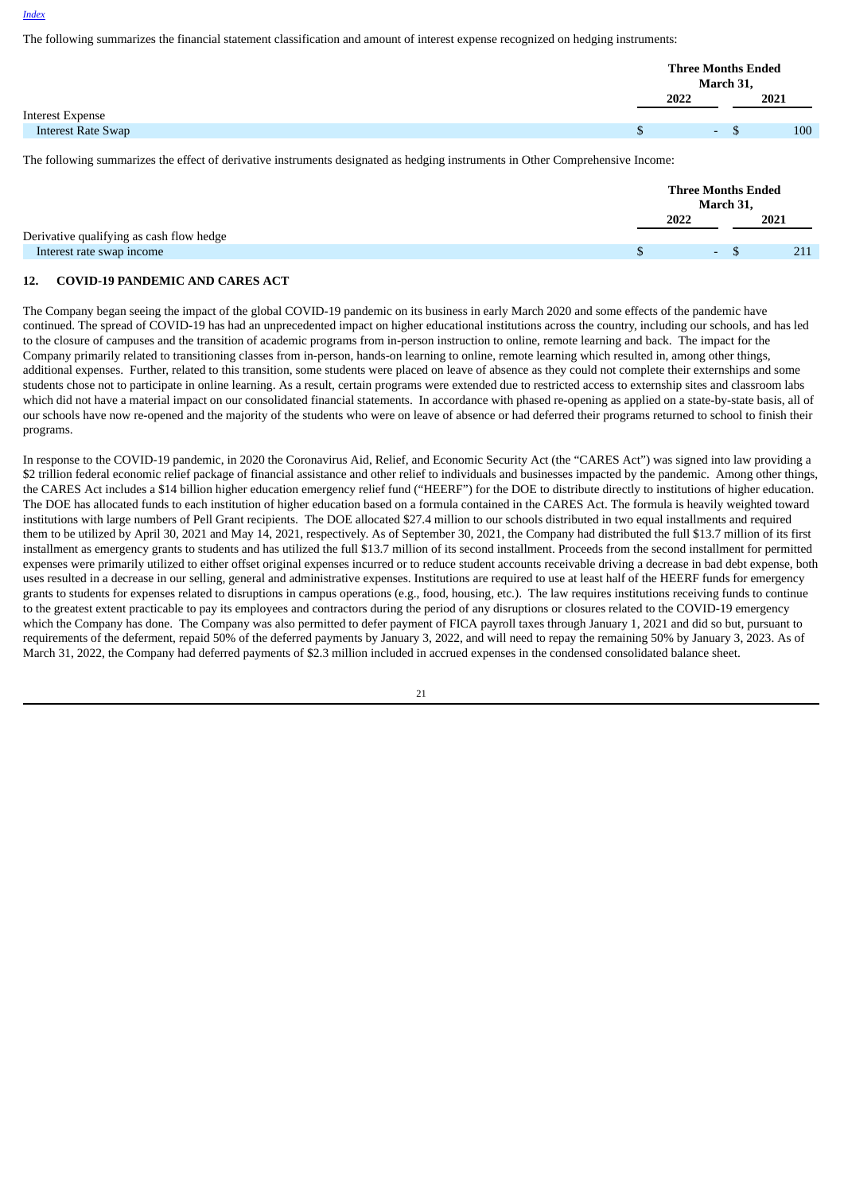The following summarizes the financial statement classification and amount of interest expense recognized on hedging instruments:

| | Three Months Ended March 31, | |
|---|---|---|
| | 2022 | 2021 |
| Interest Expense | | |
| Interest Rate Swap | $ - | $ 100 |

The following summarizes the effect of derivative instruments designated as hedging instruments in Other Comprehensive Income:

| | Three Months Ended March 31, | |
|---|---|---|
| | 2022 | 2021 |
| Derivative qualifying as cash flow hedge | | |
| Interest rate swap income | $ - | $ 211 |

## 12. COVID-19 PANDEMIC AND CARES ACT

The Company began seeing the impact of the global COVID-19 pandemic on its business in early March 2020 and some effects of the pandemic have continued. The spread of COVID-19 has had an unprecedented impact on higher educational institutions across the country, including our schools, and has led to the closure of campuses and the transition of academic programs from in-person instruction to online, remote learning and back. The impact for the Company primarily related to transitioning classes from in-person, hands-on learning to online, remote learning which resulted in, among other things, additional expenses. Further, related to this transition, some students were placed on leave of absence as they could not complete their externships and some students chose not to participate in online learning. As a result, certain programs were extended due to restricted access to externship sites and classroom labs which did not have a material impact on our consolidated financial statements. In accordance with phased re-opening as applied on a state-by-state basis, all of our schools have now re-opened and the majority of the students who were on leave of absence or had deferred their programs returned to school to finish their programs.

In response to the COVID-19 pandemic, in 2020 the Coronavirus Aid, Relief, and Economic Security Act (the "CARES Act") was signed into law providing a $2 trillion federal economic relief package of financial assistance and other relief to individuals and businesses impacted by the pandemic. Among other things, the CARES Act includes a $14 billion higher education emergency relief fund ("HEERF") for the DOE to distribute directly to institutions of higher education. The DOE has allocated funds to each institution of higher education based on a formula contained in the CARES Act. The formula is heavily weighted toward institutions with large numbers of Pell Grant recipients. The DOE allocated $27.4 million to our schools distributed in two equal installments and required them to be utilized by April 30, 2021 and May 14, 2021, respectively. As of September 30, 2021, the Company had distributed the full $13.7 million of its first installment as emergency grants to students and has utilized the full $13.7 million of its second installment. Proceeds from the second installment for permitted expenses were primarily utilized to either offset original expenses incurred or to reduce student accounts receivable driving a decrease in bad debt expense, both uses resulted in a decrease in our selling, general and administrative expenses. Institutions are required to use at least half of the HEERF funds for emergency grants to students for expenses related to disruptions in campus operations (e.g., food, housing, etc.). The law requires institutions receiving funds to continue to the greatest extent practicable to pay its employees and contractors during the period of any disruptions or closures related to the COVID-19 emergency which the Company has done. The Company was also permitted to defer payment of FICA payroll taxes through January 1, 2021 and did so but, pursuant to requirements of the deferment, repaid 50% of the deferred payments by January 3, 2022, and will need to repay the remaining 50% by January 3, 2023. As of March 31, 2022, the Company had deferred payments of $2.3 million included in accrued expenses in the condensed consolidated balance sheet.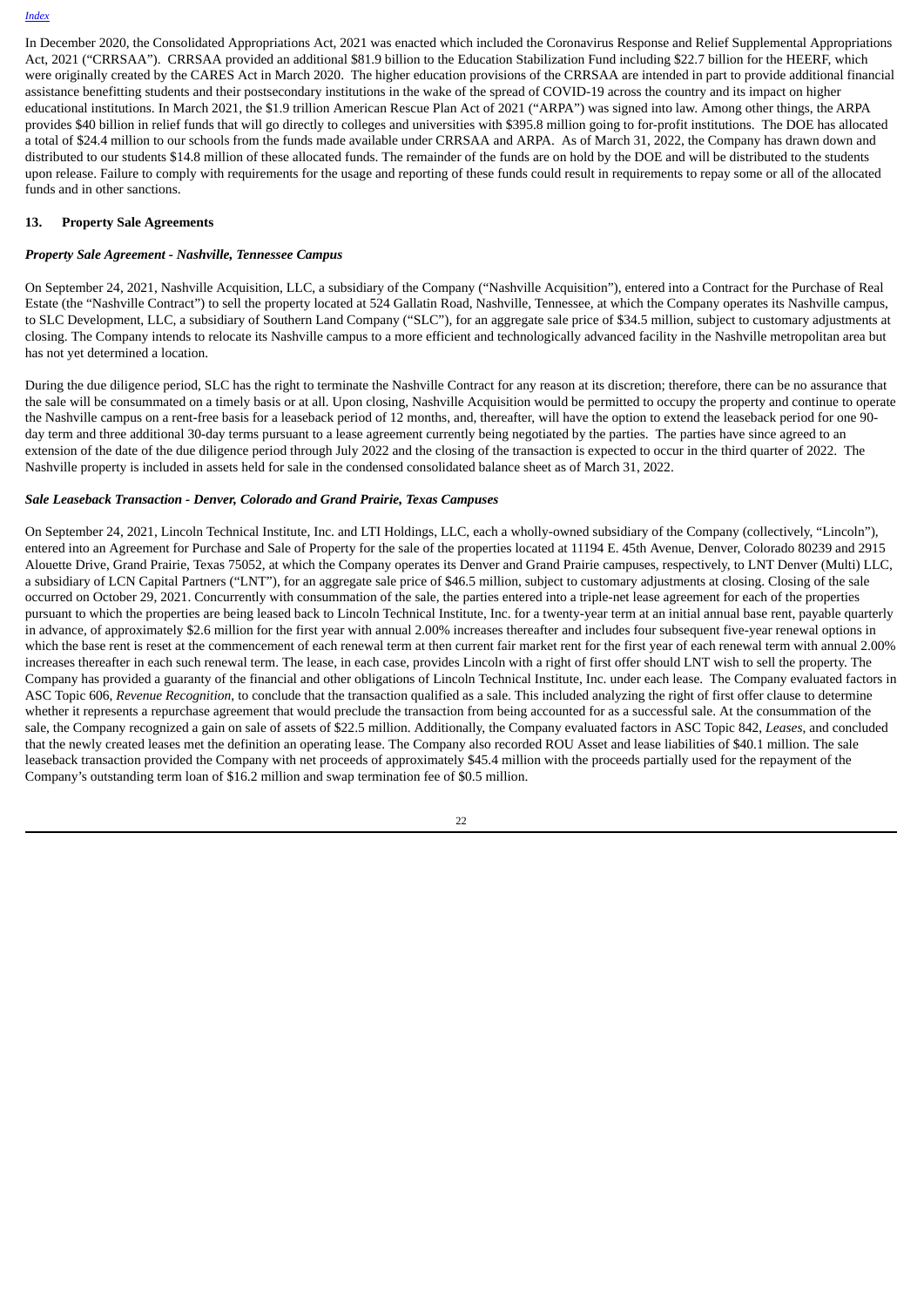In December 2020, the Consolidated Appropriations Act, 2021 was enacted which included the Coronavirus Response and Relief Supplemental Appropriations Act, 2021 ("CRRSAA"). CRRSAA provided an additional $81.9 billion to the Education Stabilization Fund including $22.7 billion for the HEERF, which were originally created by the CARES Act in March 2020. The higher education provisions of the CRRSAA are intended in part to provide additional financial assistance benefitting students and their postsecondary institutions in the wake of the spread of COVID-19 across the country and its impact on higher educational institutions. In March 2021, the $1.9 trillion American Rescue Plan Act of 2021 ("ARPA") was signed into law. Among other things, the ARPA provides $40 billion in relief funds that will go directly to colleges and universities with $395.8 million going to for-profit institutions. The DOE has allocated a total of $24.4 million to our schools from the funds made available under CRRSAA and ARPA. As of March 31, 2022, the Company has drawn down and distributed to our students $14.8 million of these allocated funds. The remainder of the funds are on hold by the DOE and will be distributed to the students upon release. Failure to comply with requirements for the usage and reporting of these funds could result in requirements to repay some or all of the allocated funds and in other sanctions.

## 13. Property Sale Agreements

### *Property Sale Agreement - Nashville, Tennessee Campus*

On September 24, 2021, Nashville Acquisition, LLC, a subsidiary of the Company ("Nashville Acquisition"), entered into a Contract for the Purchase of Real Estate (the "Nashville Contract") to sell the property located at 524 Gallatin Road, Nashville, Tennessee, at which the Company operates its Nashville campus, to SLC Development, LLC, a subsidiary of Southern Land Company ("SLC"), for an aggregate sale price of $34.5 million, subject to customary adjustments at closing. The Company intends to relocate its Nashville campus to a more efficient and technologically advanced facility in the Nashville metropolitan area but has not yet determined a location.

During the due diligence period, SLC has the right to terminate the Nashville Contract for any reason at its discretion; therefore, there can be no assurance that the sale will be consummated on a timely basis or at all. Upon closing, Nashville Acquisition would be permitted to occupy the property and continue to operate the Nashville campus on a rent-free basis for a leaseback period of 12 months, and, thereafter, will have the option to extend the leaseback period for one 90-day term and three additional 30-day terms pursuant to a lease agreement currently being negotiated by the parties. The parties have since agreed to an extension of the date of the due diligence period through July 2022 and the closing of the transaction is expected to occur in the third quarter of 2022. The Nashville property is included in assets held for sale in the condensed consolidated balance sheet as of March 31, 2022.

### *Sale Leaseback Transaction - Denver, Colorado and Grand Prairie, Texas Campuses*

On September 24, 2021, Lincoln Technical Institute, Inc. and LTI Holdings, LLC, each a wholly-owned subsidiary of the Company (collectively, "Lincoln"), entered into an Agreement for Purchase and Sale of Property for the sale of the properties located at 11194 E. 45th Avenue, Denver, Colorado 80239 and 2915 Alouette Drive, Grand Prairie, Texas 75052, at which the Company operates its Denver and Grand Prairie campuses, respectively, to LNT Denver (Multi) LLC, a subsidiary of LCN Capital Partners ("LNT"), for an aggregate sale price of $46.5 million, subject to customary adjustments at closing. Closing of the sale occurred on October 29, 2021. Concurrently with consummation of the sale, the parties entered into a triple-net lease agreement for each of the properties pursuant to which the properties are being leased back to Lincoln Technical Institute, Inc. for a twenty-year term at an initial annual base rent, payable quarterly in advance, of approximately $2.6 million for the first year with annual 2.00% increases thereafter and includes four subsequent five-year renewal options in which the base rent is reset at the commencement of each renewal term at then current fair market rent for the first year of each renewal term with annual 2.00% increases thereafter in each such renewal term. The lease, in each case, provides Lincoln with a right of first offer should LNT wish to sell the property. The Company has provided a guaranty of the financial and other obligations of Lincoln Technical Institute, Inc. under each lease. The Company evaluated factors in ASC Topic 606, *Revenue Recognition*, to conclude that the transaction qualified as a sale. This included analyzing the right of first offer clause to determine whether it represents a repurchase agreement that would preclude the transaction from being accounted for as a successful sale. At the consummation of the sale, the Company recognized a gain on sale of assets of $22.5 million. Additionally, the Company evaluated factors in ASC Topic 842, *Leases*, and concluded that the newly created leases met the definition an operating lease. The Company also recorded ROU Asset and lease liabilities of $40.1 million. The sale leaseback transaction provided the Company with net proceeds of approximately $45.4 million with the proceeds partially used for the repayment of the Company's outstanding term loan of $16.2 million and swap termination fee of $0.5 million.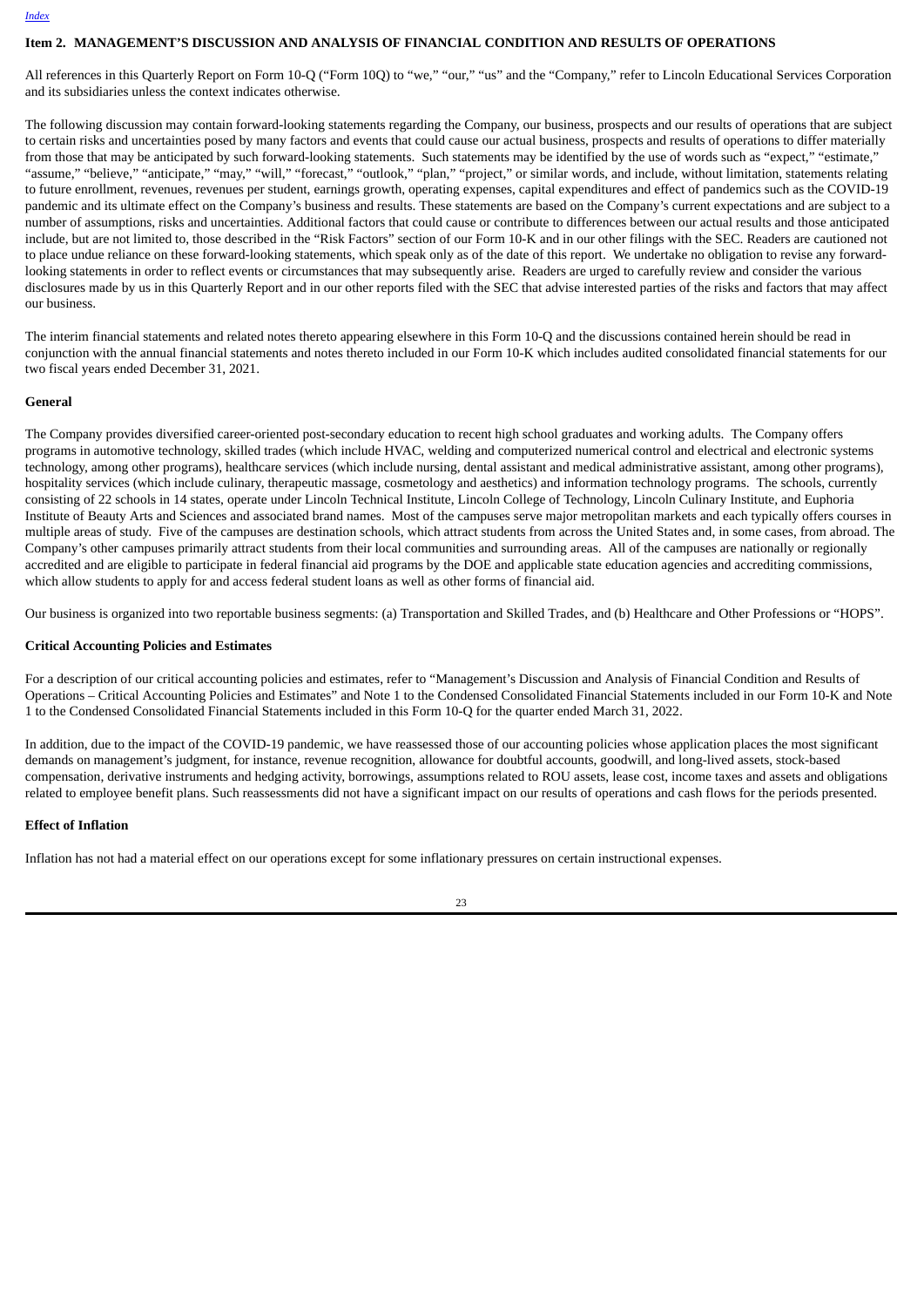## Item 2. MANAGEMENT'S DISCUSSION AND ANALYSIS OF FINANCIAL CONDITION AND RESULTS OF OPERATIONS

All references in this Quarterly Report on Form 10-Q ("Form 10Q) to "we," "our," "us" and the "Company," refer to Lincoln Educational Services Corporation and its subsidiaries unless the context indicates otherwise.

The following discussion may contain forward-looking statements regarding the Company, our business, prospects and our results of operations that are subject to certain risks and uncertainties posed by many factors and events that could cause our actual business, prospects and results of operations to differ materially from those that may be anticipated by such forward-looking statements. Such statements may be identified by the use of words such as "expect," "estimate," "assume," "believe," "anticipate," "may," "will," "forecast," "outlook," "plan," "project," or similar words, and include, without limitation, statements relating to future enrollment, revenues, revenues per student, earnings growth, operating expenses, capital expenditures and effect of pandemics such as the COVID-19 pandemic and its ultimate effect on the Company's business and results. These statements are based on the Company's current expectations and are subject to a number of assumptions, risks and uncertainties. Additional factors that could cause or contribute to differences between our actual results and those anticipated include, but are not limited to, those described in the "Risk Factors" section of our Form 10-K and in our other filings with the SEC. Readers are cautioned not to place undue reliance on these forward-looking statements, which speak only as of the date of this report. We undertake no obligation to revise any forward-looking statements in order to reflect events or circumstances that may subsequently arise. Readers are urged to carefully review and consider the various disclosures made by us in this Quarterly Report and in our other reports filed with the SEC that advise interested parties of the risks and factors that may affect our business.

The interim financial statements and related notes thereto appearing elsewhere in this Form 10-Q and the discussions contained herein should be read in conjunction with the annual financial statements and notes thereto included in our Form 10-K which includes audited consolidated financial statements for our two fiscal years ended December 31, 2021.

### General

The Company provides diversified career-oriented post-secondary education to recent high school graduates and working adults. The Company offers programs in automotive technology, skilled trades (which include HVAC, welding and computerized numerical control and electrical and electronic systems technology, among other programs), healthcare services (which include nursing, dental assistant and medical administrative assistant, among other programs), hospitality services (which include culinary, therapeutic massage, cosmetology and aesthetics) and information technology programs. The schools, currently consisting of 22 schools in 14 states, operate under Lincoln Technical Institute, Lincoln College of Technology, Lincoln Culinary Institute, and Euphoria Institute of Beauty Arts and Sciences and associated brand names. Most of the campuses serve major metropolitan markets and each typically offers courses in multiple areas of study. Five of the campuses are destination schools, which attract students from across the United States and, in some cases, from abroad. The Company's other campuses primarily attract students from their local communities and surrounding areas. All of the campuses are nationally or regionally accredited and are eligible to participate in federal financial aid programs by the DOE and applicable state education agencies and accrediting commissions, which allow students to apply for and access federal student loans as well as other forms of financial aid.

Our business is organized into two reportable business segments: (a) Transportation and Skilled Trades, and (b) Healthcare and Other Professions or "HOPS".

### Critical Accounting Policies and Estimates

For a description of our critical accounting policies and estimates, refer to "Management's Discussion and Analysis of Financial Condition and Results of Operations – Critical Accounting Policies and Estimates" and Note 1 to the Condensed Consolidated Financial Statements included in our Form 10-K and Note 1 to the Condensed Consolidated Financial Statements included in this Form 10-Q for the quarter ended March 31, 2022.

In addition, due to the impact of the COVID-19 pandemic, we have reassessed those of our accounting policies whose application places the most significant demands on management's judgment, for instance, revenue recognition, allowance for doubtful accounts, goodwill, and long-lived assets, stock-based compensation, derivative instruments and hedging activity, borrowings, assumptions related to ROU assets, lease cost, income taxes and assets and obligations related to employee benefit plans. Such reassessments did not have a significant impact on our results of operations and cash flows for the periods presented.

### Effect of Inflation

Inflation has not had a material effect on our operations except for some inflationary pressures on certain instructional expenses.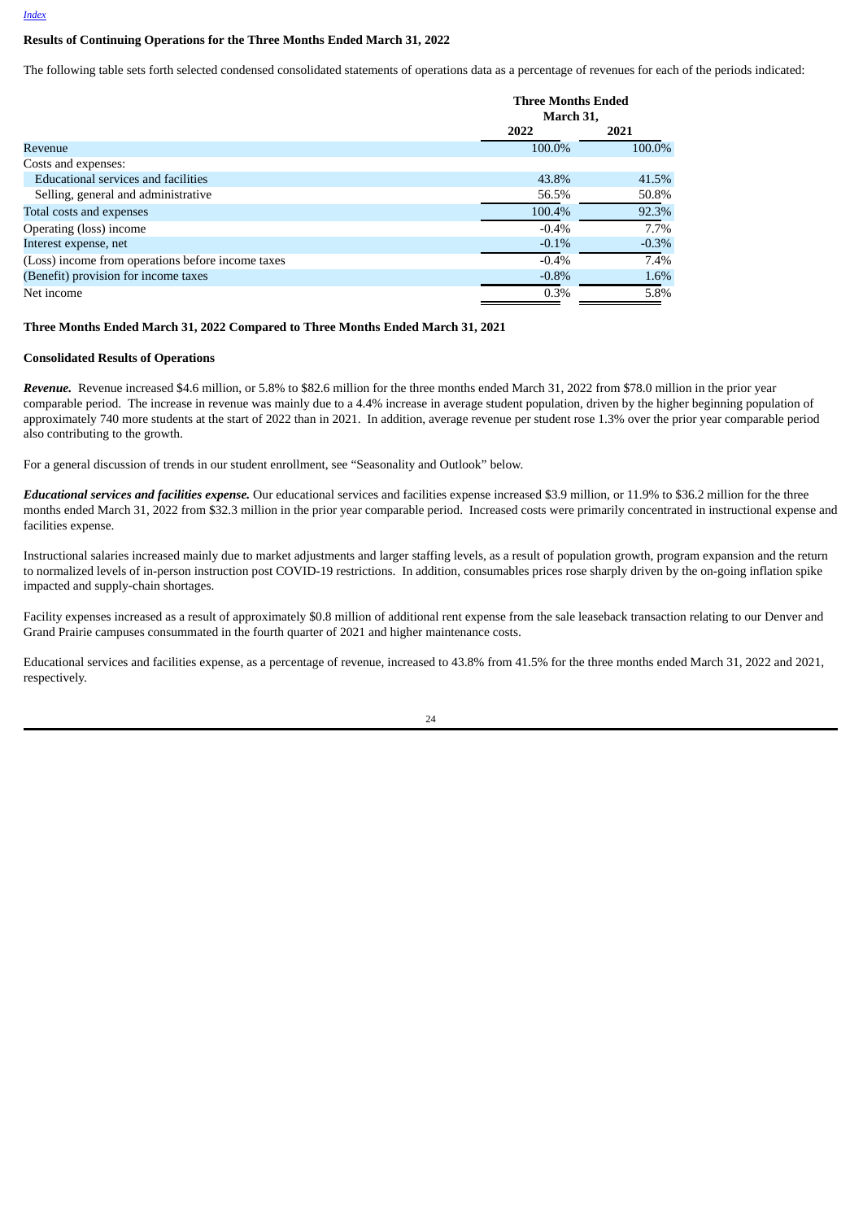## Results of Continuing Operations for the Three Months Ended March 31, 2022

The following table sets forth selected condensed consolidated statements of operations data as a percentage of revenues for each of the periods indicated:

| | Three Months Ended March 31, | |
|---|---|---|
| | 2022 | 2021 |
| Revenue | 100.0% | 100.0% |
| Costs and expenses: | | |
| Educational services and facilities | 43.8% | 41.5% |
| Selling, general and administrative | 56.5% | 50.8% |
| Total costs and expenses | 100.4% | 92.3% |
| Operating (loss) income | -0.4% | 7.7% |
| Interest expense, net | -0.1% | -0.3% |
| (Loss) income from operations before income taxes | -0.4% | 7.4% |
| (Benefit) provision for income taxes | -0.8% | 1.6% |
| Net income | 0.3% | 5.8% |

### Three Months Ended March 31, 2022 Compared to Three Months Ended March 31, 2021

### Consolidated Results of Operations

***Revenue.*** Revenue increased $4.6 million, or 5.8% to $82.6 million for the three months ended March 31, 2022 from $78.0 million in the prior year comparable period. The increase in revenue was mainly due to a 4.4% increase in average student population, driven by the higher beginning population of approximately 740 more students at the start of 2022 than in 2021. In addition, average revenue per student rose 1.3% over the prior year comparable period also contributing to the growth.

For a general discussion of trends in our student enrollment, see "Seasonality and Outlook" below.

***Educational services and facilities expense.*** Our educational services and facilities expense increased $3.9 million, or 11.9% to $36.2 million for the three months ended March 31, 2022 from $32.3 million in the prior year comparable period. Increased costs were primarily concentrated in instructional expense and facilities expense.

Instructional salaries increased mainly due to market adjustments and larger staffing levels, as a result of population growth, program expansion and the return to normalized levels of in-person instruction post COVID-19 restrictions. In addition, consumables prices rose sharply driven by the on-going inflation spike impacted and supply-chain shortages.

Facility expenses increased as a result of approximately $0.8 million of additional rent expense from the sale leaseback transaction relating to our Denver and Grand Prairie campuses consummated in the fourth quarter of 2021 and higher maintenance costs.

Educational services and facilities expense, as a percentage of revenue, increased to 43.8% from 41.5% for the three months ended March 31, 2022 and 2021, respectively.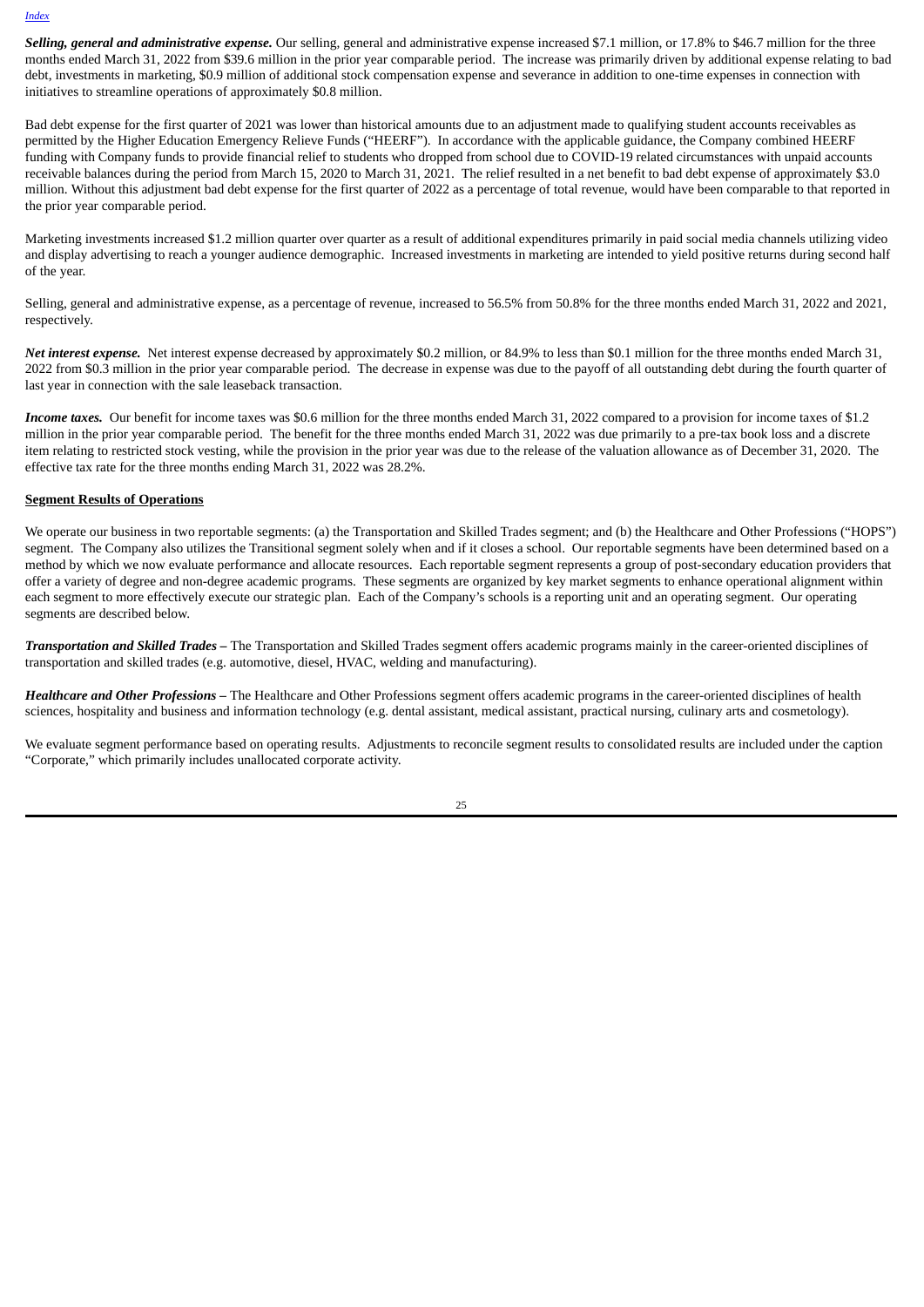***Selling, general and administrative expense.*** Our selling, general and administrative expense increased $7.1 million, or 17.8% to $46.7 million for the three months ended March 31, 2022 from $39.6 million in the prior year comparable period. The increase was primarily driven by additional expense relating to bad debt, investments in marketing, $0.9 million of additional stock compensation expense and severance in addition to one-time expenses in connection with initiatives to streamline operations of approximately $0.8 million.

Bad debt expense for the first quarter of 2021 was lower than historical amounts due to an adjustment made to qualifying student accounts receivables as permitted by the Higher Education Emergency Relieve Funds ("HEERF"). In accordance with the applicable guidance, the Company combined HEERF funding with Company funds to provide financial relief to students who dropped from school due to COVID-19 related circumstances with unpaid accounts receivable balances during the period from March 15, 2020 to March 31, 2021. The relief resulted in a net benefit to bad debt expense of approximately $3.0 million. Without this adjustment bad debt expense for the first quarter of 2022 as a percentage of total revenue, would have been comparable to that reported in the prior year comparable period.

Marketing investments increased $1.2 million quarter over quarter as a result of additional expenditures primarily in paid social media channels utilizing video and display advertising to reach a younger audience demographic. Increased investments in marketing are intended to yield positive returns during second half of the year.

Selling, general and administrative expense, as a percentage of revenue, increased to 56.5% from 50.8% for the three months ended March 31, 2022 and 2021, respectively.

***Net interest expense.*** Net interest expense decreased by approximately $0.2 million, or 84.9% to less than $0.1 million for the three months ended March 31, 2022 from $0.3 million in the prior year comparable period. The decrease in expense was due to the payoff of all outstanding debt during the fourth quarter of last year in connection with the sale leaseback transaction.

***Income taxes.*** Our benefit for income taxes was $0.6 million for the three months ended March 31, 2022 compared to a provision for income taxes of $1.2 million in the prior year comparable period. The benefit for the three months ended March 31, 2022 was due primarily to a pre-tax book loss and a discrete item relating to restricted stock vesting, while the provision in the prior year was due to the release of the valuation allowance as of December 31, 2020. The effective tax rate for the three months ending March 31, 2022 was 28.2%.

**Segment Results of Operations**

We operate our business in two reportable segments: (a) the Transportation and Skilled Trades segment; and (b) the Healthcare and Other Professions ("HOPS") segment. The Company also utilizes the Transitional segment solely when and if it closes a school. Our reportable segments have been determined based on a method by which we now evaluate performance and allocate resources. Each reportable segment represents a group of post-secondary education providers that offer a variety of degree and non-degree academic programs. These segments are organized by key market segments to enhance operational alignment within each segment to more effectively execute our strategic plan. Each of the Company's schools is a reporting unit and an operating segment. Our operating segments are described below.

***Transportation and Skilled Trades –*** The Transportation and Skilled Trades segment offers academic programs mainly in the career-oriented disciplines of transportation and skilled trades (e.g. automotive, diesel, HVAC, welding and manufacturing).

***Healthcare and Other Professions –*** The Healthcare and Other Professions segment offers academic programs in the career-oriented disciplines of health sciences, hospitality and business and information technology (e.g. dental assistant, medical assistant, practical nursing, culinary arts and cosmetology).

We evaluate segment performance based on operating results. Adjustments to reconcile segment results to consolidated results are included under the caption "Corporate," which primarily includes unallocated corporate activity.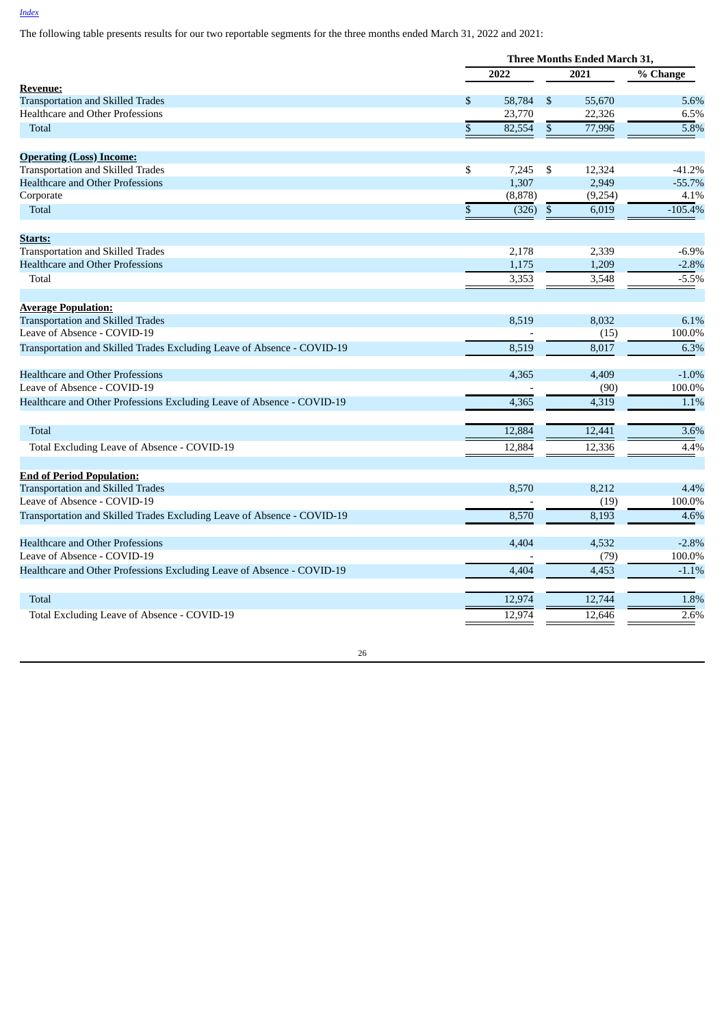The following table presents results for our two reportable segments for the three months ended March 31, 2022 and 2021:

| | Three Months Ended March 31, | | |
|---|---|---|---|
| | 2022 | 2021 | % Change |
| **Revenue:** | | | |
| Transportation and Skilled Trades | $ 58,784 | $ 55,670 | 5.6% |
| Healthcare and Other Professions | 23,770 | 22,326 | 6.5% |
| Total | $ 82,554 | $ 77,996 | 5.8% |
| **Operating (Loss) Income:** | | | |
| Transportation and Skilled Trades | $ 7,245 | $ 12,324 | -41.2% |
| Healthcare and Other Professions | 1,307 | 2,949 | -55.7% |
| Corporate | (8,878) | (9,254) | 4.1% |
| Total | $ (326) | $ 6,019 | -105.4% |
| **Starts:** | | | |
| Transportation and Skilled Trades | 2,178 | 2,339 | -6.9% |
| Healthcare and Other Professions | 1,175 | 1,209 | -2.8% |
| Total | 3,353 | 3,548 | -5.5% |
| **Average Population:** | | | |
| Transportation and Skilled Trades | 8,519 | 8,032 | 6.1% |
| Leave of Absence - COVID-19 | - | (15) | 100.0% |
| Transportation and Skilled Trades Excluding Leave of Absence - COVID-19 | 8,519 | 8,017 | 6.3% |
| Healthcare and Other Professions | 4,365 | 4,409 | -1.0% |
| Leave of Absence - COVID-19 | - | (90) | 100.0% |
| Healthcare and Other Professions Excluding Leave of Absence - COVID-19 | 4,365 | 4,319 | 1.1% |
| Total | 12,884 | 12,441 | 3.6% |
| Total Excluding Leave of Absence - COVID-19 | 12,884 | 12,336 | 4.4% |
| **End of Period Population:** | | | |
| Transportation and Skilled Trades | 8,570 | 8,212 | 4.4% |
| Leave of Absence - COVID-19 | - | (19) | 100.0% |
| Transportation and Skilled Trades Excluding Leave of Absence - COVID-19 | 8,570 | 8,193 | 4.6% |
| Healthcare and Other Professions | 4,404 | 4,532 | -2.8% |
| Leave of Absence - COVID-19 | - | (79) | 100.0% |
| Healthcare and Other Professions Excluding Leave of Absence - COVID-19 | 4,404 | 4,453 | -1.1% |
| Total | 12,974 | 12,744 | 1.8% |
| Total Excluding Leave of Absence - COVID-19 | 12,974 | 12,646 | 2.6% |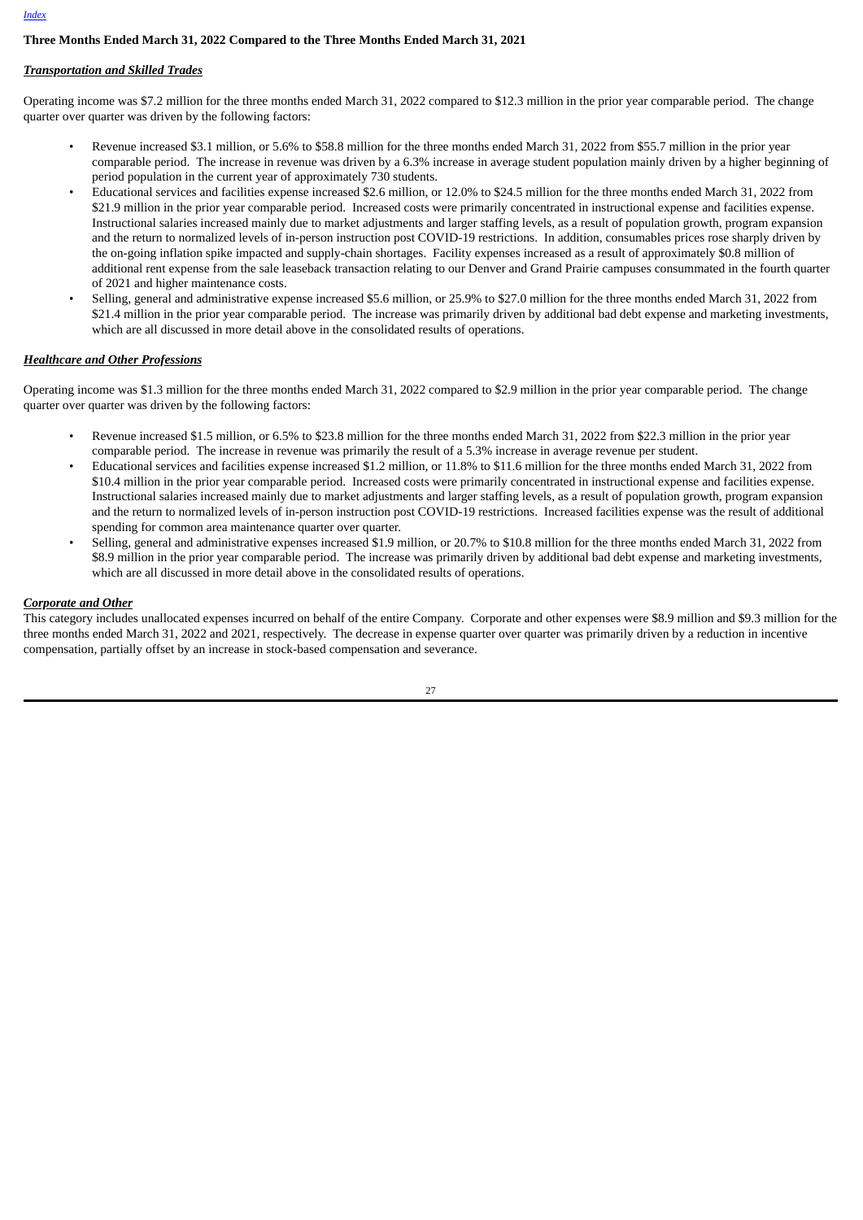[Index](#)

**Three Months Ended March 31, 2022 Compared to the Three Months Ended March 31, 2021**

***Transportation and Skilled Trades***

Operating income was $7.2 million for the three months ended March 31, 2022 compared to $12.3 million in the prior year comparable period. The change quarter over quarter was driven by the following factors:

- Revenue increased $3.1 million, or 5.6% to $58.8 million for the three months ended March 31, 2022 from $55.7 million in the prior year comparable period. The increase in revenue was driven by a 6.3% increase in average student population mainly driven by a higher beginning of period population in the current year of approximately 730 students.
- Educational services and facilities expense increased $2.6 million, or 12.0% to $24.5 million for the three months ended March 31, 2022 from $21.9 million in the prior year comparable period. Increased costs were primarily concentrated in instructional expense and facilities expense. Instructional salaries increased mainly due to market adjustments and larger staffing levels, as a result of population growth, program expansion and the return to normalized levels of in-person instruction post COVID-19 restrictions. In addition, consumables prices rose sharply driven by the on-going inflation spike impacted and supply-chain shortages. Facility expenses increased as a result of approximately $0.8 million of additional rent expense from the sale leaseback transaction relating to our Denver and Grand Prairie campuses consummated in the fourth quarter of 2021 and higher maintenance costs.
- Selling, general and administrative expense increased $5.6 million, or 25.9% to $27.0 million for the three months ended March 31, 2022 from $21.4 million in the prior year comparable period. The increase was primarily driven by additional bad debt expense and marketing investments, which are all discussed in more detail above in the consolidated results of operations.

***Healthcare and Other Professions***

Operating income was $1.3 million for the three months ended March 31, 2022 compared to $2.9 million in the prior year comparable period. The change quarter over quarter was driven by the following factors:

- Revenue increased $1.5 million, or 6.5% to $23.8 million for the three months ended March 31, 2022 from $22.3 million in the prior year comparable period. The increase in revenue was primarily the result of a 5.3% increase in average revenue per student.
- Educational services and facilities expense increased $1.2 million, or 11.8% to $11.6 million for the three months ended March 31, 2022 from $10.4 million in the prior year comparable period. Increased costs were primarily concentrated in instructional expense and facilities expense. Instructional salaries increased mainly due to market adjustments and larger staffing levels, as a result of population growth, program expansion and the return to normalized levels of in-person instruction post COVID-19 restrictions. Increased facilities expense was the result of additional spending for common area maintenance quarter over quarter.
- Selling, general and administrative expenses increased $1.9 million, or 20.7% to $10.8 million for the three months ended March 31, 2022 from $8.9 million in the prior year comparable period. The increase was primarily driven by additional bad debt expense and marketing investments, which are all discussed in more detail above in the consolidated results of operations.

***Corporate and Other***

This category includes unallocated expenses incurred on behalf of the entire Company. Corporate and other expenses were $8.9 million and $9.3 million for the three months ended March 31, 2022 and 2021, respectively. The decrease in expense quarter over quarter was primarily driven by a reduction in incentive compensation, partially offset by an increase in stock-based compensation and severance.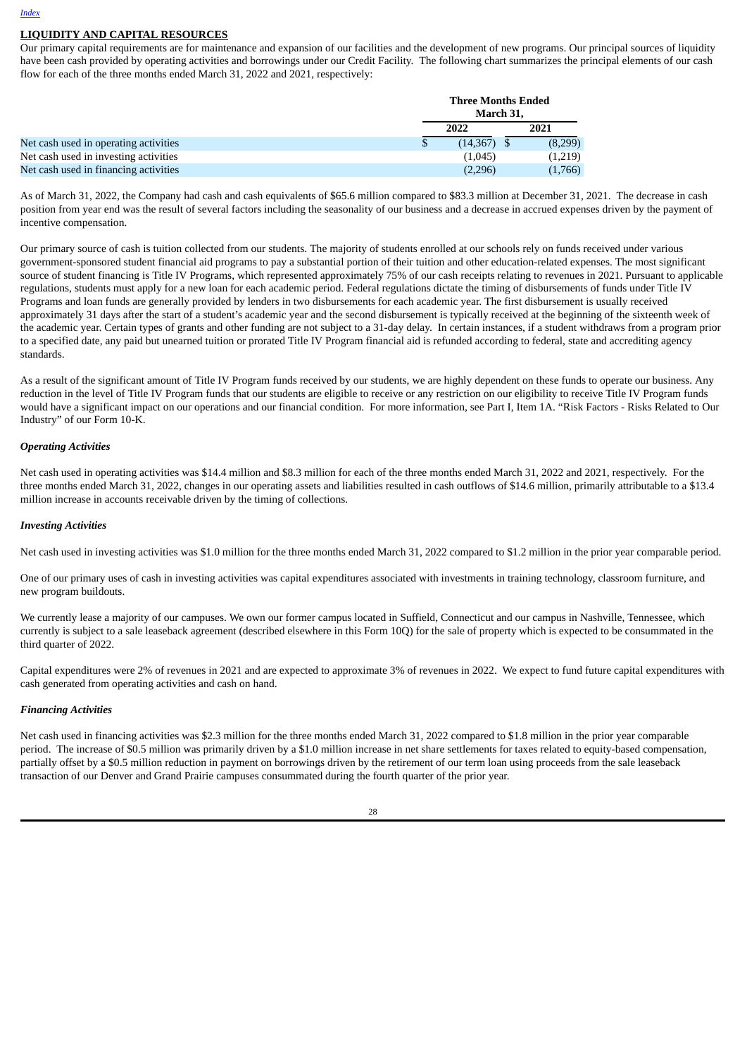## LIQUIDITY AND CAPITAL RESOURCES

Our primary capital requirements are for maintenance and expansion of our facilities and the development of new programs. Our principal sources of liquidity have been cash provided by operating activities and borrowings under our Credit Facility. The following chart summarizes the principal elements of our cash flow for each of the three months ended March 31, 2022 and 2021, respectively:

| | Three Months Ended March 31, | |
|---|---|---|
| | 2022 | 2021 |
| Net cash used in operating activities | $ (14,367) | $ (8,299) |
| Net cash used in investing activities | (1,045) | (1,219) |
| Net cash used in financing activities | (2,296) | (1,766) |

As of March 31, 2022, the Company had cash and cash equivalents of $65.6 million compared to $83.3 million at December 31, 2021. The decrease in cash position from year end was the result of several factors including the seasonality of our business and a decrease in accrued expenses driven by the payment of incentive compensation.

Our primary source of cash is tuition collected from our students. The majority of students enrolled at our schools rely on funds received under various government-sponsored student financial aid programs to pay a substantial portion of their tuition and other education-related expenses. The most significant source of student financing is Title IV Programs, which represented approximately 75% of our cash receipts relating to revenues in 2021. Pursuant to applicable regulations, students must apply for a new loan for each academic period. Federal regulations dictate the timing of disbursements of funds under Title IV Programs and loan funds are generally provided by lenders in two disbursements for each academic year. The first disbursement is usually received approximately 31 days after the start of a student's academic year and the second disbursement is typically received at the beginning of the sixteenth week of the academic year. Certain types of grants and other funding are not subject to a 31-day delay. In certain instances, if a student withdraws from a program prior to a specified date, any paid but unearned tuition or prorated Title IV Program financial aid is refunded according to federal, state and accrediting agency standards.

As a result of the significant amount of Title IV Program funds received by our students, we are highly dependent on these funds to operate our business. Any reduction in the level of Title IV Program funds that our students are eligible to receive or any restriction on our eligibility to receive Title IV Program funds would have a significant impact on our operations and our financial condition. For more information, see Part I, Item 1A. "Risk Factors - Risks Related to Our Industry" of our Form 10-K.

### *Operating Activities*

Net cash used in operating activities was $14.4 million and $8.3 million for each of the three months ended March 31, 2022 and 2021, respectively. For the three months ended March 31, 2022, changes in our operating assets and liabilities resulted in cash outflows of $14.6 million, primarily attributable to a $13.4 million increase in accounts receivable driven by the timing of collections.

### *Investing Activities*

Net cash used in investing activities was $1.0 million for the three months ended March 31, 2022 compared to $1.2 million in the prior year comparable period.

One of our primary uses of cash in investing activities was capital expenditures associated with investments in training technology, classroom furniture, and new program buildouts.

We currently lease a majority of our campuses. We own our former campus located in Suffield, Connecticut and our campus in Nashville, Tennessee, which currently is subject to a sale leaseback agreement (described elsewhere in this Form 10Q) for the sale of property which is expected to be consummated in the third quarter of 2022.

Capital expenditures were 2% of revenues in 2021 and are expected to approximate 3% of revenues in 2022. We expect to fund future capital expenditures with cash generated from operating activities and cash on hand.

### *Financing Activities*

Net cash used in financing activities was $2.3 million for the three months ended March 31, 2022 compared to $1.8 million in the prior year comparable period. The increase of $0.5 million was primarily driven by a $1.0 million increase in net share settlements for taxes related to equity-based compensation, partially offset by a $0.5 million reduction in payment on borrowings driven by the retirement of our term loan using proceeds from the sale leaseback transaction of our Denver and Grand Prairie campuses consummated during the fourth quarter of the prior year.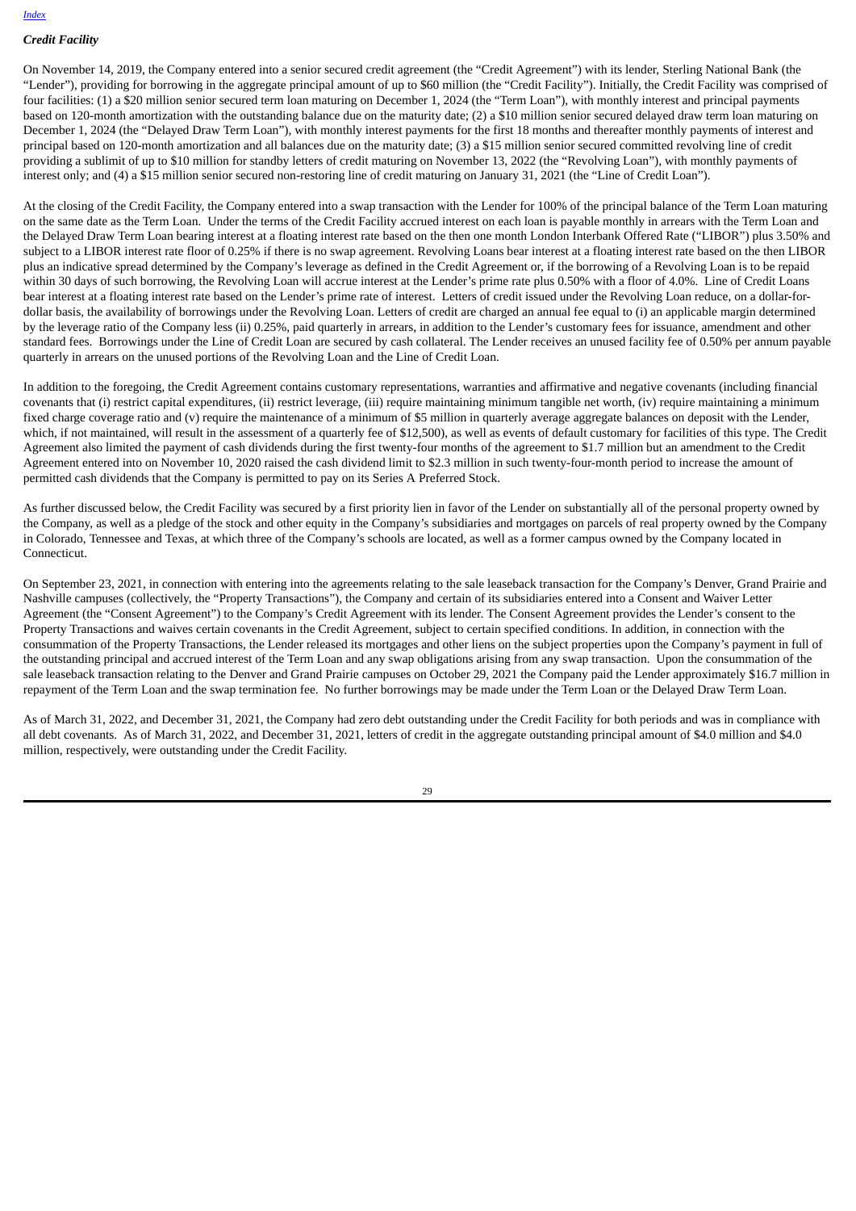### *Credit Facility*

On November 14, 2019, the Company entered into a senior secured credit agreement (the "Credit Agreement") with its lender, Sterling National Bank (the "Lender"), providing for borrowing in the aggregate principal amount of up to $60 million (the "Credit Facility"). Initially, the Credit Facility was comprised of four facilities: (1) a $20 million senior secured term loan maturing on December 1, 2024 (the "Term Loan"), with monthly interest and principal payments based on 120-month amortization with the outstanding balance due on the maturity date; (2) a $10 million senior secured delayed draw term loan maturing on December 1, 2024 (the "Delayed Draw Term Loan"), with monthly interest payments for the first 18 months and thereafter monthly payments of interest and principal based on 120-month amortization and all balances due on the maturity date; (3) a $15 million senior secured committed revolving line of credit providing a sublimit of up to $10 million for standby letters of credit maturing on November 13, 2022 (the "Revolving Loan"), with monthly payments of interest only; and (4) a $15 million senior secured non-restoring line of credit maturing on January 31, 2021 (the "Line of Credit Loan").

At the closing of the Credit Facility, the Company entered into a swap transaction with the Lender for 100% of the principal balance of the Term Loan maturing on the same date as the Term Loan. Under the terms of the Credit Facility accrued interest on each loan is payable monthly in arrears with the Term Loan and the Delayed Draw Term Loan bearing interest at a floating interest rate based on the then one month London Interbank Offered Rate ("LIBOR") plus 3.50% and subject to a LIBOR interest rate floor of 0.25% if there is no swap agreement. Revolving Loans bear interest at a floating interest rate based on the then LIBOR plus an indicative spread determined by the Company's leverage as defined in the Credit Agreement or, if the borrowing of a Revolving Loan is to be repaid within 30 days of such borrowing, the Revolving Loan will accrue interest at the Lender's prime rate plus 0.50% with a floor of 4.0%. Line of Credit Loans bear interest at a floating interest rate based on the Lender's prime rate of interest. Letters of credit issued under the Revolving Loan reduce, on a dollar-for-dollar basis, the availability of borrowings under the Revolving Loan. Letters of credit are charged an annual fee equal to (i) an applicable margin determined by the leverage ratio of the Company less (ii) 0.25%, paid quarterly in arrears, in addition to the Lender's customary fees for issuance, amendment and other standard fees. Borrowings under the Line of Credit Loan are secured by cash collateral. The Lender receives an unused facility fee of 0.50% per annum payable quarterly in arrears on the unused portions of the Revolving Loan and the Line of Credit Loan.

In addition to the foregoing, the Credit Agreement contains customary representations, warranties and affirmative and negative covenants (including financial covenants that (i) restrict capital expenditures, (ii) restrict leverage, (iii) require maintaining minimum tangible net worth, (iv) require maintaining a minimum fixed charge coverage ratio and (v) require the maintenance of a minimum of $5 million in quarterly average aggregate balances on deposit with the Lender, which, if not maintained, will result in the assessment of a quarterly fee of $12,500), as well as events of default customary for facilities of this type. The Credit Agreement also limited the payment of cash dividends during the first twenty-four months of the agreement to $1.7 million but an amendment to the Credit Agreement entered into on November 10, 2020 raised the cash dividend limit to $2.3 million in such twenty-four-month period to increase the amount of permitted cash dividends that the Company is permitted to pay on its Series A Preferred Stock.

As further discussed below, the Credit Facility was secured by a first priority lien in favor of the Lender on substantially all of the personal property owned by the Company, as well as a pledge of the stock and other equity in the Company's subsidiaries and mortgages on parcels of real property owned by the Company in Colorado, Tennessee and Texas, at which three of the Company's schools are located, as well as a former campus owned by the Company located in Connecticut.

On September 23, 2021, in connection with entering into the agreements relating to the sale leaseback transaction for the Company's Denver, Grand Prairie and Nashville campuses (collectively, the "Property Transactions"), the Company and certain of its subsidiaries entered into a Consent and Waiver Letter Agreement (the "Consent Agreement") to the Company's Credit Agreement with its lender. The Consent Agreement provides the Lender's consent to the Property Transactions and waives certain covenants in the Credit Agreement, subject to certain specified conditions. In addition, in connection with the consummation of the Property Transactions, the Lender released its mortgages and other liens on the subject properties upon the Company's payment in full of the outstanding principal and accrued interest of the Term Loan and any swap obligations arising from any swap transaction. Upon the consummation of the sale leaseback transaction relating to the Denver and Grand Prairie campuses on October 29, 2021 the Company paid the Lender approximately $16.7 million in repayment of the Term Loan and the swap termination fee. No further borrowings may be made under the Term Loan or the Delayed Draw Term Loan.

As of March 31, 2022, and December 31, 2021, the Company had zero debt outstanding under the Credit Facility for both periods and was in compliance with all debt covenants. As of March 31, 2022, and December 31, 2021, letters of credit in the aggregate outstanding principal amount of $4.0 million and $4.0 million, respectively, were outstanding under the Credit Facility.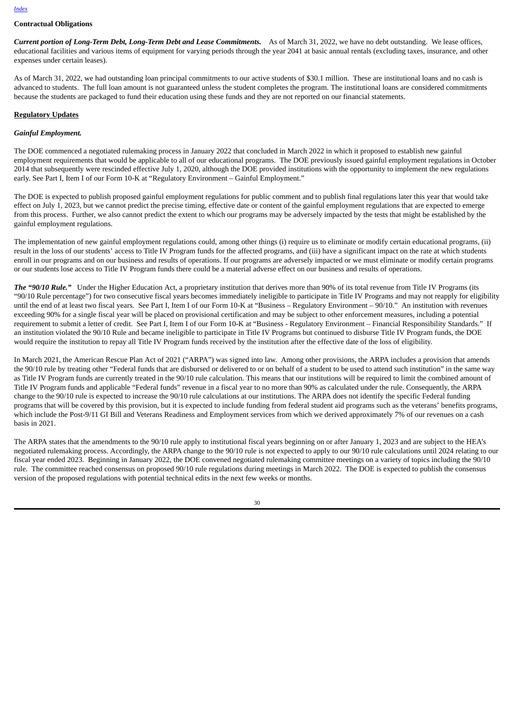#### Contractual Obligations

***Current portion of Long-Term Debt, Long-Term Debt and Lease Commitments.*** As of March 31, 2022, we have no debt outstanding. We lease offices, educational facilities and various items of equipment for varying periods through the year 2041 at basic annual rentals (excluding taxes, insurance, and other expenses under certain leases).

As of March 31, 2022, we had outstanding loan principal commitments to our active students of $30.1 million. These are institutional loans and no cash is advanced to students. The full loan amount is not guaranteed unless the student completes the program. The institutional loans are considered commitments because the students are packaged to fund their education using these funds and they are not reported on our financial statements.

#### Regulatory Updates

***Gainful Employment.***

The DOE commenced a negotiated rulemaking process in January 2022 that concluded in March 2022 in which it proposed to establish new gainful employment requirements that would be applicable to all of our educational programs. The DOE previously issued gainful employment regulations in October 2014 that subsequently were rescinded effective July 1, 2020, although the DOE provided institutions with the opportunity to implement the new regulations early. See Part I, Item I of our Form 10-K at "Regulatory Environment – Gainful Employment."

The DOE is expected to publish proposed gainful employment regulations for public comment and to publish final regulations later this year that would take effect on July 1, 2023, but we cannot predict the precise timing, effective date or content of the gainful employment regulations that are expected to emerge from this process. Further, we also cannot predict the extent to which our programs may be adversely impacted by the tests that might be established by the gainful employment regulations.

The implementation of new gainful employment regulations could, among other things (i) require us to eliminate or modify certain educational programs, (ii) result in the loss of our students' access to Title IV Program funds for the affected programs, and (iii) have a significant impact on the rate at which students enroll in our programs and on our business and results of operations. If our programs are adversely impacted or we must eliminate or modify certain programs or our students lose access to Title IV Program funds there could be a material adverse effect on our business and results of operations.

***The "90/10 Rule."*** Under the Higher Education Act, a proprietary institution that derives more than 90% of its total revenue from Title IV Programs (its "90/10 Rule percentage") for two consecutive fiscal years becomes immediately ineligible to participate in Title IV Programs and may not reapply for eligibility until the end of at least two fiscal years. See Part I, Item I of our Form 10-K at "Business – Regulatory Environment – 90/10." An institution with revenues exceeding 90% for a single fiscal year will be placed on provisional certification and may be subject to other enforcement measures, including a potential requirement to submit a letter of credit. See Part I, Item I of our Form 10-K at "Business - Regulatory Environment – Financial Responsibility Standards." If an institution violated the 90/10 Rule and became ineligible to participate in Title IV Programs but continued to disburse Title IV Program funds, the DOE would require the institution to repay all Title IV Program funds received by the institution after the effective date of the loss of eligibility.

In March 2021, the American Rescue Plan Act of 2021 ("ARPA") was signed into law. Among other provisions, the ARPA includes a provision that amends the 90/10 rule by treating other "Federal funds that are disbursed or delivered to or on behalf of a student to be used to attend such institution" in the same way as Title IV Program funds are currently treated in the 90/10 rule calculation. This means that our institutions will be required to limit the combined amount of Title IV Program funds and applicable "Federal funds" revenue in a fiscal year to no more than 90% as calculated under the rule. Consequently, the ARPA change to the 90/10 rule is expected to increase the 90/10 rule calculations at our institutions. The ARPA does not identify the specific Federal funding programs that will be covered by this provision, but it is expected to include funding from federal student aid programs such as the veterans' benefits programs, which include the Post-9/11 GI Bill and Veterans Readiness and Employment services from which we derived approximately 7% of our revenues on a cash basis in 2021.

The ARPA states that the amendments to the 90/10 rule apply to institutional fiscal years beginning on or after January 1, 2023 and are subject to the HEA's negotiated rulemaking process. Accordingly, the ARPA change to the 90/10 rule is not expected to apply to our 90/10 rule calculations until 2024 relating to our fiscal year ended 2023. Beginning in January 2022, the DOE convened negotiated rulemaking committee meetings on a variety of topics including the 90/10 rule. The committee reached consensus on proposed 90/10 rule regulations during meetings in March 2022. The DOE is expected to publish the consensus version of the proposed regulations with potential technical edits in the next few weeks or months.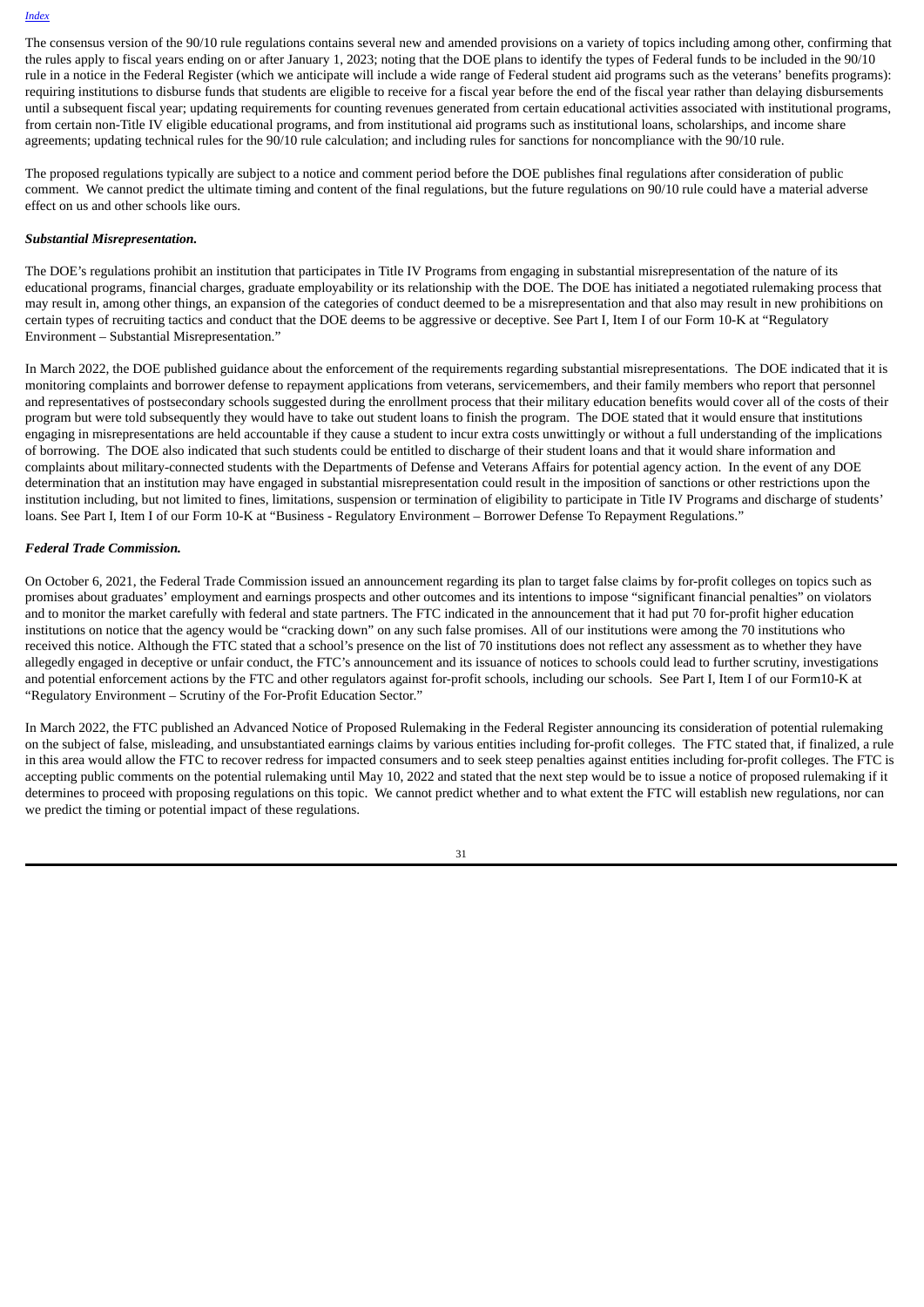The consensus version of the 90/10 rule regulations contains several new and amended provisions on a variety of topics including among other, confirming that the rules apply to fiscal years ending on or after January 1, 2023; noting that the DOE plans to identify the types of Federal funds to be included in the 90/10 rule in a notice in the Federal Register (which we anticipate will include a wide range of Federal student aid programs such as the veterans' benefits programs): requiring institutions to disburse funds that students are eligible to receive for a fiscal year before the end of the fiscal year rather than delaying disbursements until a subsequent fiscal year; updating requirements for counting revenues generated from certain educational activities associated with institutional programs, from certain non-Title IV eligible educational programs, and from institutional aid programs such as institutional loans, scholarships, and income share agreements; updating technical rules for the 90/10 rule calculation; and including rules for sanctions for noncompliance with the 90/10 rule.

The proposed regulations typically are subject to a notice and comment period before the DOE publishes final regulations after consideration of public comment. We cannot predict the ultimate timing and content of the final regulations, but the future regulations on 90/10 rule could have a material adverse effect on us and other schools like ours.

***Substantial Misrepresentation.***

The DOE's regulations prohibit an institution that participates in Title IV Programs from engaging in substantial misrepresentation of the nature of its educational programs, financial charges, graduate employability or its relationship with the DOE. The DOE has initiated a negotiated rulemaking process that may result in, among other things, an expansion of the categories of conduct deemed to be a misrepresentation and that also may result in new prohibitions on certain types of recruiting tactics and conduct that the DOE deems to be aggressive or deceptive. See Part I, Item I of our Form 10-K at "Regulatory Environment – Substantial Misrepresentation."

In March 2022, the DOE published guidance about the enforcement of the requirements regarding substantial misrepresentations. The DOE indicated that it is monitoring complaints and borrower defense to repayment applications from veterans, servicemembers, and their family members who report that personnel and representatives of postsecondary schools suggested during the enrollment process that their military education benefits would cover all of the costs of their program but were told subsequently they would have to take out student loans to finish the program. The DOE stated that it would ensure that institutions engaging in misrepresentations are held accountable if they cause a student to incur extra costs unwittingly or without a full understanding of the implications of borrowing. The DOE also indicated that such students could be entitled to discharge of their student loans and that it would share information and complaints about military-connected students with the Departments of Defense and Veterans Affairs for potential agency action. In the event of any DOE determination that an institution may have engaged in substantial misrepresentation could result in the imposition of sanctions or other restrictions upon the institution including, but not limited to fines, limitations, suspension or termination of eligibility to participate in Title IV Programs and discharge of students' loans. See Part I, Item I of our Form 10-K at "Business - Regulatory Environment – Borrower Defense To Repayment Regulations."

***Federal Trade Commission.***

On October 6, 2021, the Federal Trade Commission issued an announcement regarding its plan to target false claims by for-profit colleges on topics such as promises about graduates' employment and earnings prospects and other outcomes and its intentions to impose "significant financial penalties" on violators and to monitor the market carefully with federal and state partners. The FTC indicated in the announcement that it had put 70 for-profit higher education institutions on notice that the agency would be "cracking down" on any such false promises. All of our institutions were among the 70 institutions who received this notice. Although the FTC stated that a school's presence on the list of 70 institutions does not reflect any assessment as to whether they have allegedly engaged in deceptive or unfair conduct, the FTC's announcement and its issuance of notices to schools could lead to further scrutiny, investigations and potential enforcement actions by the FTC and other regulators against for-profit schools, including our schools. See Part I, Item I of our Form10-K at "Regulatory Environment – Scrutiny of the For-Profit Education Sector."

In March 2022, the FTC published an Advanced Notice of Proposed Rulemaking in the Federal Register announcing its consideration of potential rulemaking on the subject of false, misleading, and unsubstantiated earnings claims by various entities including for-profit colleges. The FTC stated that, if finalized, a rule in this area would allow the FTC to recover redress for impacted consumers and to seek steep penalties against entities including for-profit colleges. The FTC is accepting public comments on the potential rulemaking until May 10, 2022 and stated that the next step would be to issue a notice of proposed rulemaking if it determines to proceed with proposing regulations on this topic. We cannot predict whether and to what extent the FTC will establish new regulations, nor can we predict the timing or potential impact of these regulations.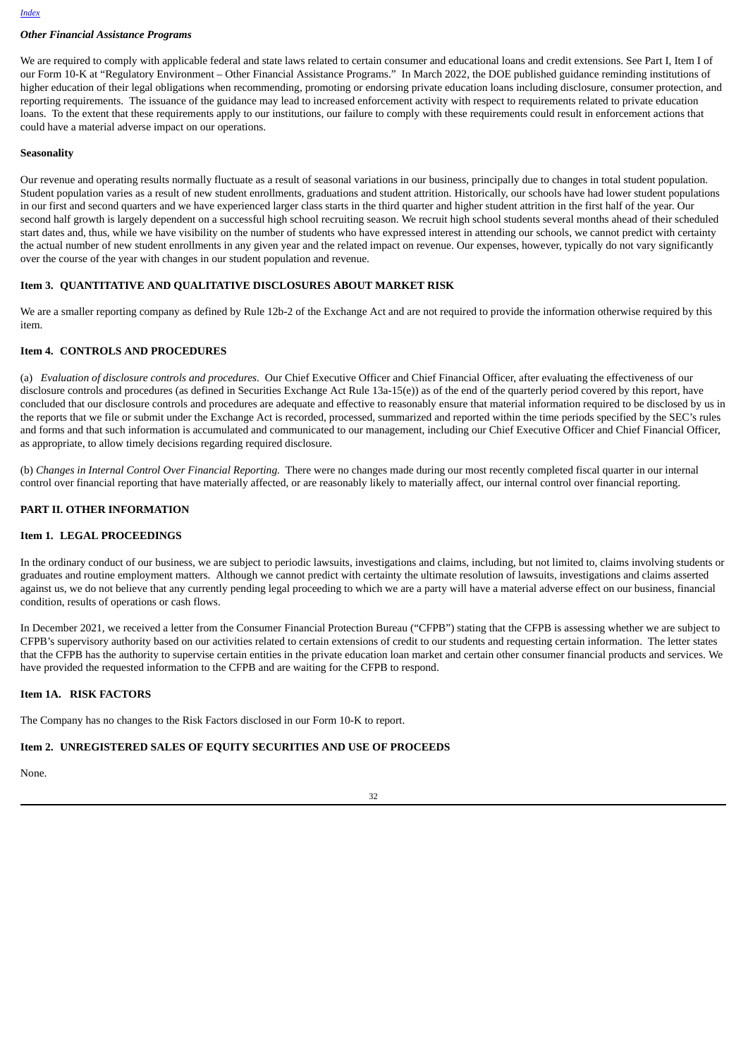### *Other Financial Assistance Programs*

We are required to comply with applicable federal and state laws related to certain consumer and educational loans and credit extensions. See Part I, Item I of our Form 10-K at "Regulatory Environment – Other Financial Assistance Programs." In March 2022, the DOE published guidance reminding institutions of higher education of their legal obligations when recommending, promoting or endorsing private education loans including disclosure, consumer protection, and reporting requirements. The issuance of the guidance may lead to increased enforcement activity with respect to requirements related to private education loans. To the extent that these requirements apply to our institutions, our failure to comply with these requirements could result in enforcement actions that could have a material adverse impact on our operations.

### Seasonality

Our revenue and operating results normally fluctuate as a result of seasonal variations in our business, principally due to changes in total student population. Student population varies as a result of new student enrollments, graduations and student attrition. Historically, our schools have had lower student populations in our first and second quarters and we have experienced larger class starts in the third quarter and higher student attrition in the first half of the year. Our second half growth is largely dependent on a successful high school recruiting season. We recruit high school students several months ahead of their scheduled start dates and, thus, while we have visibility on the number of students who have expressed interest in attending our schools, we cannot predict with certainty the actual number of new student enrollments in any given year and the related impact on revenue. Our expenses, however, typically do not vary significantly over the course of the year with changes in our student population and revenue.

## Item 3. QUANTITATIVE AND QUALITATIVE DISCLOSURES ABOUT MARKET RISK

We are a smaller reporting company as defined by Rule 12b-2 of the Exchange Act and are not required to provide the information otherwise required by this item.

## Item 4. CONTROLS AND PROCEDURES

(a) *Evaluation of disclosure controls and procedures.* Our Chief Executive Officer and Chief Financial Officer, after evaluating the effectiveness of our disclosure controls and procedures (as defined in Securities Exchange Act Rule 13a-15(e)) as of the end of the quarterly period covered by this report, have concluded that our disclosure controls and procedures are adequate and effective to reasonably ensure that material information required to be disclosed by us in the reports that we file or submit under the Exchange Act is recorded, processed, summarized and reported within the time periods specified by the SEC's rules and forms and that such information is accumulated and communicated to our management, including our Chief Executive Officer and Chief Financial Officer, as appropriate, to allow timely decisions regarding required disclosure.

(b) *Changes in Internal Control Over Financial Reporting.* There were no changes made during our most recently completed fiscal quarter in our internal control over financial reporting that have materially affected, or are reasonably likely to materially affect, our internal control over financial reporting.

# PART II. OTHER INFORMATION

## Item 1. LEGAL PROCEEDINGS

In the ordinary conduct of our business, we are subject to periodic lawsuits, investigations and claims, including, but not limited to, claims involving students or graduates and routine employment matters. Although we cannot predict with certainty the ultimate resolution of lawsuits, investigations and claims asserted against us, we do not believe that any currently pending legal proceeding to which we are a party will have a material adverse effect on our business, financial condition, results of operations or cash flows.

In December 2021, we received a letter from the Consumer Financial Protection Bureau ("CFPB") stating that the CFPB is assessing whether we are subject to CFPB's supervisory authority based on our activities related to certain extensions of credit to our students and requesting certain information. The letter states that the CFPB has the authority to supervise certain entities in the private education loan market and certain other consumer financial products and services. We have provided the requested information to the CFPB and are waiting for the CFPB to respond.

## Item 1A. RISK FACTORS

The Company has no changes to the Risk Factors disclosed in our Form 10-K to report.

## Item 2. UNREGISTERED SALES OF EQUITY SECURITIES AND USE OF PROCEEDS

None.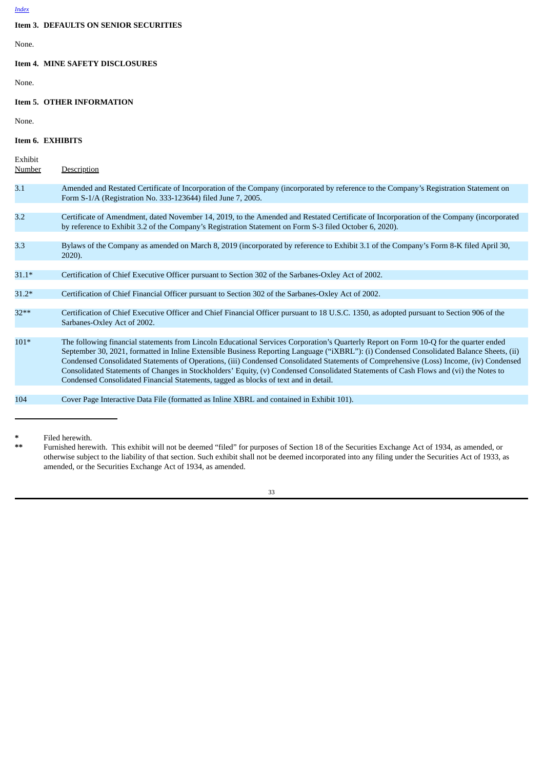## Item 3. DEFAULTS ON SENIOR SECURITIES

None.

## Item 4. MINE SAFETY DISCLOSURES

None.

## Item 5. OTHER INFORMATION

None.

## Item 6. EXHIBITS

| Exhibit Number | Description |
|---|---|
| 3.1 | Amended and Restated Certificate of Incorporation of the Company (incorporated by reference to the Company's Registration Statement on Form S-1/A (Registration No. 333-123644) filed June 7, 2005. |
| 3.2 | Certificate of Amendment, dated November 14, 2019, to the Amended and Restated Certificate of Incorporation of the Company (incorporated by reference to Exhibit 3.2 of the Company's Registration Statement on Form S-3 filed October 6, 2020). |
| 3.3 | Bylaws of the Company as amended on March 8, 2019 (incorporated by reference to Exhibit 3.1 of the Company's Form 8-K filed April 30, 2020). |
| 31.1* | Certification of Chief Executive Officer pursuant to Section 302 of the Sarbanes-Oxley Act of 2002. |
| 31.2* | Certification of Chief Financial Officer pursuant to Section 302 of the Sarbanes-Oxley Act of 2002. |
| 32** | Certification of Chief Executive Officer and Chief Financial Officer pursuant to 18 U.S.C. 1350, as adopted pursuant to Section 906 of the Sarbanes-Oxley Act of 2002. |
| 101* | The following financial statements from Lincoln Educational Services Corporation's Quarterly Report on Form 10-Q for the quarter ended September 30, 2021, formatted in Inline Extensible Business Reporting Language ("iXBRL"): (i) Condensed Consolidated Balance Sheets, (ii) Condensed Consolidated Statements of Operations, (iii) Condensed Consolidated Statements of Comprehensive (Loss) Income, (iv) Condensed Consolidated Statements of Changes in Stockholders' Equity, (v) Condensed Consolidated Statements of Cash Flows and (vi) the Notes to Condensed Consolidated Financial Statements, tagged as blocks of text and in detail. |
| 104 | Cover Page Interactive Data File (formatted as Inline XBRL and contained in Exhibit 101). |

\* Filed herewith.

\*\* Furnished herewith. This exhibit will not be deemed "filed" for purposes of Section 18 of the Securities Exchange Act of 1934, as amended, or otherwise subject to the liability of that section. Such exhibit shall not be deemed incorporated into any filing under the Securities Act of 1933, as amended, or the Securities Exchange Act of 1934, as amended.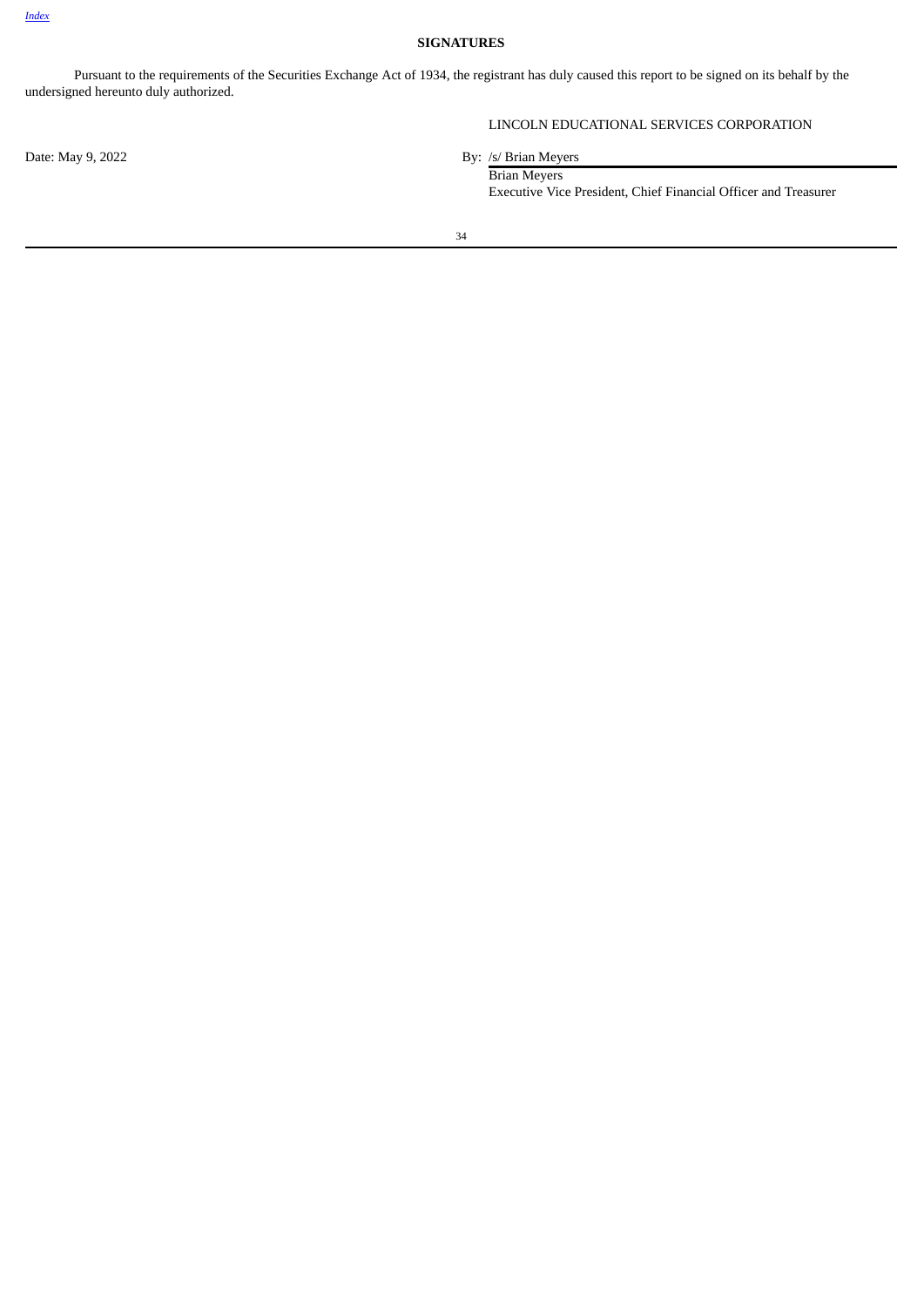## SIGNATURES

Pursuant to the requirements of the Securities Exchange Act of 1934, the registrant has duly caused this report to be signed on its behalf by the undersigned hereunto duly authorized.

LINCOLN EDUCATIONAL SERVICES CORPORATION

Date: May 9, 2022

By: /s/ Brian Meyers
Brian Meyers
Executive Vice President, Chief Financial Officer and Treasurer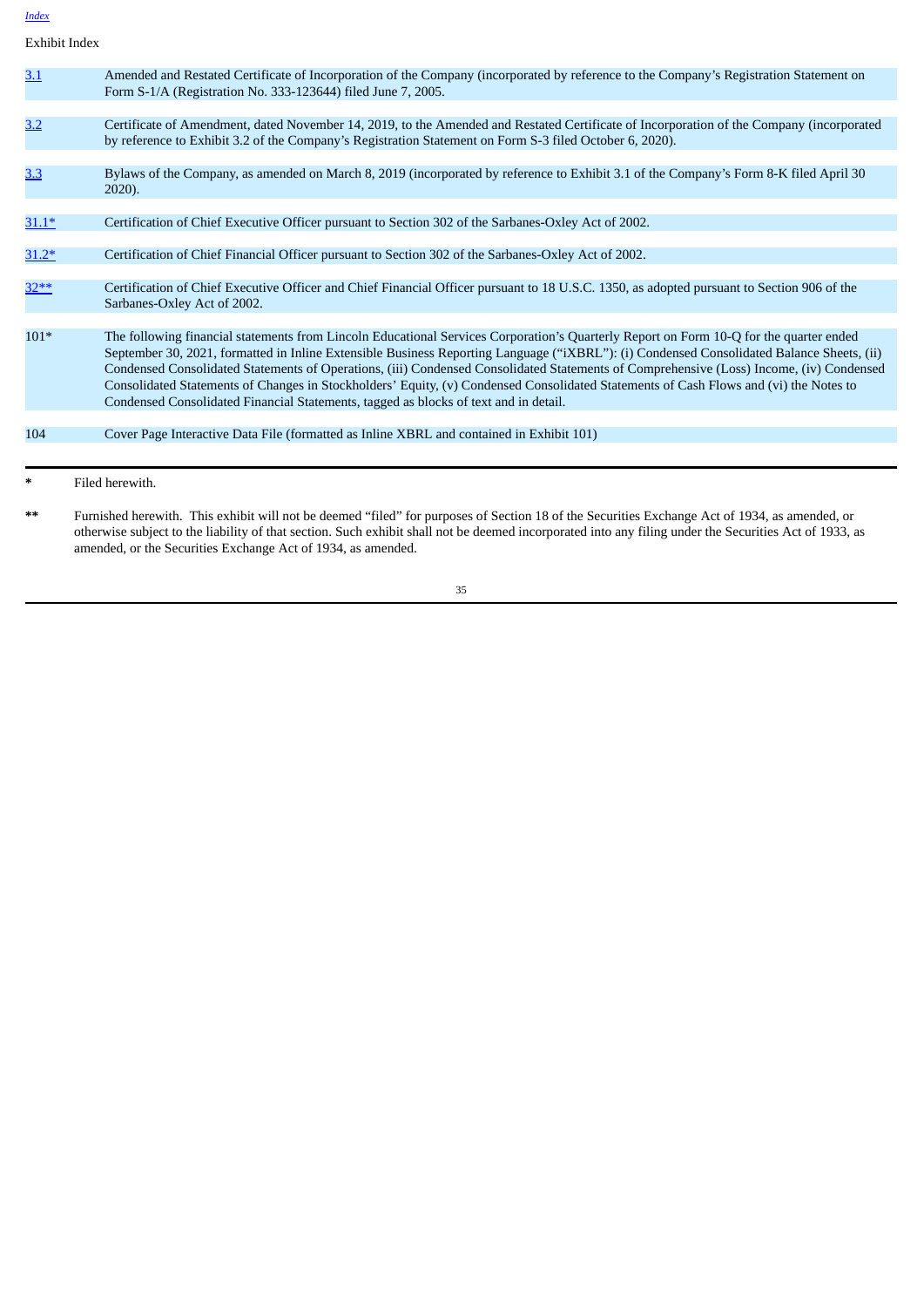Exhibit Index

| Exhibit | Description |
| --- | --- |
| 3.1 | Amended and Restated Certificate of Incorporation of the Company (incorporated by reference to the Company's Registration Statement on Form S-1/A (Registration No. 333-123644) filed June 7, 2005. |
| 3.2 | Certificate of Amendment, dated November 14, 2019, to the Amended and Restated Certificate of Incorporation of the Company (incorporated by reference to Exhibit 3.2 of the Company's Registration Statement on Form S-3 filed October 6, 2020). |
| 3.3 | Bylaws of the Company, as amended on March 8, 2019 (incorporated by reference to Exhibit 3.1 of the Company's Form 8-K filed April 30 2020). |
| 31.1* | Certification of Chief Executive Officer pursuant to Section 302 of the Sarbanes-Oxley Act of 2002. |
| 31.2* | Certification of Chief Financial Officer pursuant to Section 302 of the Sarbanes-Oxley Act of 2002. |
| 32** | Certification of Chief Executive Officer and Chief Financial Officer pursuant to 18 U.S.C. 1350, as adopted pursuant to Section 906 of the Sarbanes-Oxley Act of 2002. |
| 101* | The following financial statements from Lincoln Educational Services Corporation's Quarterly Report on Form 10-Q for the quarter ended September 30, 2021, formatted in Inline Extensible Business Reporting Language ("iXBRL"): (i) Condensed Consolidated Balance Sheets, (ii) Condensed Consolidated Statements of Operations, (iii) Condensed Consolidated Statements of Comprehensive (Loss) Income, (iv) Condensed Consolidated Statements of Changes in Stockholders' Equity, (v) Condensed Consolidated Statements of Cash Flows and (vi) the Notes to Condensed Consolidated Financial Statements, tagged as blocks of text and in detail. |
| 104 | Cover Page Interactive Data File (formatted as Inline XBRL and contained in Exhibit 101) |

\* Filed herewith.

\*\* Furnished herewith. This exhibit will not be deemed "filed" for purposes of Section 18 of the Securities Exchange Act of 1934, as amended, or otherwise subject to the liability of that section. Such exhibit shall not be deemed incorporated into any filing under the Securities Act of 1933, as amended, or the Securities Exchange Act of 1934, as amended.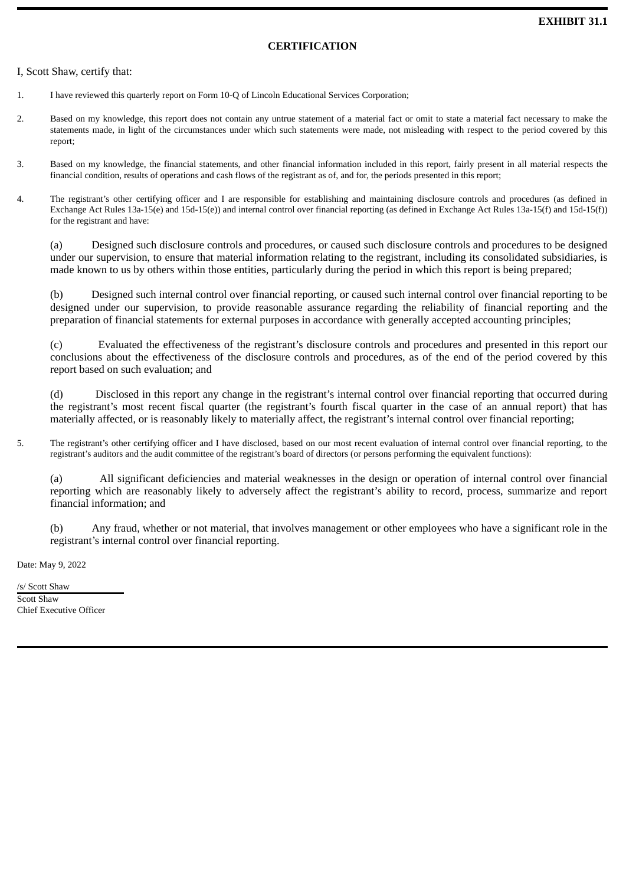**EXHIBIT 31.1**

**CERTIFICATION**

I, Scott Shaw, certify that:

1. I have reviewed this quarterly report on Form 10-Q of Lincoln Educational Services Corporation;

2. Based on my knowledge, this report does not contain any untrue statement of a material fact or omit to state a material fact necessary to make the statements made, in light of the circumstances under which such statements were made, not misleading with respect to the period covered by this report;

3. Based on my knowledge, the financial statements, and other financial information included in this report, fairly present in all material respects the financial condition, results of operations and cash flows of the registrant as of, and for, the periods presented in this report;

4. The registrant’s other certifying officer and I are responsible for establishing and maintaining disclosure controls and procedures (as defined in Exchange Act Rules 13a-15(e) and 15d-15(e)) and internal control over financial reporting (as defined in Exchange Act Rules 13a-15(f) and 15d-15(f)) for the registrant and have:

   (a) Designed such disclosure controls and procedures, or caused such disclosure controls and procedures to be designed under our supervision, to ensure that material information relating to the registrant, including its consolidated subsidiaries, is made known to us by others within those entities, particularly during the period in which this report is being prepared;

   (b) Designed such internal control over financial reporting, or caused such internal control over financial reporting to be designed under our supervision, to provide reasonable assurance regarding the reliability of financial reporting and the preparation of financial statements for external purposes in accordance with generally accepted accounting principles;

   (c) Evaluated the effectiveness of the registrant’s disclosure controls and procedures and presented in this report our conclusions about the effectiveness of the disclosure controls and procedures, as of the end of the period covered by this report based on such evaluation; and

   (d) Disclosed in this report any change in the registrant’s internal control over financial reporting that occurred during the registrant’s most recent fiscal quarter (the registrant’s fourth fiscal quarter in the case of an annual report) that has materially affected, or is reasonably likely to materially affect, the registrant’s internal control over financial reporting;

5. The registrant’s other certifying officer and I have disclosed, based on our most recent evaluation of internal control over financial reporting, to the registrant’s auditors and the audit committee of the registrant’s board of directors (or persons performing the equivalent functions):

   (a) All significant deficiencies and material weaknesses in the design or operation of internal control over financial reporting which are reasonably likely to adversely affect the registrant’s ability to record, process, summarize and report financial information; and

   (b) Any fraud, whether or not material, that involves management or other employees who have a significant role in the registrant’s internal control over financial reporting.

Date: May 9, 2022

/s/ Scott Shaw
Scott Shaw
Chief Executive Officer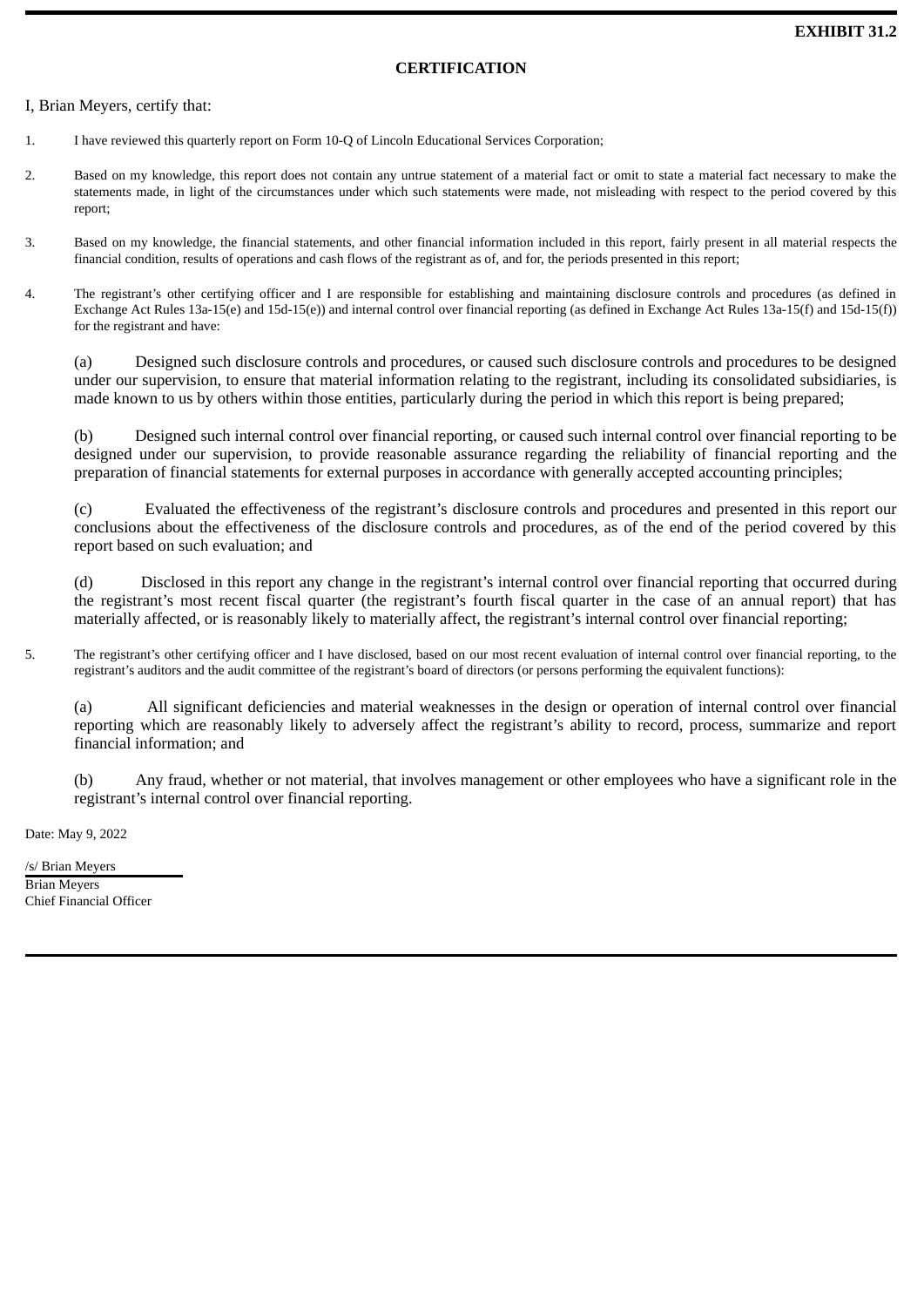**EXHIBIT 31.2**

## CERTIFICATION

I, Brian Meyers, certify that:

1. I have reviewed this quarterly report on Form 10-Q of Lincoln Educational Services Corporation;

2. Based on my knowledge, this report does not contain any untrue statement of a material fact or omit to state a material fact necessary to make the statements made, in light of the circumstances under which such statements were made, not misleading with respect to the period covered by this report;

3. Based on my knowledge, the financial statements, and other financial information included in this report, fairly present in all material respects the financial condition, results of operations and cash flows of the registrant as of, and for, the periods presented in this report;

4. The registrant's other certifying officer and I are responsible for establishing and maintaining disclosure controls and procedures (as defined in Exchange Act Rules 13a-15(e) and 15d-15(e)) and internal control over financial reporting (as defined in Exchange Act Rules 13a-15(f) and 15d-15(f)) for the registrant and have:

   (a) Designed such disclosure controls and procedures, or caused such disclosure controls and procedures to be designed under our supervision, to ensure that material information relating to the registrant, including its consolidated subsidiaries, is made known to us by others within those entities, particularly during the period in which this report is being prepared;

   (b) Designed such internal control over financial reporting, or caused such internal control over financial reporting to be designed under our supervision, to provide reasonable assurance regarding the reliability of financial reporting and the preparation of financial statements for external purposes in accordance with generally accepted accounting principles;

   (c) Evaluated the effectiveness of the registrant's disclosure controls and procedures and presented in this report our conclusions about the effectiveness of the disclosure controls and procedures, as of the end of the period covered by this report based on such evaluation; and

   (d) Disclosed in this report any change in the registrant's internal control over financial reporting that occurred during the registrant's most recent fiscal quarter (the registrant's fourth fiscal quarter in the case of an annual report) that has materially affected, or is reasonably likely to materially affect, the registrant's internal control over financial reporting;

5. The registrant's other certifying officer and I have disclosed, based on our most recent evaluation of internal control over financial reporting, to the registrant's auditors and the audit committee of the registrant's board of directors (or persons performing the equivalent functions):

   (a) All significant deficiencies and material weaknesses in the design or operation of internal control over financial reporting which are reasonably likely to adversely affect the registrant's ability to record, process, summarize and report financial information; and

   (b) Any fraud, whether or not material, that involves management or other employees who have a significant role in the registrant's internal control over financial reporting.

Date: May 9, 2022

/s/ Brian Meyers
Brian Meyers
Chief Financial Officer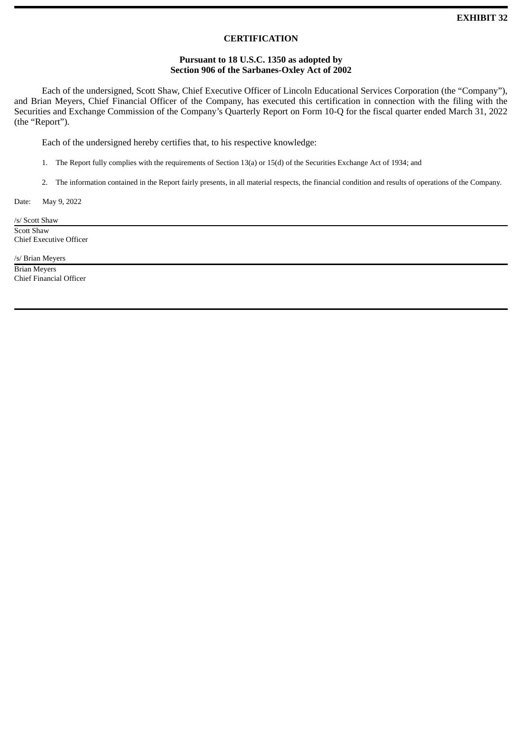**EXHIBIT 32**

**CERTIFICATION**

**Pursuant to 18 U.S.C. 1350 as adopted by**
**Section 906 of the Sarbanes-Oxley Act of 2002**

Each of the undersigned, Scott Shaw, Chief Executive Officer of Lincoln Educational Services Corporation (the "Company"), and Brian Meyers, Chief Financial Officer of the Company, has executed this certification in connection with the filing with the Securities and Exchange Commission of the Company's Quarterly Report on Form 10-Q for the fiscal quarter ended March 31, 2022 (the "Report").

Each of the undersigned hereby certifies that, to his respective knowledge:

1. The Report fully complies with the requirements of Section 13(a) or 15(d) of the Securities Exchange Act of 1934; and

2. The information contained in the Report fairly presents, in all material respects, the financial condition and results of operations of the Company.

Date: May 9, 2022

/s/ Scott Shaw

Scott Shaw
Chief Executive Officer

/s/ Brian Meyers

Brian Meyers
Chief Financial Officer